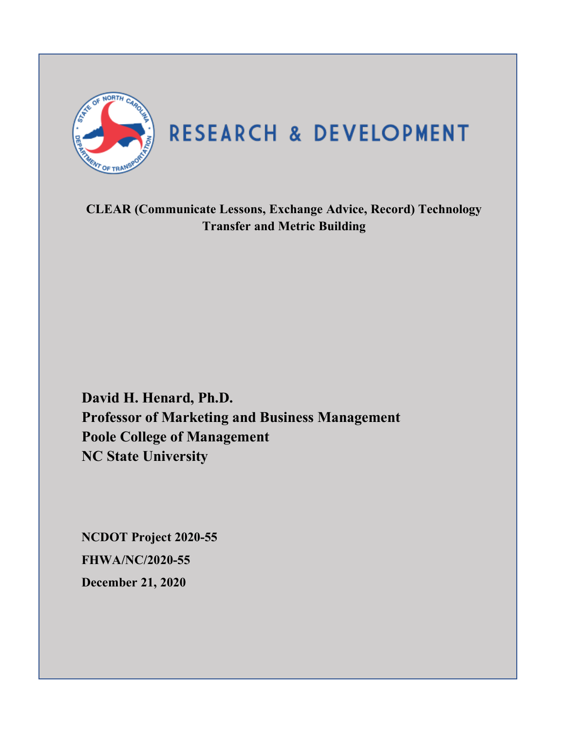RESEARCH & DEVELOPMENT

**CLEAR (Communicate Lessons, Exchange Advice, Record) Technology Transfer and Metric Building**

**David H. Henard, Ph.D.**
**Professor of Marketing and Business Management**
**Poole College of Management**
**NC State University**

**NCDOT Project 2020-55**

**FHWA/NC/2020-55**

**December 21, 2020**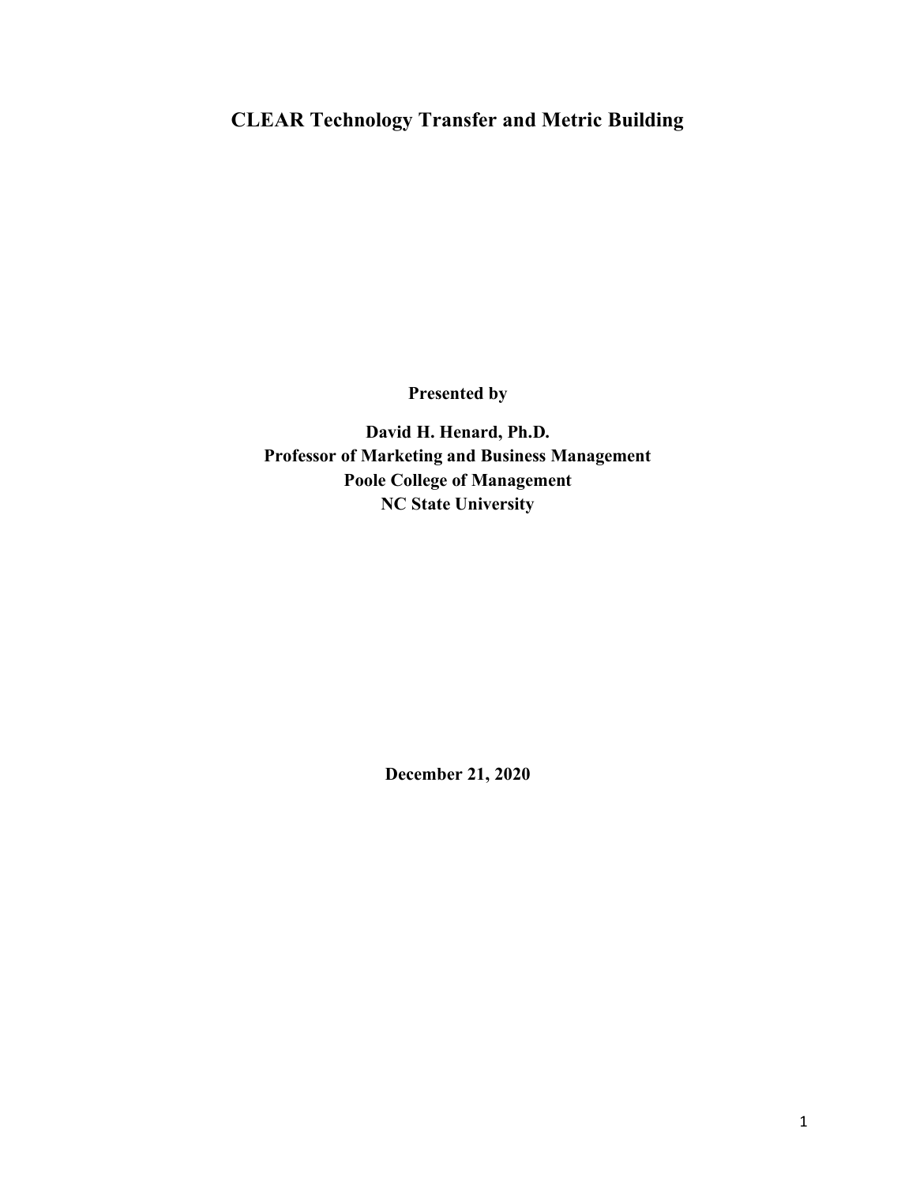# CLEAR Technology Transfer and Metric Building

**Presented by**

**David H. Henard, Ph.D.**
**Professor of Marketing and Business Management**
**Poole College of Management**
**NC State University**

**December 21, 2020**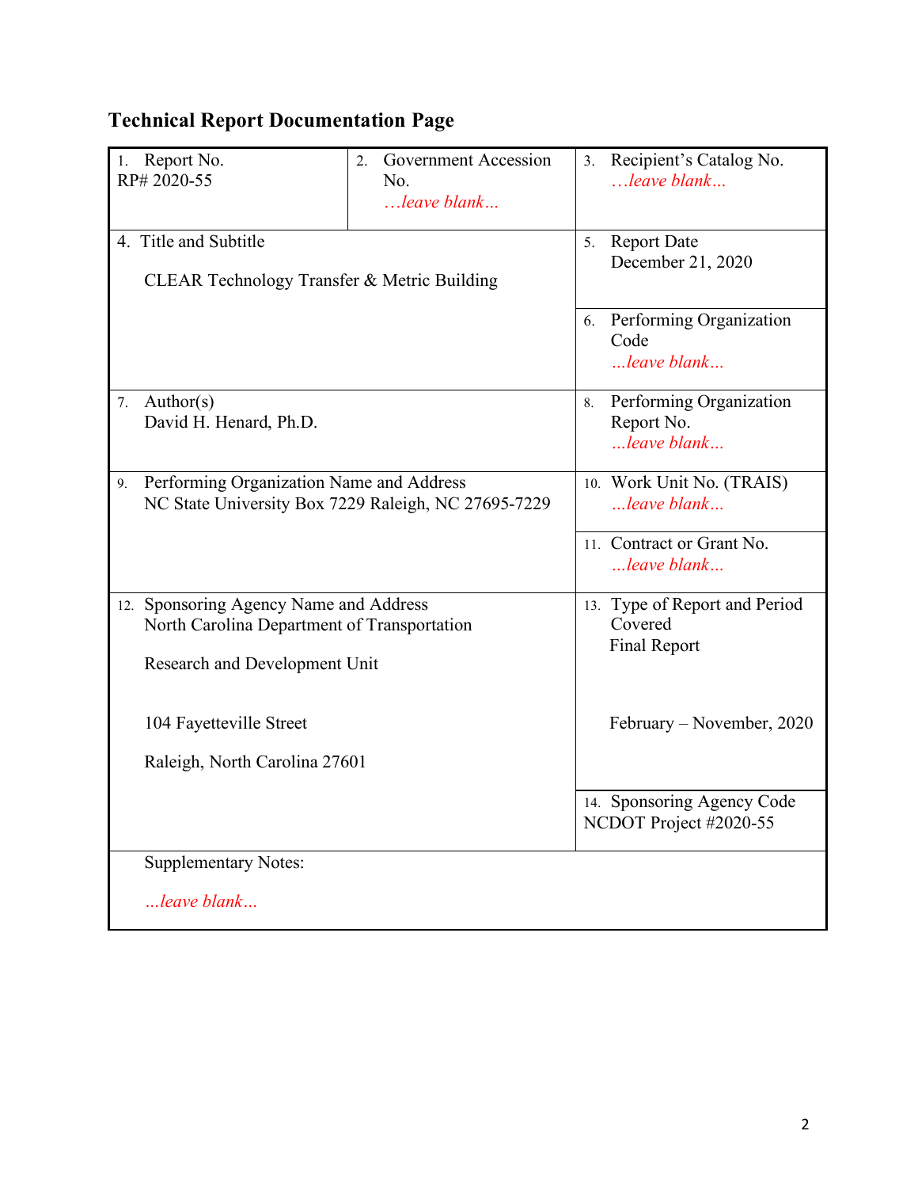# Technical Report Documentation Page

| 1. Report No.<br>RP# 2020-55 | 2. Government Accession No.<br>*…leave blank…* | 3. Recipient's Catalog No.<br>*…leave blank…* |
|---|---|---|
| 4. Title and Subtitle<br><br>CLEAR Technology Transfer & Metric Building | | 5. Report Date<br>December 21, 2020 |
| | | 6. Performing Organization Code<br>*...leave blank...* |
| 7. Author(s)<br>David H. Henard, Ph.D. | | 8. Performing Organization Report No.<br>*...leave blank...* |
| 9. Performing Organization Name and Address<br>NC State University Box 7229 Raleigh, NC 27695-7229 | | 10. Work Unit No. (TRAIS)<br>*...leave blank...* |
| | | 11. Contract or Grant No.<br>*...leave blank...* |
| 12. Sponsoring Agency Name and Address<br>North Carolina Department of Transportation<br><br>Research and Development Unit<br><br>104 Fayetteville Street<br><br>Raleigh, North Carolina 27601 | | 13. Type of Report and Period Covered<br>Final Report<br><br>February – November, 2020 |
| | | 14. Sponsoring Agency Code<br>NCDOT Project #2020-55 |
| Supplementary Notes:<br><br>*...leave blank...* | | |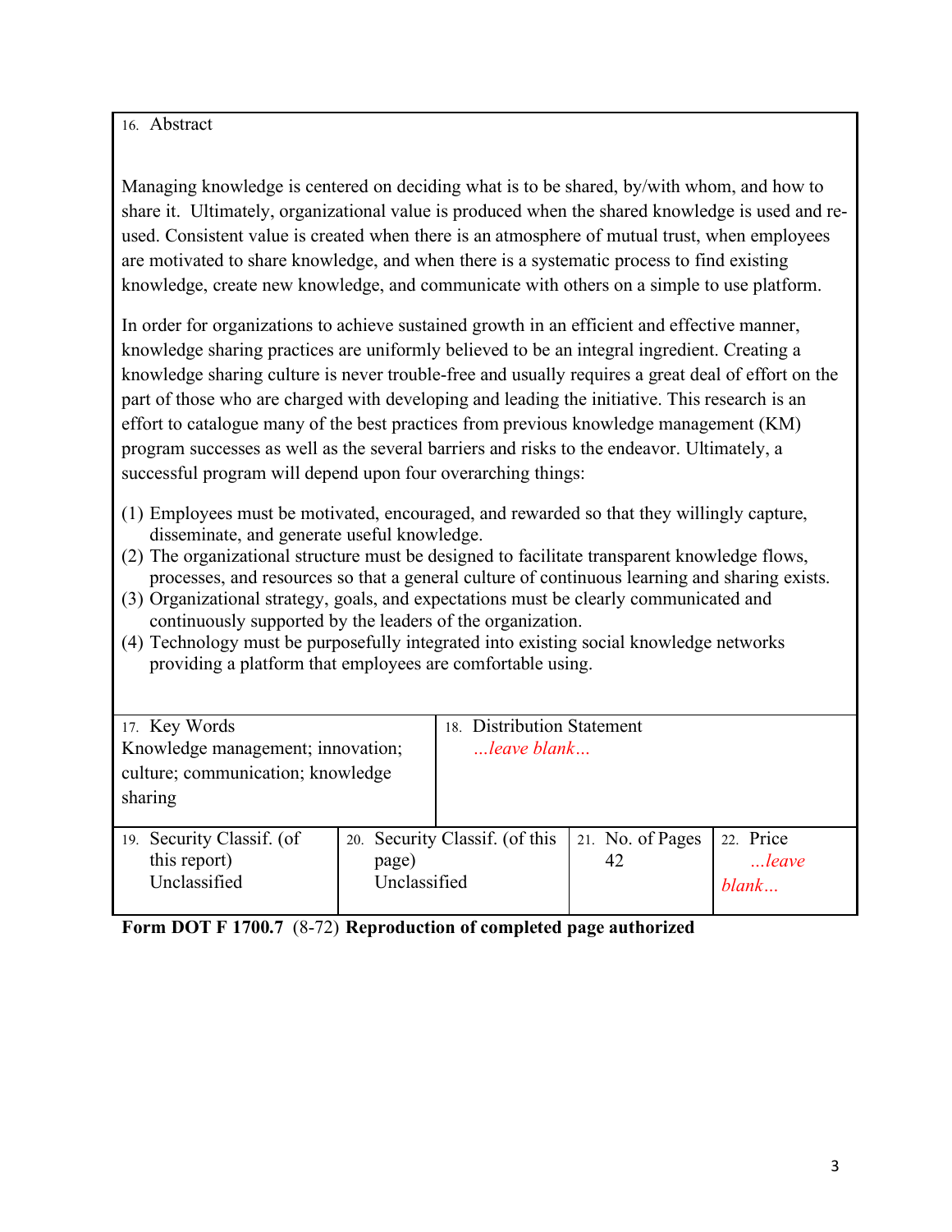16. Abstract

Managing knowledge is centered on deciding what is to be shared, by/with whom, and how to share it. Ultimately, organizational value is produced when the shared knowledge is used and re-used. Consistent value is created when there is an atmosphere of mutual trust, when employees are motivated to share knowledge, and when there is a systematic process to find existing knowledge, create new knowledge, and communicate with others on a simple to use platform.

In order for organizations to achieve sustained growth in an efficient and effective manner, knowledge sharing practices are uniformly believed to be an integral ingredient. Creating a knowledge sharing culture is never trouble-free and usually requires a great deal of effort on the part of those who are charged with developing and leading the initiative. This research is an effort to catalogue many of the best practices from previous knowledge management (KM) program successes as well as the several barriers and risks to the endeavor. Ultimately, a successful program will depend upon four overarching things:

(1) Employees must be motivated, encouraged, and rewarded so that they willingly capture, disseminate, and generate useful knowledge.
(2) The organizational structure must be designed to facilitate transparent knowledge flows, processes, and resources so that a general culture of continuous learning and sharing exists.
(3) Organizational strategy, goals, and expectations must be clearly communicated and continuously supported by the leaders of the organization.
(4) Technology must be purposefully integrated into existing social knowledge networks providing a platform that employees are comfortable using.

| 17. Key Words | | 18. Distribution Statement | |
|---|---|---|---|
| Knowledge management; innovation; culture; communication; knowledge sharing | | *...leave blank...* | |
| 19. Security Classif. (of this report) Unclassified | 20. Security Classif. (of this page) Unclassified | 21. No. of Pages 42 | 22. Price *...leave blank...* |

**Form DOT F 1700.7** (8-72) **Reproduction of completed page authorized**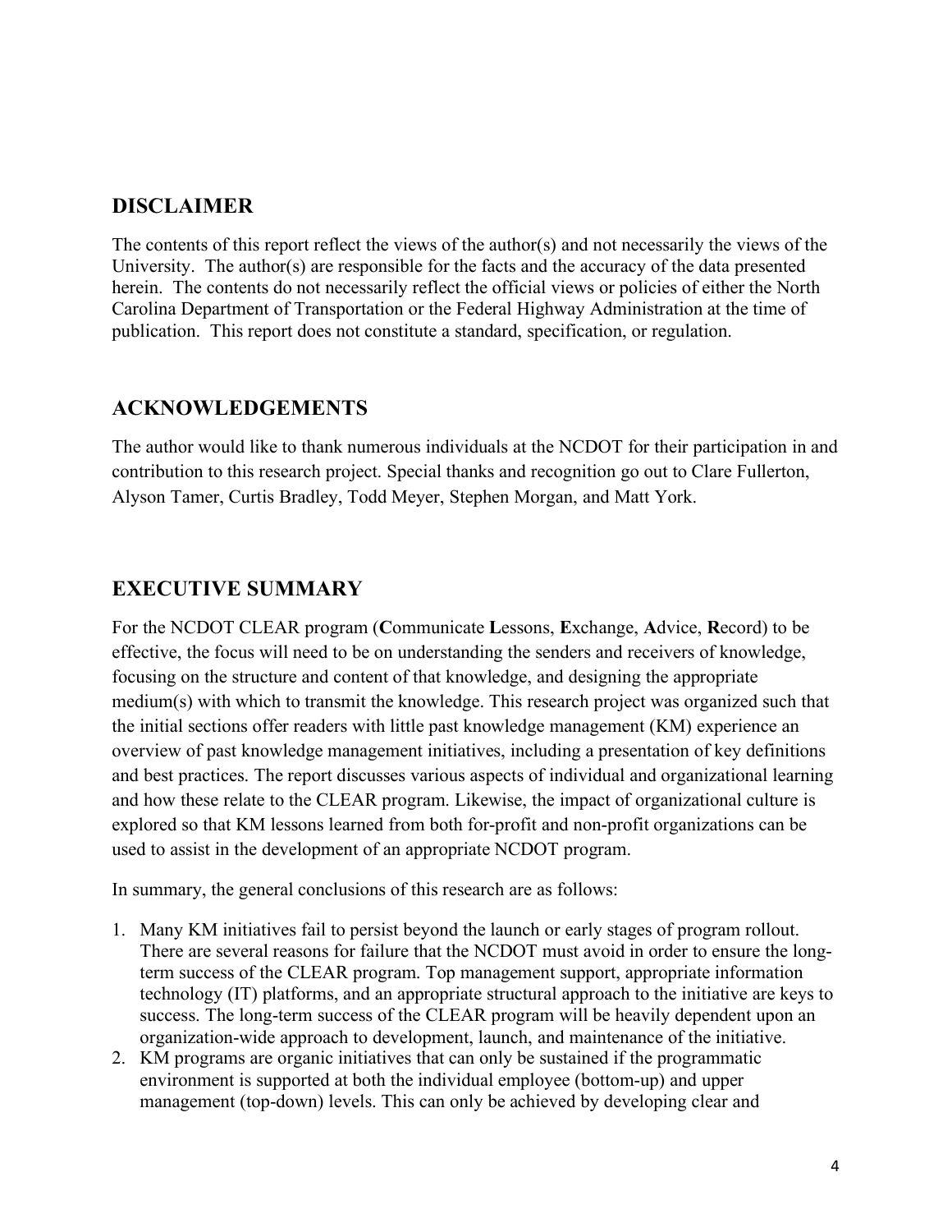## DISCLAIMER

The contents of this report reflect the views of the author(s) and not necessarily the views of the University. The author(s) are responsible for the facts and the accuracy of the data presented herein. The contents do not necessarily reflect the official views or policies of either the North Carolina Department of Transportation or the Federal Highway Administration at the time of publication. This report does not constitute a standard, specification, or regulation.

## ACKNOWLEDGEMENTS

The author would like to thank numerous individuals at the NCDOT for their participation in and contribution to this research project. Special thanks and recognition go out to Clare Fullerton, Alyson Tamer, Curtis Bradley, Todd Meyer, Stephen Morgan, and Matt York.

## EXECUTIVE SUMMARY

For the NCDOT CLEAR program (**C**ommunicate **L**essons, **E**xchange, **A**dvice, **R**ecord) to be effective, the focus will need to be on understanding the senders and receivers of knowledge, focusing on the structure and content of that knowledge, and designing the appropriate medium(s) with which to transmit the knowledge. This research project was organized such that the initial sections offer readers with little past knowledge management (KM) experience an overview of past knowledge management initiatives, including a presentation of key definitions and best practices. The report discusses various aspects of individual and organizational learning and how these relate to the CLEAR program. Likewise, the impact of organizational culture is explored so that KM lessons learned from both for-profit and non-profit organizations can be used to assist in the development of an appropriate NCDOT program.

In summary, the general conclusions of this research are as follows:

1. Many KM initiatives fail to persist beyond the launch or early stages of program rollout. There are several reasons for failure that the NCDOT must avoid in order to ensure the long-term success of the CLEAR program. Top management support, appropriate information technology (IT) platforms, and an appropriate structural approach to the initiative are keys to success. The long-term success of the CLEAR program will be heavily dependent upon an organization-wide approach to development, launch, and maintenance of the initiative.
2. KM programs are organic initiatives that can only be sustained if the programmatic environment is supported at both the individual employee (bottom-up) and upper management (top-down) levels. This can only be achieved by developing clear and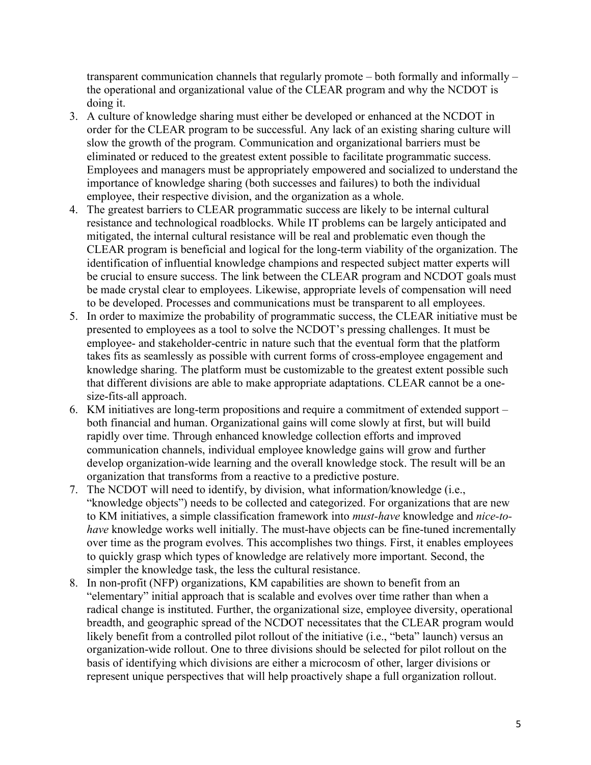transparent communication channels that regularly promote – both formally and informally – the operational and organizational value of the CLEAR program and why the NCDOT is doing it.

3. A culture of knowledge sharing must either be developed or enhanced at the NCDOT in order for the CLEAR program to be successful. Any lack of an existing sharing culture will slow the growth of the program. Communication and organizational barriers must be eliminated or reduced to the greatest extent possible to facilitate programmatic success. Employees and managers must be appropriately empowered and socialized to understand the importance of knowledge sharing (both successes and failures) to both the individual employee, their respective division, and the organization as a whole.
4. The greatest barriers to CLEAR programmatic success are likely to be internal cultural resistance and technological roadblocks. While IT problems can be largely anticipated and mitigated, the internal cultural resistance will be real and problematic even though the CLEAR program is beneficial and logical for the long-term viability of the organization. The identification of influential knowledge champions and respected subject matter experts will be crucial to ensure success. The link between the CLEAR program and NCDOT goals must be made crystal clear to employees. Likewise, appropriate levels of compensation will need to be developed. Processes and communications must be transparent to all employees.
5. In order to maximize the probability of programmatic success, the CLEAR initiative must be presented to employees as a tool to solve the NCDOT's pressing challenges. It must be employee- and stakeholder-centric in nature such that the eventual form that the platform takes fits as seamlessly as possible with current forms of cross-employee engagement and knowledge sharing. The platform must be customizable to the greatest extent possible such that different divisions are able to make appropriate adaptations. CLEAR cannot be a one-size-fits-all approach.
6. KM initiatives are long-term propositions and require a commitment of extended support – both financial and human. Organizational gains will come slowly at first, but will build rapidly over time. Through enhanced knowledge collection efforts and improved communication channels, individual employee knowledge gains will grow and further develop organization-wide learning and the overall knowledge stock. The result will be an organization that transforms from a reactive to a predictive posture.
7. The NCDOT will need to identify, by division, what information/knowledge (i.e., "knowledge objects") needs to be collected and categorized. For organizations that are new to KM initiatives, a simple classification framework into *must-have* knowledge and *nice-to-have* knowledge works well initially. The must-have objects can be fine-tuned incrementally over time as the program evolves. This accomplishes two things. First, it enables employees to quickly grasp which types of knowledge are relatively more important. Second, the simpler the knowledge task, the less the cultural resistance.
8. In non-profit (NFP) organizations, KM capabilities are shown to benefit from an "elementary" initial approach that is scalable and evolves over time rather than when a radical change is instituted. Further, the organizational size, employee diversity, operational breadth, and geographic spread of the NCDOT necessitates that the CLEAR program would likely benefit from a controlled pilot rollout of the initiative (i.e., "beta" launch) versus an organization-wide rollout. One to three divisions should be selected for pilot rollout on the basis of identifying which divisions are either a microcosm of other, larger divisions or represent unique perspectives that will help proactively shape a full organization rollout.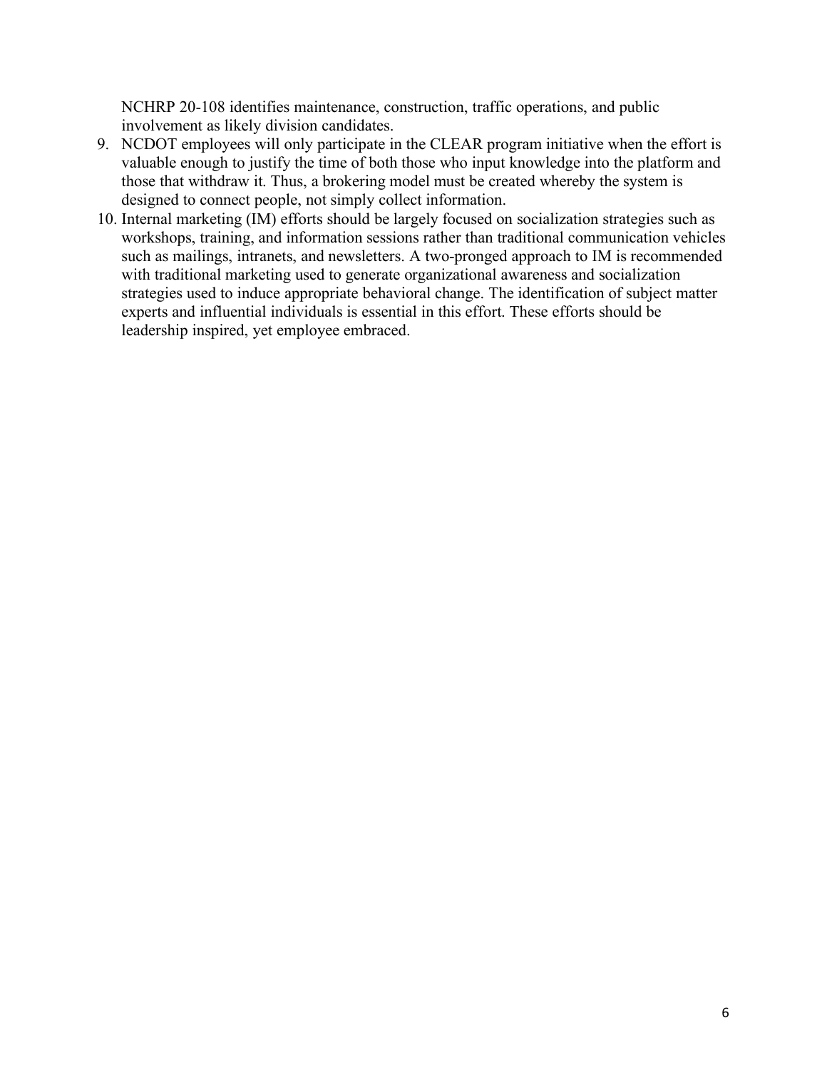NCHRP 20-108 identifies maintenance, construction, traffic operations, and public involvement as likely division candidates.

9. NCDOT employees will only participate in the CLEAR program initiative when the effort is valuable enough to justify the time of both those who input knowledge into the platform and those that withdraw it. Thus, a brokering model must be created whereby the system is designed to connect people, not simply collect information.
10. Internal marketing (IM) efforts should be largely focused on socialization strategies such as workshops, training, and information sessions rather than traditional communication vehicles such as mailings, intranets, and newsletters. A two-pronged approach to IM is recommended with traditional marketing used to generate organizational awareness and socialization strategies used to induce appropriate behavioral change. The identification of subject matter experts and influential individuals is essential in this effort. These efforts should be leadership inspired, yet employee embraced.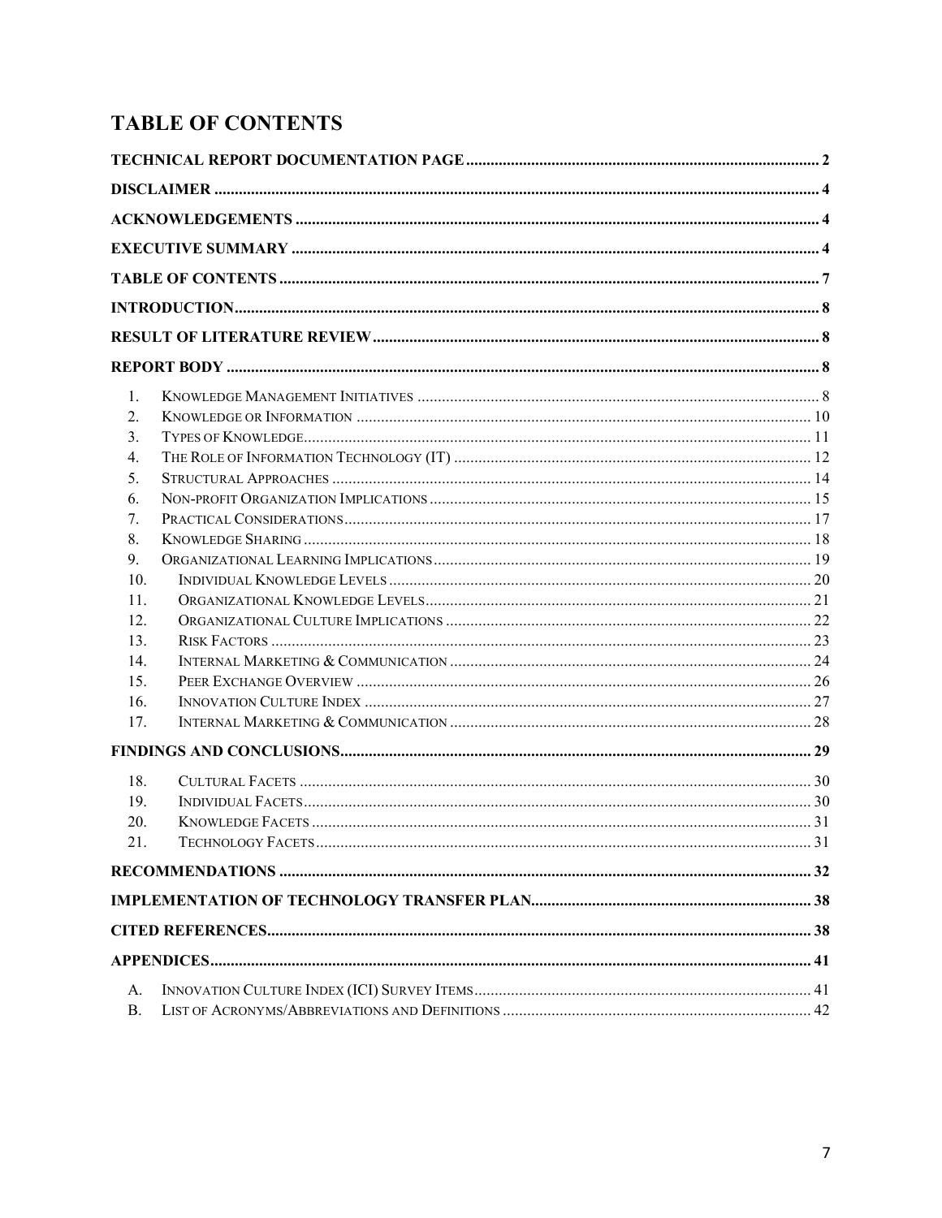# TABLE OF CONTENTS

**TECHNICAL REPORT DOCUMENTATION PAGE** .......... 2

**DISCLAIMER** .......... 4

**ACKNOWLEDGEMENTS** .......... 4

**EXECUTIVE SUMMARY** .......... 4

**TABLE OF CONTENTS** .......... 7

**INTRODUCTION** .......... 8

**RESULT OF LITERATURE REVIEW** .......... 8

**REPORT BODY** .......... 8

1. Knowledge Management Initiatives .......... 8
2. Knowledge or Information .......... 10
3. Types of Knowledge .......... 11
4. The Role of Information Technology (IT) .......... 12
5. Structural Approaches .......... 14
6. Non-profit Organization Implications .......... 15
7. Practical Considerations .......... 17
8. Knowledge Sharing .......... 18
9. Organizational Learning Implications .......... 19
10. Individual Knowledge Levels .......... 20
11. Organizational Knowledge Levels .......... 21
12. Organizational Culture Implications .......... 22
13. Risk Factors .......... 23
14. Internal Marketing & Communication .......... 24
15. Peer Exchange Overview .......... 26
16. Innovation Culture Index .......... 27
17. Internal Marketing & Communication .......... 28

**FINDINGS AND CONCLUSIONS** .......... 29

18. Cultural Facets .......... 30
19. Individual Facets .......... 30
20. Knowledge Facets .......... 31
21. Technology Facets .......... 31

**RECOMMENDATIONS** .......... 32

**IMPLEMENTATION OF TECHNOLOGY TRANSFER PLAN** .......... 38

**CITED REFERENCES** .......... 38

**APPENDICES** .......... 41

A. Innovation Culture Index (ICI) Survey Items .......... 41
B. List of Acronyms/Abbreviations and Definitions .......... 42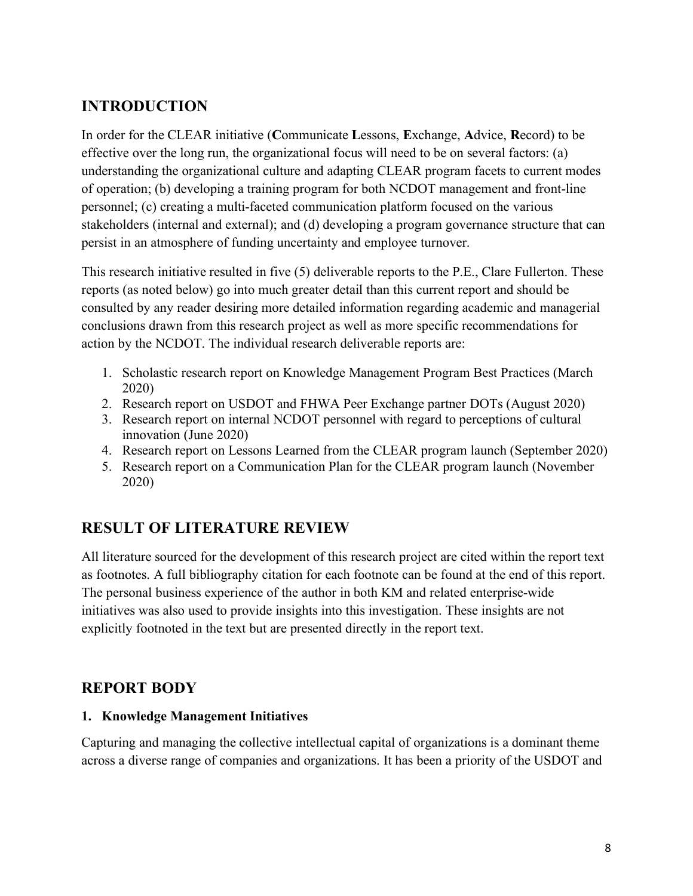## INTRODUCTION

In order for the CLEAR initiative (**C**ommunicate **L**essons, **E**xchange, **A**dvice, **R**ecord) to be effective over the long run, the organizational focus will need to be on several factors: (a) understanding the organizational culture and adapting CLEAR program facets to current modes of operation; (b) developing a training program for both NCDOT management and front-line personnel; (c) creating a multi-faceted communication platform focused on the various stakeholders (internal and external); and (d) developing a program governance structure that can persist in an atmosphere of funding uncertainty and employee turnover.

This research initiative resulted in five (5) deliverable reports to the P.E., Clare Fullerton. These reports (as noted below) go into much greater detail than this current report and should be consulted by any reader desiring more detailed information regarding academic and managerial conclusions drawn from this research project as well as more specific recommendations for action by the NCDOT. The individual research deliverable reports are:

1. Scholastic research report on Knowledge Management Program Best Practices (March 2020)
2. Research report on USDOT and FHWA Peer Exchange partner DOTs (August 2020)
3. Research report on internal NCDOT personnel with regard to perceptions of cultural innovation (June 2020)
4. Research report on Lessons Learned from the CLEAR program launch (September 2020)
5. Research report on a Communication Plan for the CLEAR program launch (November 2020)

## RESULT OF LITERATURE REVIEW

All literature sourced for the development of this research project are cited within the report text as footnotes. A full bibliography citation for each footnote can be found at the end of this report. The personal business experience of the author in both KM and related enterprise-wide initiatives was also used to provide insights into this investigation. These insights are not explicitly footnoted in the text but are presented directly in the report text.

## REPORT BODY

### 1. Knowledge Management Initiatives

Capturing and managing the collective intellectual capital of organizations is a dominant theme across a diverse range of companies and organizations. It has been a priority of the USDOT and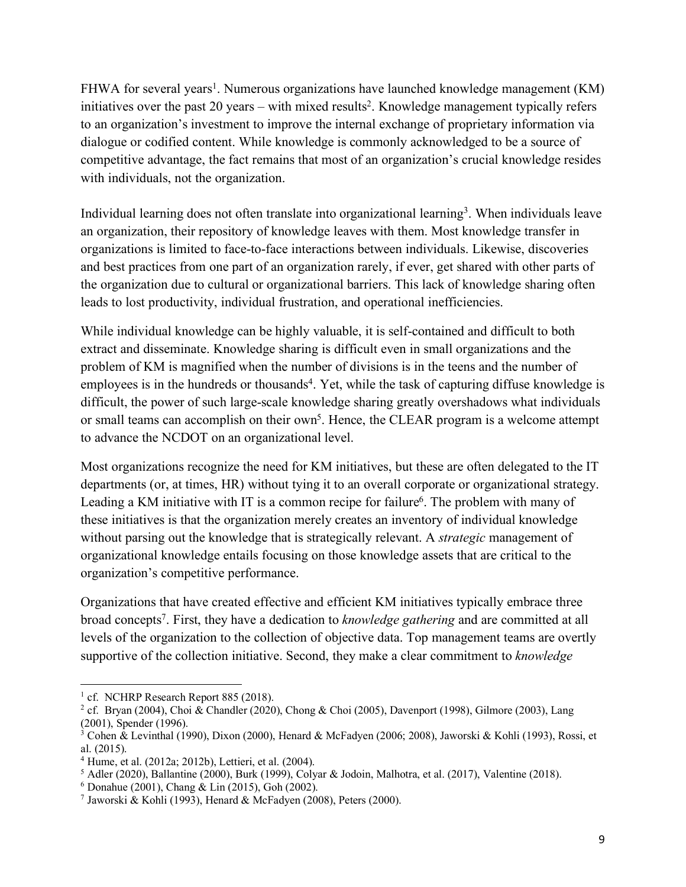FHWA for several years[1]. Numerous organizations have launched knowledge management (KM) initiatives over the past 20 years – with mixed results[2]. Knowledge management typically refers to an organization's investment to improve the internal exchange of proprietary information via dialogue or codified content. While knowledge is commonly acknowledged to be a source of competitive advantage, the fact remains that most of an organization's crucial knowledge resides with individuals, not the organization.

Individual learning does not often translate into organizational learning[3]. When individuals leave an organization, their repository of knowledge leaves with them. Most knowledge transfer in organizations is limited to face-to-face interactions between individuals. Likewise, discoveries and best practices from one part of an organization rarely, if ever, get shared with other parts of the organization due to cultural or organizational barriers. This lack of knowledge sharing often leads to lost productivity, individual frustration, and operational inefficiencies.

While individual knowledge can be highly valuable, it is self-contained and difficult to both extract and disseminate. Knowledge sharing is difficult even in small organizations and the problem of KM is magnified when the number of divisions is in the teens and the number of employees is in the hundreds or thousands[4]. Yet, while the task of capturing diffuse knowledge is difficult, the power of such large-scale knowledge sharing greatly overshadows what individuals or small teams can accomplish on their own[5]. Hence, the CLEAR program is a welcome attempt to advance the NCDOT on an organizational level.

Most organizations recognize the need for KM initiatives, but these are often delegated to the IT departments (or, at times, HR) without tying it to an overall corporate or organizational strategy. Leading a KM initiative with IT is a common recipe for failure[6]. The problem with many of these initiatives is that the organization merely creates an inventory of individual knowledge without parsing out the knowledge that is strategically relevant. A *strategic* management of organizational knowledge entails focusing on those knowledge assets that are critical to the organization's competitive performance.

Organizations that have created effective and efficient KM initiatives typically embrace three broad concepts[7]. First, they have a dedication to *knowledge gathering* and are committed at all levels of the organization to the collection of objective data. Top management teams are overtly supportive of the collection initiative. Second, they make a clear commitment to *knowledge*

---

[1] cf. NCHRP Research Report 885 (2018).

[2] cf. Bryan (2004), Choi & Chandler (2020), Chong & Choi (2005), Davenport (1998), Gilmore (2003), Lang (2001), Spender (1996).

[3] Cohen & Levinthal (1990), Dixon (2000), Henard & McFadyen (2006; 2008), Jaworski & Kohli (1993), Rossi, et al. (2015).

[4] Hume, et al. (2012a; 2012b), Lettieri, et al. (2004).

[5] Adler (2020), Ballantine (2000), Burk (1999), Colyar & Jodoin, Malhotra, et al. (2017), Valentine (2018).

[6] Donahue (2001), Chang & Lin (2015), Goh (2002).

[7] Jaworski & Kohli (1993), Henard & McFadyen (2008), Peters (2000).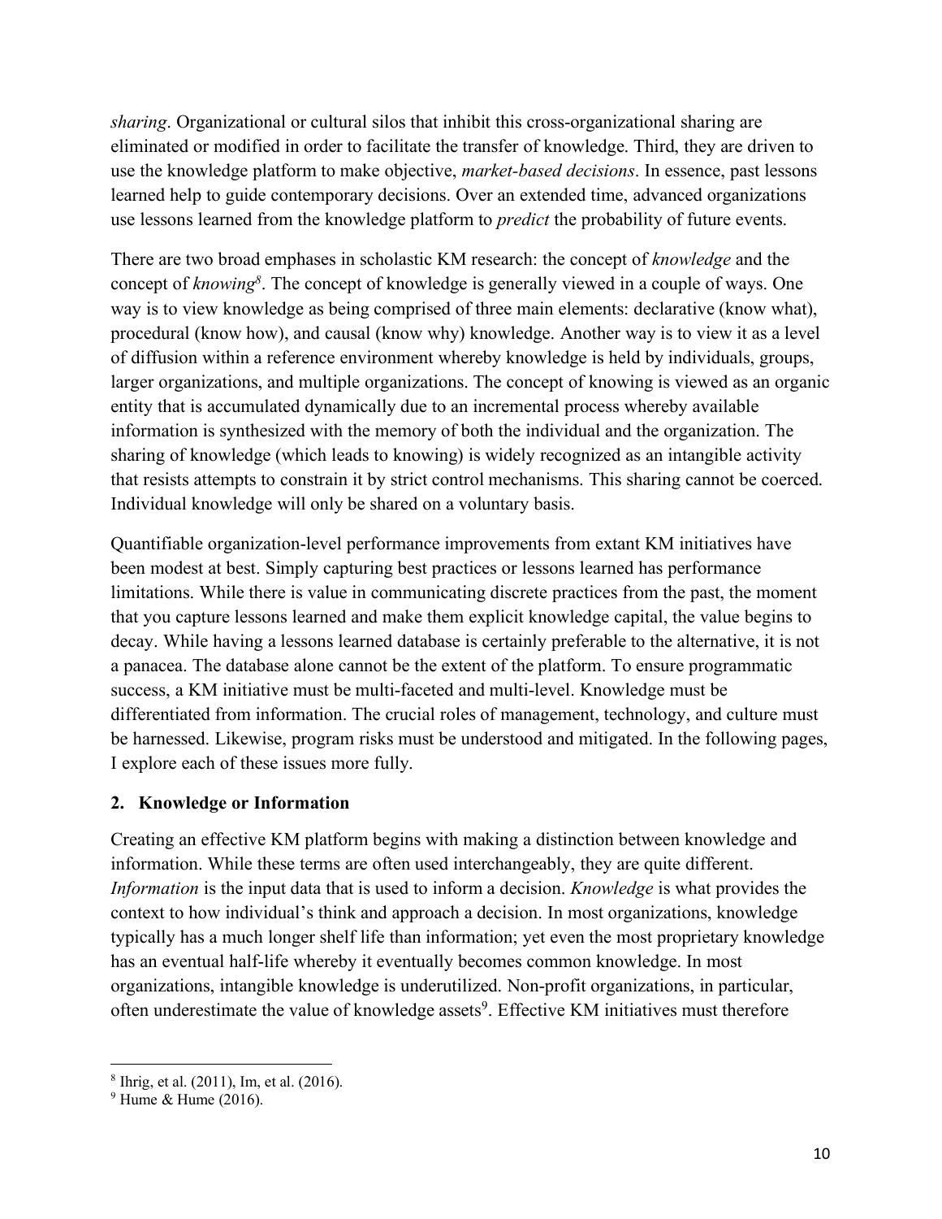*sharing*. Organizational or cultural silos that inhibit this cross-organizational sharing are eliminated or modified in order to facilitate the transfer of knowledge. Third, they are driven to use the knowledge platform to make objective, *market-based decisions*. In essence, past lessons learned help to guide contemporary decisions. Over an extended time, advanced organizations use lessons learned from the knowledge platform to *predict* the probability of future events.

There are two broad emphases in scholastic KM research: the concept of *knowledge* and the concept of *knowing*[8]. The concept of knowledge is generally viewed in a couple of ways. One way is to view knowledge as being comprised of three main elements: declarative (know what), procedural (know how), and causal (know why) knowledge. Another way is to view it as a level of diffusion within a reference environment whereby knowledge is held by individuals, groups, larger organizations, and multiple organizations. The concept of knowing is viewed as an organic entity that is accumulated dynamically due to an incremental process whereby available information is synthesized with the memory of both the individual and the organization. The sharing of knowledge (which leads to knowing) is widely recognized as an intangible activity that resists attempts to constrain it by strict control mechanisms. This sharing cannot be coerced. Individual knowledge will only be shared on a voluntary basis.

Quantifiable organization-level performance improvements from extant KM initiatives have been modest at best. Simply capturing best practices or lessons learned has performance limitations. While there is value in communicating discrete practices from the past, the moment that you capture lessons learned and make them explicit knowledge capital, the value begins to decay. While having a lessons learned database is certainly preferable to the alternative, it is not a panacea. The database alone cannot be the extent of the platform. To ensure programmatic success, a KM initiative must be multi-faceted and multi-level. Knowledge must be differentiated from information. The crucial roles of management, technology, and culture must be harnessed. Likewise, program risks must be understood and mitigated. In the following pages, I explore each of these issues more fully.

## 2. Knowledge or Information

Creating an effective KM platform begins with making a distinction between knowledge and information. While these terms are often used interchangeably, they are quite different. *Information* is the input data that is used to inform a decision. *Knowledge* is what provides the context to how individual's think and approach a decision. In most organizations, knowledge typically has a much longer shelf life than information; yet even the most proprietary knowledge has an eventual half-life whereby it eventually becomes common knowledge. In most organizations, intangible knowledge is underutilized. Non-profit organizations, in particular, often underestimate the value of knowledge assets[9]. Effective KM initiatives must therefore

---

[8] Ihrig, et al. (2011), Im, et al. (2016).

[9] Hume & Hume (2016).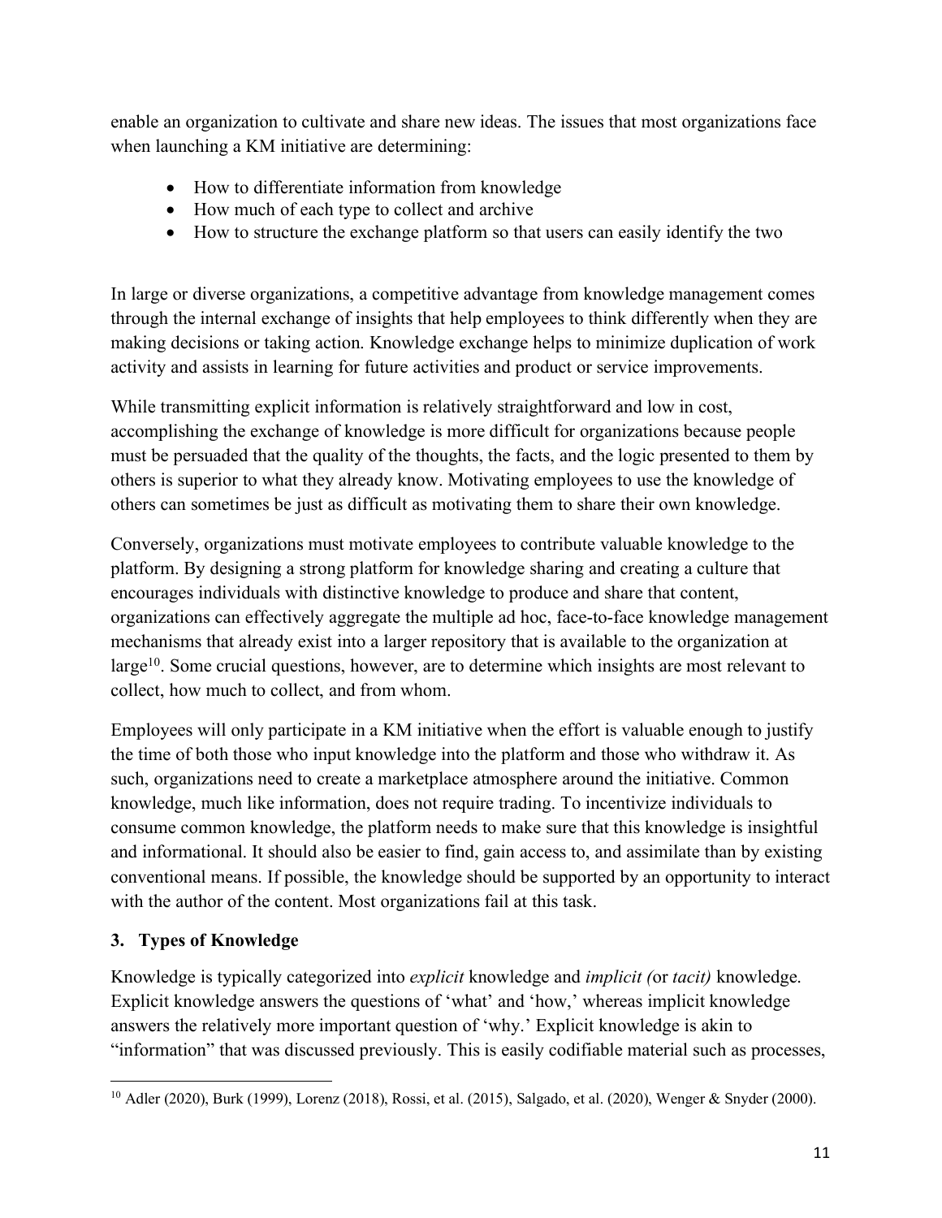enable an organization to cultivate and share new ideas. The issues that most organizations face when launching a KM initiative are determining:

- How to differentiate information from knowledge
- How much of each type to collect and archive
- How to structure the exchange platform so that users can easily identify the two

In large or diverse organizations, a competitive advantage from knowledge management comes through the internal exchange of insights that help employees to think differently when they are making decisions or taking action. Knowledge exchange helps to minimize duplication of work activity and assists in learning for future activities and product or service improvements.

While transmitting explicit information is relatively straightforward and low in cost, accomplishing the exchange of knowledge is more difficult for organizations because people must be persuaded that the quality of the thoughts, the facts, and the logic presented to them by others is superior to what they already know. Motivating employees to use the knowledge of others can sometimes be just as difficult as motivating them to share their own knowledge.

Conversely, organizations must motivate employees to contribute valuable knowledge to the platform. By designing a strong platform for knowledge sharing and creating a culture that encourages individuals with distinctive knowledge to produce and share that content, organizations can effectively aggregate the multiple ad hoc, face-to-face knowledge management mechanisms that already exist into a larger repository that is available to the organization at large[10]. Some crucial questions, however, are to determine which insights are most relevant to collect, how much to collect, and from whom.

Employees will only participate in a KM initiative when the effort is valuable enough to justify the time of both those who input knowledge into the platform and those who withdraw it. As such, organizations need to create a marketplace atmosphere around the initiative. Common knowledge, much like information, does not require trading. To incentivize individuals to consume common knowledge, the platform needs to make sure that this knowledge is insightful and informational. It should also be easier to find, gain access to, and assimilate than by existing conventional means. If possible, the knowledge should be supported by an opportunity to interact with the author of the content. Most organizations fail at this task.

## 3. Types of Knowledge

Knowledge is typically categorized into *explicit* knowledge and *implicit (*or *tacit)* knowledge. Explicit knowledge answers the questions of 'what' and 'how,' whereas implicit knowledge answers the relatively more important question of 'why.' Explicit knowledge is akin to "information" that was discussed previously. This is easily codifiable material such as processes,

---

[10] Adler (2020), Burk (1999), Lorenz (2018), Rossi, et al. (2015), Salgado, et al. (2020), Wenger & Snyder (2000).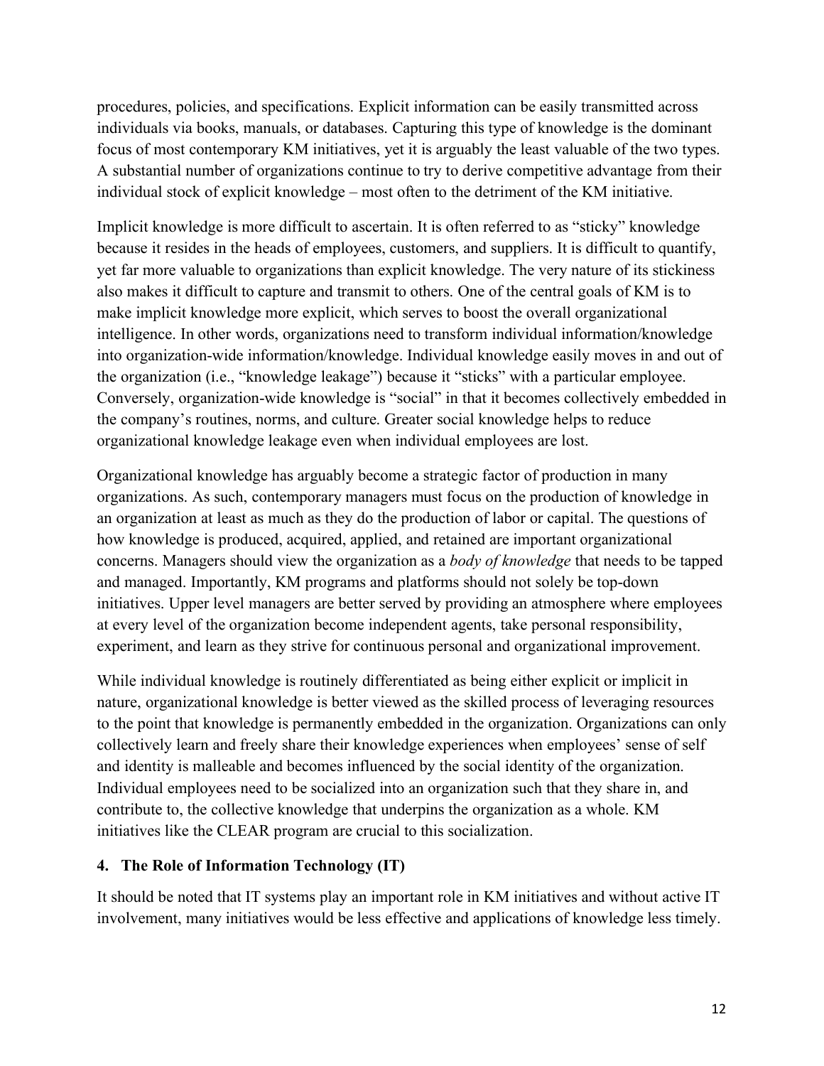procedures, policies, and specifications. Explicit information can be easily transmitted across individuals via books, manuals, or databases. Capturing this type of knowledge is the dominant focus of most contemporary KM initiatives, yet it is arguably the least valuable of the two types. A substantial number of organizations continue to try to derive competitive advantage from their individual stock of explicit knowledge – most often to the detriment of the KM initiative.

Implicit knowledge is more difficult to ascertain. It is often referred to as "sticky" knowledge because it resides in the heads of employees, customers, and suppliers. It is difficult to quantify, yet far more valuable to organizations than explicit knowledge. The very nature of its stickiness also makes it difficult to capture and transmit to others. One of the central goals of KM is to make implicit knowledge more explicit, which serves to boost the overall organizational intelligence. In other words, organizations need to transform individual information/knowledge into organization-wide information/knowledge. Individual knowledge easily moves in and out of the organization (i.e., "knowledge leakage") because it "sticks" with a particular employee. Conversely, organization-wide knowledge is "social" in that it becomes collectively embedded in the company's routines, norms, and culture. Greater social knowledge helps to reduce organizational knowledge leakage even when individual employees are lost.

Organizational knowledge has arguably become a strategic factor of production in many organizations. As such, contemporary managers must focus on the production of knowledge in an organization at least as much as they do the production of labor or capital. The questions of how knowledge is produced, acquired, applied, and retained are important organizational concerns. Managers should view the organization as a *body of knowledge* that needs to be tapped and managed. Importantly, KM programs and platforms should not solely be top-down initiatives. Upper level managers are better served by providing an atmosphere where employees at every level of the organization become independent agents, take personal responsibility, experiment, and learn as they strive for continuous personal and organizational improvement.

While individual knowledge is routinely differentiated as being either explicit or implicit in nature, organizational knowledge is better viewed as the skilled process of leveraging resources to the point that knowledge is permanently embedded in the organization. Organizations can only collectively learn and freely share their knowledge experiences when employees' sense of self and identity is malleable and becomes influenced by the social identity of the organization. Individual employees need to be socialized into an organization such that they share in, and contribute to, the collective knowledge that underpins the organization as a whole. KM initiatives like the CLEAR program are crucial to this socialization.

## 4. The Role of Information Technology (IT)

It should be noted that IT systems play an important role in KM initiatives and without active IT involvement, many initiatives would be less effective and applications of knowledge less timely.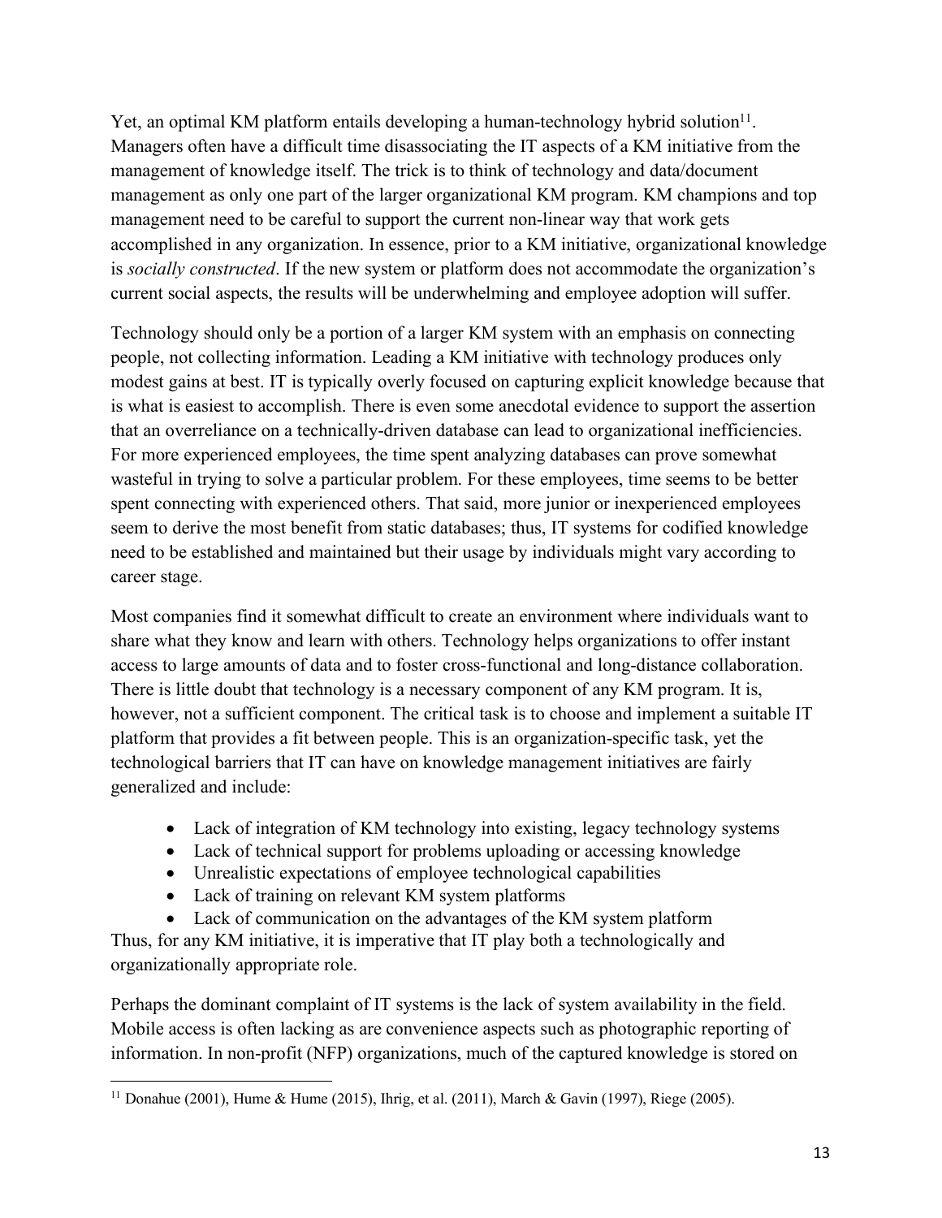Yet, an optimal KM platform entails developing a human-technology hybrid solution[11]. Managers often have a difficult time disassociating the IT aspects of a KM initiative from the management of knowledge itself. The trick is to think of technology and data/document management as only one part of the larger organizational KM program. KM champions and top management need to be careful to support the current non-linear way that work gets accomplished in any organization. In essence, prior to a KM initiative, organizational knowledge is *socially constructed*. If the new system or platform does not accommodate the organization's current social aspects, the results will be underwhelming and employee adoption will suffer.

Technology should only be a portion of a larger KM system with an emphasis on connecting people, not collecting information. Leading a KM initiative with technology produces only modest gains at best. IT is typically overly focused on capturing explicit knowledge because that is what is easiest to accomplish. There is even some anecdotal evidence to support the assertion that an overreliance on a technically-driven database can lead to organizational inefficiencies. For more experienced employees, the time spent analyzing databases can prove somewhat wasteful in trying to solve a particular problem. For these employees, time seems to be better spent connecting with experienced others. That said, more junior or inexperienced employees seem to derive the most benefit from static databases; thus, IT systems for codified knowledge need to be established and maintained but their usage by individuals might vary according to career stage.

Most companies find it somewhat difficult to create an environment where individuals want to share what they know and learn with others. Technology helps organizations to offer instant access to large amounts of data and to foster cross-functional and long-distance collaboration. There is little doubt that technology is a necessary component of any KM program. It is, however, not a sufficient component. The critical task is to choose and implement a suitable IT platform that provides a fit between people. This is an organization-specific task, yet the technological barriers that IT can have on knowledge management initiatives are fairly generalized and include:

- Lack of integration of KM technology into existing, legacy technology systems
- Lack of technical support for problems uploading or accessing knowledge
- Unrealistic expectations of employee technological capabilities
- Lack of training on relevant KM system platforms
- Lack of communication on the advantages of the KM system platform

Thus, for any KM initiative, it is imperative that IT play both a technologically and organizationally appropriate role.

Perhaps the dominant complaint of IT systems is the lack of system availability in the field. Mobile access is often lacking as are convenience aspects such as photographic reporting of information. In non-profit (NFP) organizations, much of the captured knowledge is stored on

[11] Donahue (2001), Hume & Hume (2015), Ihrig, et al. (2011), March & Gavin (1997), Riege (2005).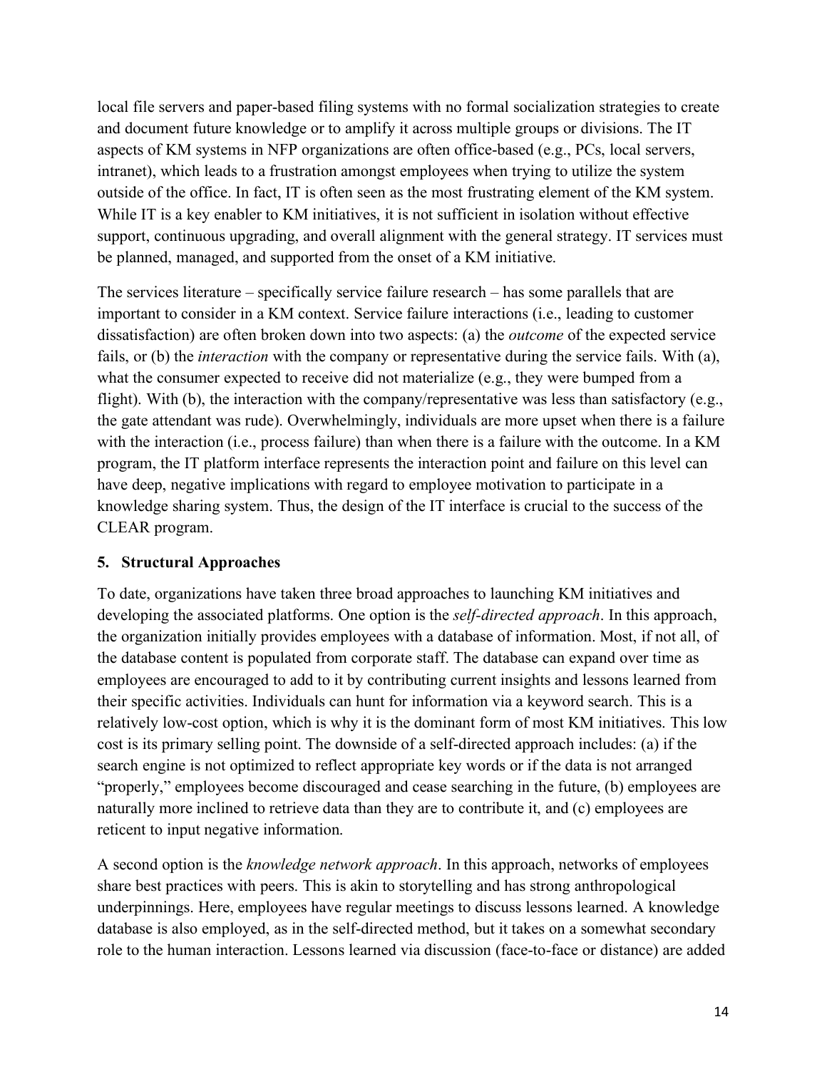local file servers and paper-based filing systems with no formal socialization strategies to create and document future knowledge or to amplify it across multiple groups or divisions. The IT aspects of KM systems in NFP organizations are often office-based (e.g., PCs, local servers, intranet), which leads to a frustration amongst employees when trying to utilize the system outside of the office. In fact, IT is often seen as the most frustrating element of the KM system. While IT is a key enabler to KM initiatives, it is not sufficient in isolation without effective support, continuous upgrading, and overall alignment with the general strategy. IT services must be planned, managed, and supported from the onset of a KM initiative.

The services literature – specifically service failure research – has some parallels that are important to consider in a KM context. Service failure interactions (i.e., leading to customer dissatisfaction) are often broken down into two aspects: (a) the *outcome* of the expected service fails, or (b) the *interaction* with the company or representative during the service fails. With (a), what the consumer expected to receive did not materialize (e.g., they were bumped from a flight). With (b), the interaction with the company/representative was less than satisfactory (e.g., the gate attendant was rude). Overwhelmingly, individuals are more upset when there is a failure with the interaction (i.e., process failure) than when there is a failure with the outcome. In a KM program, the IT platform interface represents the interaction point and failure on this level can have deep, negative implications with regard to employee motivation to participate in a knowledge sharing system. Thus, the design of the IT interface is crucial to the success of the CLEAR program.

## 5. Structural Approaches

To date, organizations have taken three broad approaches to launching KM initiatives and developing the associated platforms. One option is the *self-directed approach*. In this approach, the organization initially provides employees with a database of information. Most, if not all, of the database content is populated from corporate staff. The database can expand over time as employees are encouraged to add to it by contributing current insights and lessons learned from their specific activities. Individuals can hunt for information via a keyword search. This is a relatively low-cost option, which is why it is the dominant form of most KM initiatives. This low cost is its primary selling point. The downside of a self-directed approach includes: (a) if the search engine is not optimized to reflect appropriate key words or if the data is not arranged "properly," employees become discouraged and cease searching in the future, (b) employees are naturally more inclined to retrieve data than they are to contribute it, and (c) employees are reticent to input negative information.

A second option is the *knowledge network approach*. In this approach, networks of employees share best practices with peers. This is akin to storytelling and has strong anthropological underpinnings. Here, employees have regular meetings to discuss lessons learned. A knowledge database is also employed, as in the self-directed method, but it takes on a somewhat secondary role to the human interaction. Lessons learned via discussion (face-to-face or distance) are added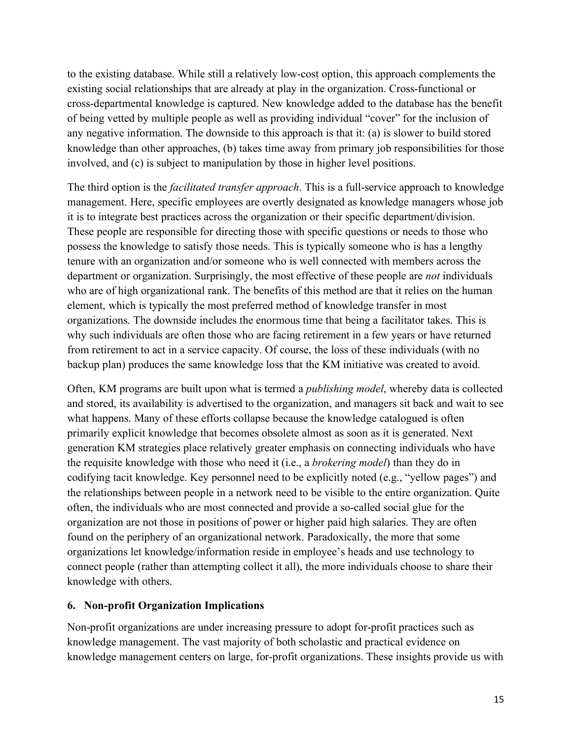to the existing database. While still a relatively low-cost option, this approach complements the existing social relationships that are already at play in the organization. Cross-functional or cross-departmental knowledge is captured. New knowledge added to the database has the benefit of being vetted by multiple people as well as providing individual "cover" for the inclusion of any negative information. The downside to this approach is that it: (a) is slower to build stored knowledge than other approaches, (b) takes time away from primary job responsibilities for those involved, and (c) is subject to manipulation by those in higher level positions.

The third option is the *facilitated transfer approach*. This is a full-service approach to knowledge management. Here, specific employees are overtly designated as knowledge managers whose job it is to integrate best practices across the organization or their specific department/division. These people are responsible for directing those with specific questions or needs to those who possess the knowledge to satisfy those needs. This is typically someone who is has a lengthy tenure with an organization and/or someone who is well connected with members across the department or organization. Surprisingly, the most effective of these people are *not* individuals who are of high organizational rank. The benefits of this method are that it relies on the human element, which is typically the most preferred method of knowledge transfer in most organizations. The downside includes the enormous time that being a facilitator takes. This is why such individuals are often those who are facing retirement in a few years or have returned from retirement to act in a service capacity. Of course, the loss of these individuals (with no backup plan) produces the same knowledge loss that the KM initiative was created to avoid.

Often, KM programs are built upon what is termed a *publishing model*, whereby data is collected and stored, its availability is advertised to the organization, and managers sit back and wait to see what happens. Many of these efforts collapse because the knowledge catalogued is often primarily explicit knowledge that becomes obsolete almost as soon as it is generated. Next generation KM strategies place relatively greater emphasis on connecting individuals who have the requisite knowledge with those who need it (i.e., a *brokering model*) than they do in codifying tacit knowledge. Key personnel need to be explicitly noted (e.g., "yellow pages") and the relationships between people in a network need to be visible to the entire organization. Quite often, the individuals who are most connected and provide a so-called social glue for the organization are not those in positions of power or higher paid high salaries. They are often found on the periphery of an organizational network. Paradoxically, the more that some organizations let knowledge/information reside in employee's heads and use technology to connect people (rather than attempting collect it all), the more individuals choose to share their knowledge with others.

## 6. Non-profit Organization Implications

Non-profit organizations are under increasing pressure to adopt for-profit practices such as knowledge management. The vast majority of both scholastic and practical evidence on knowledge management centers on large, for-profit organizations. These insights provide us with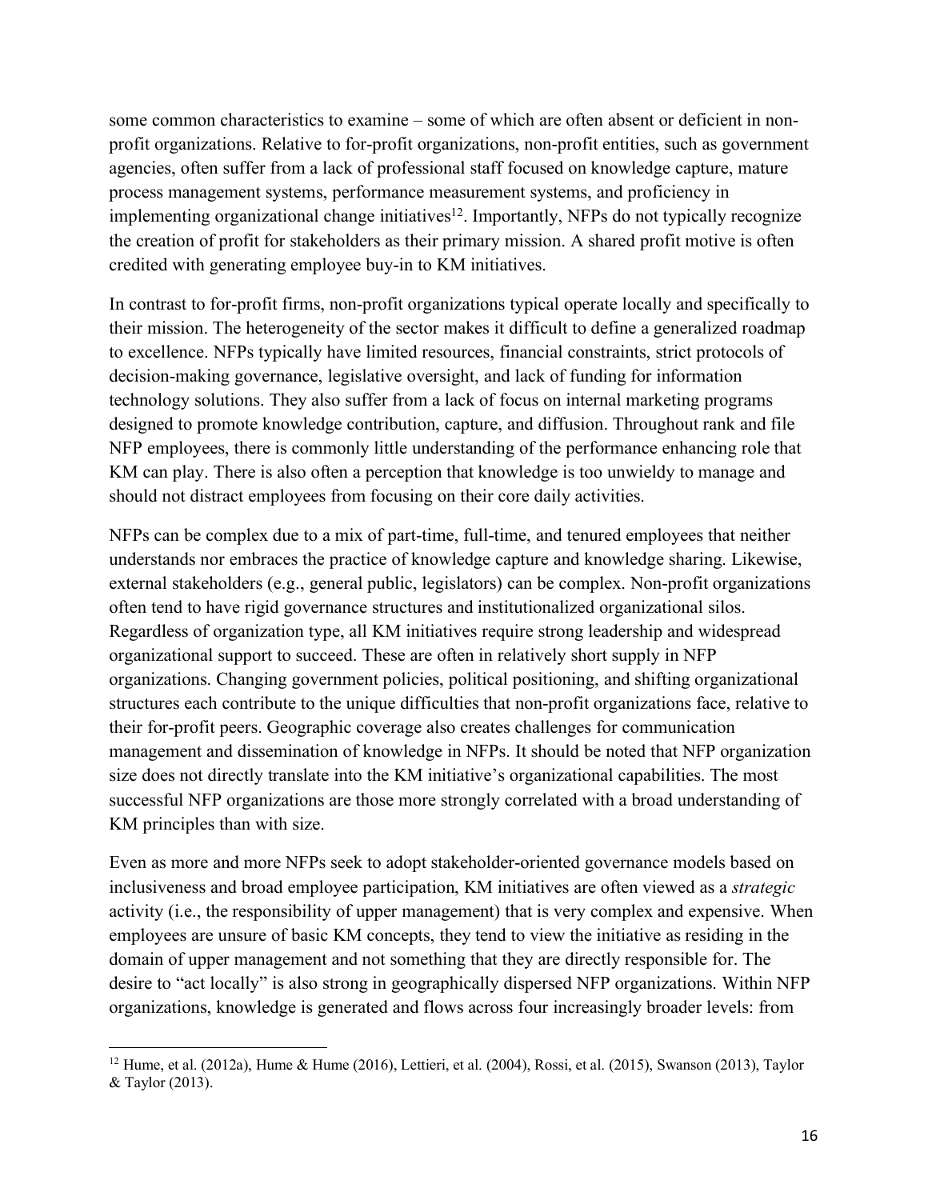some common characteristics to examine – some of which are often absent or deficient in non-profit organizations. Relative to for-profit organizations, non-profit entities, such as government agencies, often suffer from a lack of professional staff focused on knowledge capture, mature process management systems, performance measurement systems, and proficiency in implementing organizational change initiatives[12]. Importantly, NFPs do not typically recognize the creation of profit for stakeholders as their primary mission. A shared profit motive is often credited with generating employee buy-in to KM initiatives.

In contrast to for-profit firms, non-profit organizations typical operate locally and specifically to their mission. The heterogeneity of the sector makes it difficult to define a generalized roadmap to excellence. NFPs typically have limited resources, financial constraints, strict protocols of decision-making governance, legislative oversight, and lack of funding for information technology solutions. They also suffer from a lack of focus on internal marketing programs designed to promote knowledge contribution, capture, and diffusion. Throughout rank and file NFP employees, there is commonly little understanding of the performance enhancing role that KM can play. There is also often a perception that knowledge is too unwieldy to manage and should not distract employees from focusing on their core daily activities.

NFPs can be complex due to a mix of part-time, full-time, and tenured employees that neither understands nor embraces the practice of knowledge capture and knowledge sharing. Likewise, external stakeholders (e.g., general public, legislators) can be complex. Non-profit organizations often tend to have rigid governance structures and institutionalized organizational silos. Regardless of organization type, all KM initiatives require strong leadership and widespread organizational support to succeed. These are often in relatively short supply in NFP organizations. Changing government policies, political positioning, and shifting organizational structures each contribute to the unique difficulties that non-profit organizations face, relative to their for-profit peers. Geographic coverage also creates challenges for communication management and dissemination of knowledge in NFPs. It should be noted that NFP organization size does not directly translate into the KM initiative's organizational capabilities. The most successful NFP organizations are those more strongly correlated with a broad understanding of KM principles than with size.

Even as more and more NFPs seek to adopt stakeholder-oriented governance models based on inclusiveness and broad employee participation, KM initiatives are often viewed as a *strategic* activity (i.e., the responsibility of upper management) that is very complex and expensive. When employees are unsure of basic KM concepts, they tend to view the initiative as residing in the domain of upper management and not something that they are directly responsible for. The desire to "act locally" is also strong in geographically dispersed NFP organizations. Within NFP organizations, knowledge is generated and flows across four increasingly broader levels: from

[12] Hume, et al. (2012a), Hume & Hume (2016), Lettieri, et al. (2004), Rossi, et al. (2015), Swanson (2013), Taylor & Taylor (2013).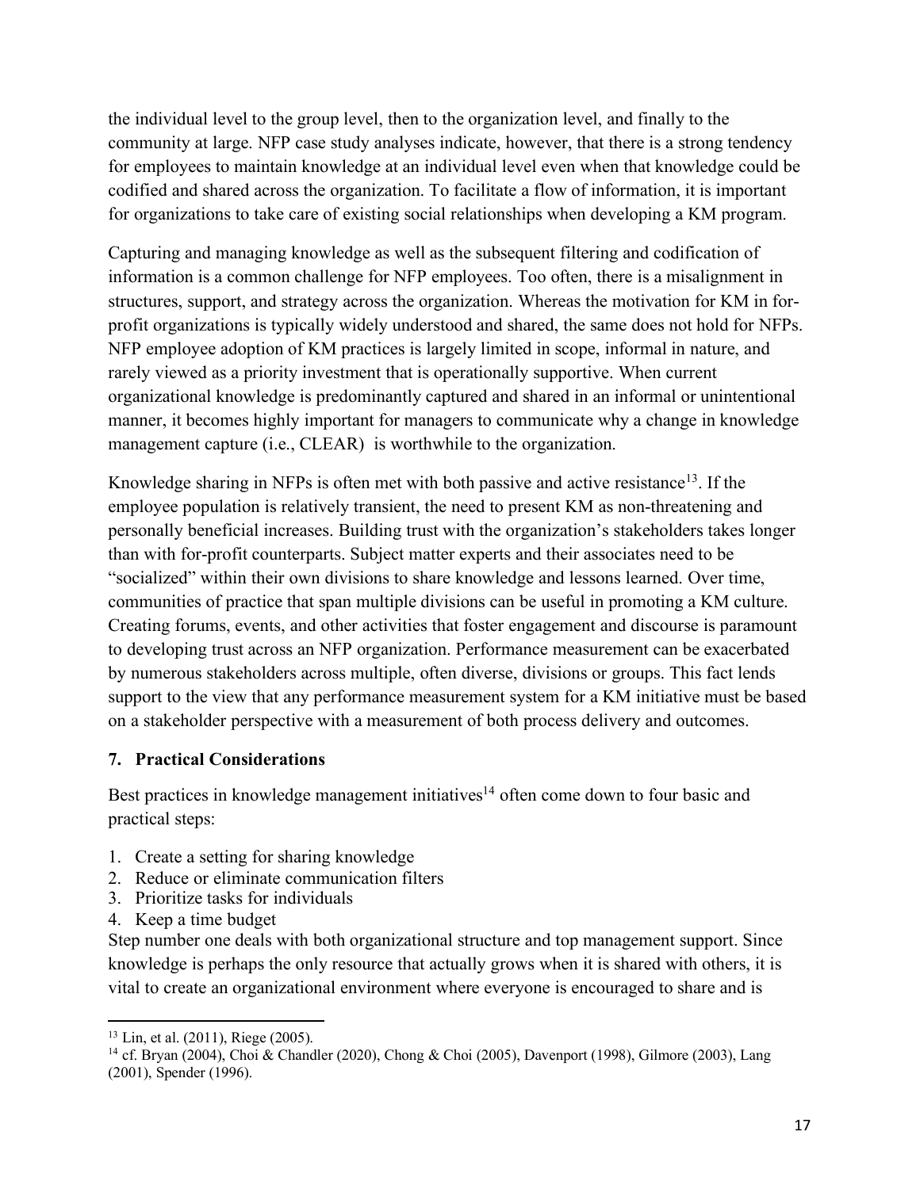the individual level to the group level, then to the organization level, and finally to the community at large. NFP case study analyses indicate, however, that there is a strong tendency for employees to maintain knowledge at an individual level even when that knowledge could be codified and shared across the organization. To facilitate a flow of information, it is important for organizations to take care of existing social relationships when developing a KM program.

Capturing and managing knowledge as well as the subsequent filtering and codification of information is a common challenge for NFP employees. Too often, there is a misalignment in structures, support, and strategy across the organization. Whereas the motivation for KM in for-profit organizations is typically widely understood and shared, the same does not hold for NFPs. NFP employee adoption of KM practices is largely limited in scope, informal in nature, and rarely viewed as a priority investment that is operationally supportive. When current organizational knowledge is predominantly captured and shared in an informal or unintentional manner, it becomes highly important for managers to communicate why a change in knowledge management capture (i.e., CLEAR) is worthwhile to the organization.

Knowledge sharing in NFPs is often met with both passive and active resistance[13]. If the employee population is relatively transient, the need to present KM as non-threatening and personally beneficial increases. Building trust with the organization's stakeholders takes longer than with for-profit counterparts. Subject matter experts and their associates need to be "socialized" within their own divisions to share knowledge and lessons learned. Over time, communities of practice that span multiple divisions can be useful in promoting a KM culture. Creating forums, events, and other activities that foster engagement and discourse is paramount to developing trust across an NFP organization. Performance measurement can be exacerbated by numerous stakeholders across multiple, often diverse, divisions or groups. This fact lends support to the view that any performance measurement system for a KM initiative must be based on a stakeholder perspective with a measurement of both process delivery and outcomes.

## 7. Practical Considerations

Best practices in knowledge management initiatives[14] often come down to four basic and practical steps:

1. Create a setting for sharing knowledge
2. Reduce or eliminate communication filters
3. Prioritize tasks for individuals
4. Keep a time budget

Step number one deals with both organizational structure and top management support. Since knowledge is perhaps the only resource that actually grows when it is shared with others, it is vital to create an organizational environment where everyone is encouraged to share and is

---

[13] Lin, et al. (2011), Riege (2005).

[14] cf. Bryan (2004), Choi & Chandler (2020), Chong & Choi (2005), Davenport (1998), Gilmore (2003), Lang (2001), Spender (1996).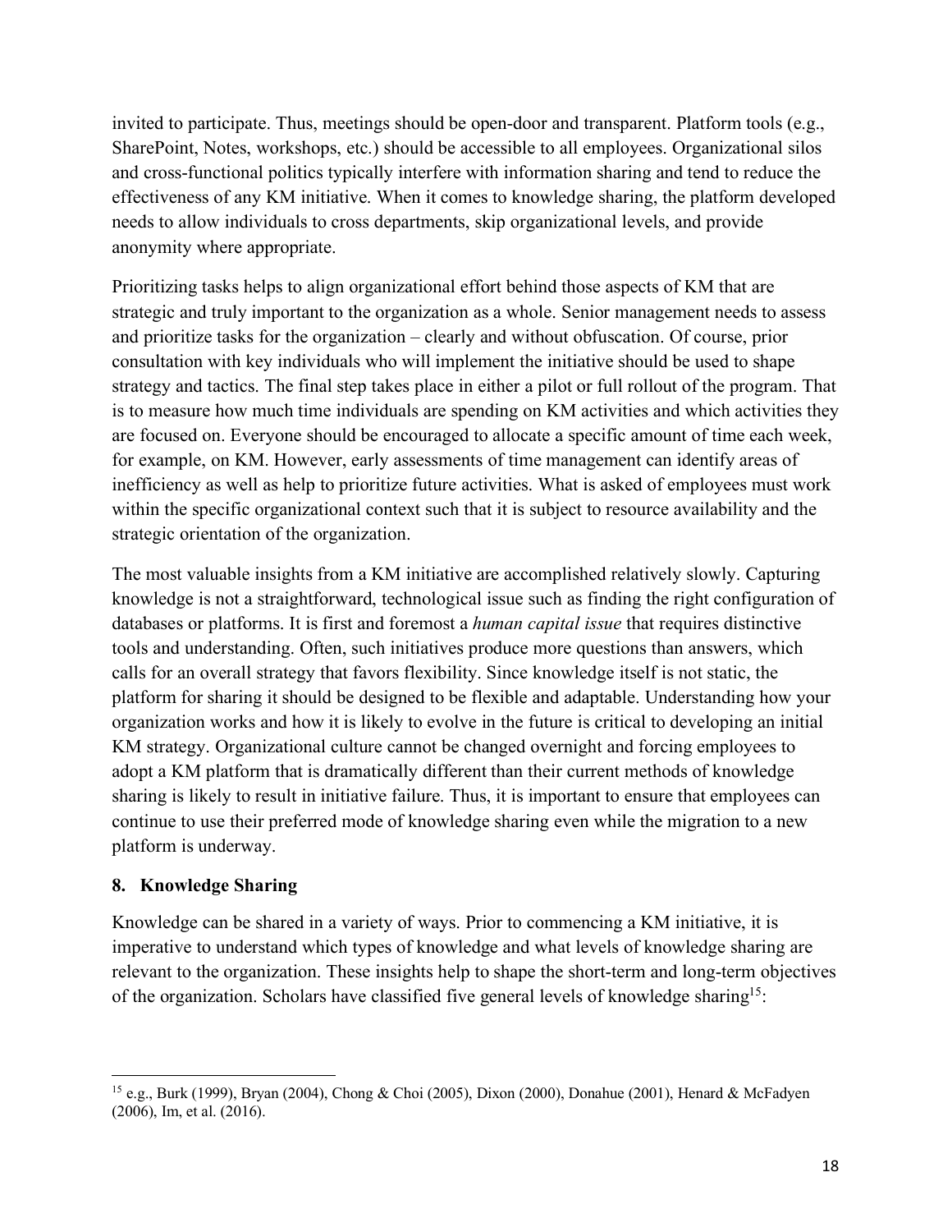invited to participate. Thus, meetings should be open-door and transparent. Platform tools (e.g., SharePoint, Notes, workshops, etc.) should be accessible to all employees. Organizational silos and cross-functional politics typically interfere with information sharing and tend to reduce the effectiveness of any KM initiative. When it comes to knowledge sharing, the platform developed needs to allow individuals to cross departments, skip organizational levels, and provide anonymity where appropriate.

Prioritizing tasks helps to align organizational effort behind those aspects of KM that are strategic and truly important to the organization as a whole. Senior management needs to assess and prioritize tasks for the organization – clearly and without obfuscation. Of course, prior consultation with key individuals who will implement the initiative should be used to shape strategy and tactics. The final step takes place in either a pilot or full rollout of the program. That is to measure how much time individuals are spending on KM activities and which activities they are focused on. Everyone should be encouraged to allocate a specific amount of time each week, for example, on KM. However, early assessments of time management can identify areas of inefficiency as well as help to prioritize future activities. What is asked of employees must work within the specific organizational context such that it is subject to resource availability and the strategic orientation of the organization.

The most valuable insights from a KM initiative are accomplished relatively slowly. Capturing knowledge is not a straightforward, technological issue such as finding the right configuration of databases or platforms. It is first and foremost a *human capital issue* that requires distinctive tools and understanding. Often, such initiatives produce more questions than answers, which calls for an overall strategy that favors flexibility. Since knowledge itself is not static, the platform for sharing it should be designed to be flexible and adaptable. Understanding how your organization works and how it is likely to evolve in the future is critical to developing an initial KM strategy. Organizational culture cannot be changed overnight and forcing employees to adopt a KM platform that is dramatically different than their current methods of knowledge sharing is likely to result in initiative failure. Thus, it is important to ensure that employees can continue to use their preferred mode of knowledge sharing even while the migration to a new platform is underway.

## 8. Knowledge Sharing

Knowledge can be shared in a variety of ways. Prior to commencing a KM initiative, it is imperative to understand which types of knowledge and what levels of knowledge sharing are relevant to the organization. These insights help to shape the short-term and long-term objectives of the organization. Scholars have classified five general levels of knowledge sharing[15]:

[15] e.g., Burk (1999), Bryan (2004), Chong & Choi (2005), Dixon (2000), Donahue (2001), Henard & McFadyen (2006), Im, et al. (2016).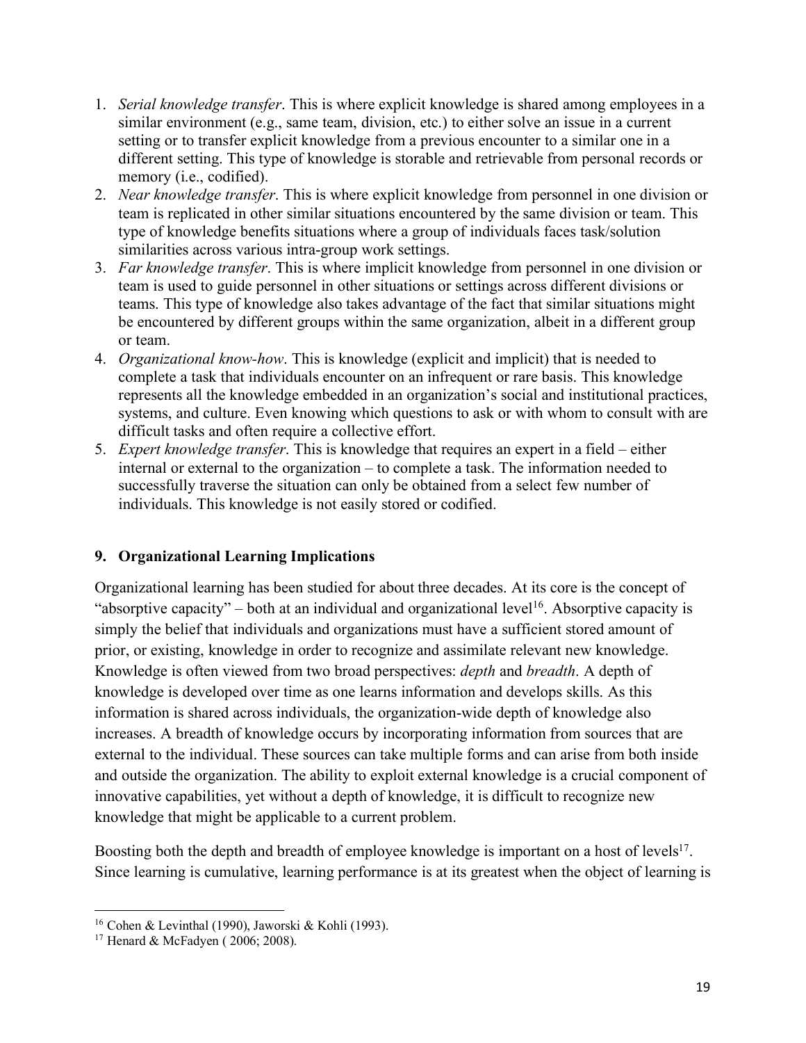1. *Serial knowledge transfer*. This is where explicit knowledge is shared among employees in a similar environment (e.g., same team, division, etc.) to either solve an issue in a current setting or to transfer explicit knowledge from a previous encounter to a similar one in a different setting. This type of knowledge is storable and retrievable from personal records or memory (i.e., codified).
2. *Near knowledge transfer*. This is where explicit knowledge from personnel in one division or team is replicated in other similar situations encountered by the same division or team. This type of knowledge benefits situations where a group of individuals faces task/solution similarities across various intra-group work settings.
3. *Far knowledge transfer*. This is where implicit knowledge from personnel in one division or team is used to guide personnel in other situations or settings across different divisions or teams. This type of knowledge also takes advantage of the fact that similar situations might be encountered by different groups within the same organization, albeit in a different group or team.
4. *Organizational know-how*. This is knowledge (explicit and implicit) that is needed to complete a task that individuals encounter on an infrequent or rare basis. This knowledge represents all the knowledge embedded in an organization's social and institutional practices, systems, and culture. Even knowing which questions to ask or with whom to consult with are difficult tasks and often require a collective effort.
5. *Expert knowledge transfer*. This is knowledge that requires an expert in a field – either internal or external to the organization – to complete a task. The information needed to successfully traverse the situation can only be obtained from a select few number of individuals. This knowledge is not easily stored or codified.

## 9. Organizational Learning Implications

Organizational learning has been studied for about three decades. At its core is the concept of "absorptive capacity" – both at an individual and organizational level[16]. Absorptive capacity is simply the belief that individuals and organizations must have a sufficient stored amount of prior, or existing, knowledge in order to recognize and assimilate relevant new knowledge. Knowledge is often viewed from two broad perspectives: *depth* and *breadth*. A depth of knowledge is developed over time as one learns information and develops skills. As this information is shared across individuals, the organization-wide depth of knowledge also increases. A breadth of knowledge occurs by incorporating information from sources that are external to the individual. These sources can take multiple forms and can arise from both inside and outside the organization. The ability to exploit external knowledge is a crucial component of innovative capabilities, yet without a depth of knowledge, it is difficult to recognize new knowledge that might be applicable to a current problem.

Boosting both the depth and breadth of employee knowledge is important on a host of levels[17]. Since learning is cumulative, learning performance is at its greatest when the object of learning is

---

[16] Cohen & Levinthal (1990), Jaworski & Kohli (1993).

[17] Henard & McFadyen ( 2006; 2008).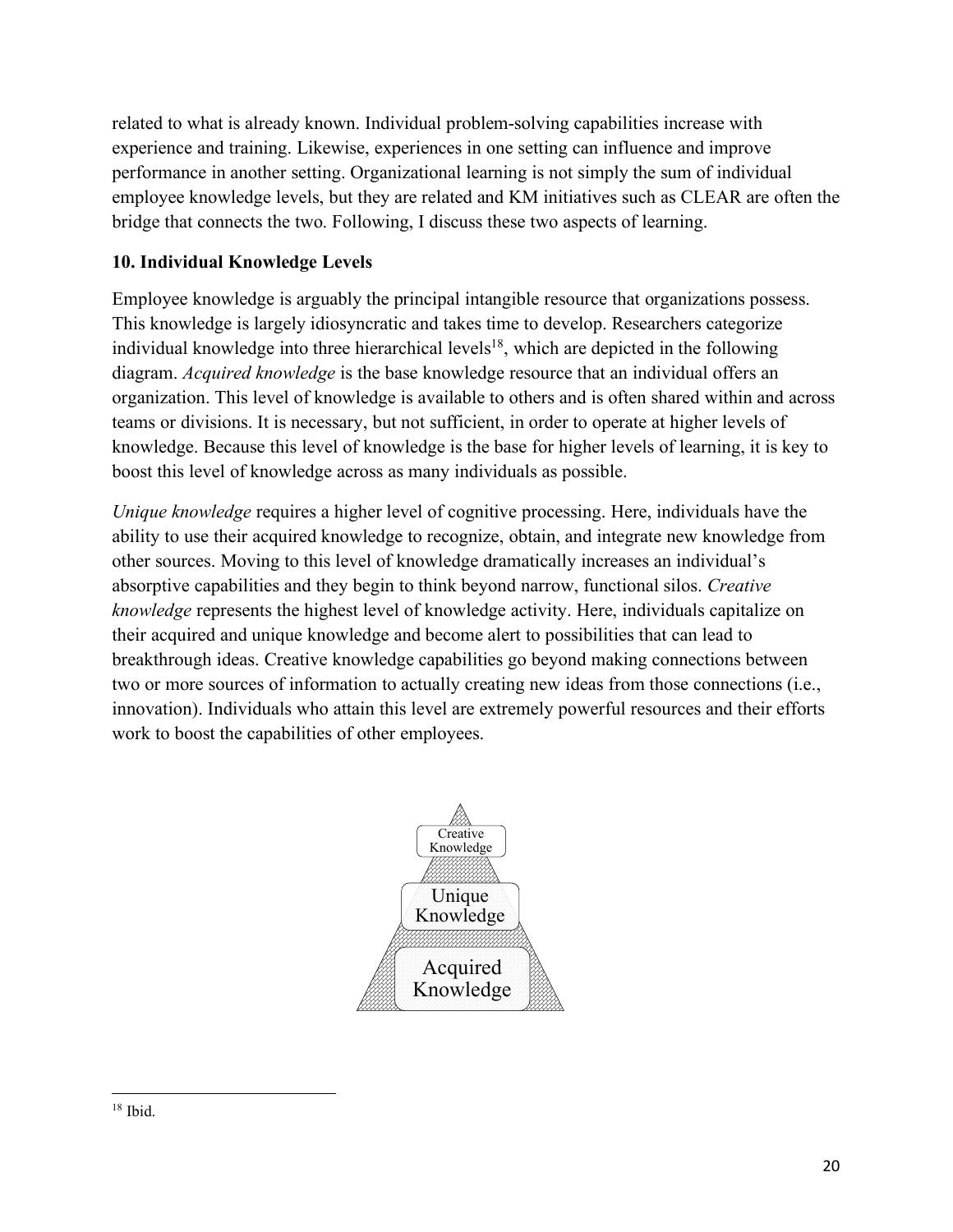related to what is already known. Individual problem-solving capabilities increase with experience and training. Likewise, experiences in one setting can influence and improve performance in another setting. Organizational learning is not simply the sum of individual employee knowledge levels, but they are related and KM initiatives such as CLEAR are often the bridge that connects the two. Following, I discuss these two aspects of learning.

### 10. Individual Knowledge Levels

Employee knowledge is arguably the principal intangible resource that organizations possess. This knowledge is largely idiosyncratic and takes time to develop. Researchers categorize individual knowledge into three hierarchical levels[18], which are depicted in the following diagram. *Acquired knowledge* is the base knowledge resource that an individual offers an organization. This level of knowledge is available to others and is often shared within and across teams or divisions. It is necessary, but not sufficient, in order to operate at higher levels of knowledge. Because this level of knowledge is the base for higher levels of learning, it is key to boost this level of knowledge across as many individuals as possible.

*Unique knowledge* requires a higher level of cognitive processing. Here, individuals have the ability to use their acquired knowledge to recognize, obtain, and integrate new knowledge from other sources. Moving to this level of knowledge dramatically increases an individual's absorptive capabilities and they begin to think beyond narrow, functional silos. *Creative knowledge* represents the highest level of knowledge activity. Here, individuals capitalize on their acquired and unique knowledge and become alert to possibilities that can lead to breakthrough ideas. Creative knowledge capabilities go beyond making connections between two or more sources of information to actually creating new ideas from those connections (i.e., innovation). Individuals who attain this level are extremely powerful resources and their efforts work to boost the capabilities of other employees.

Creative Knowledge

Unique Knowledge

Acquired Knowledge

[18] Ibid.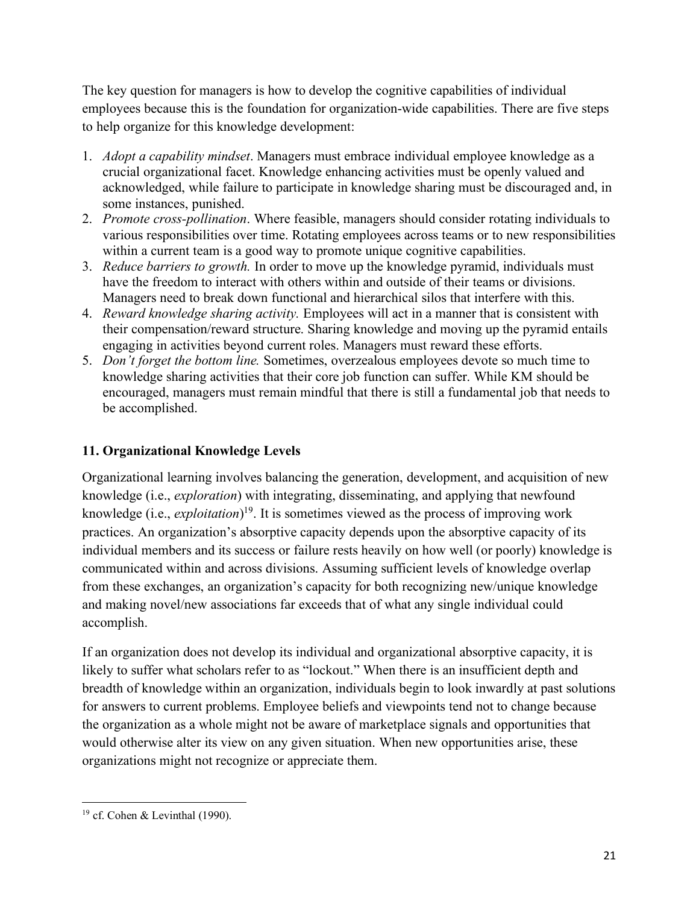The key question for managers is how to develop the cognitive capabilities of individual employees because this is the foundation for organization-wide capabilities. There are five steps to help organize for this knowledge development:

1. *Adopt a capability mindset*. Managers must embrace individual employee knowledge as a crucial organizational facet. Knowledge enhancing activities must be openly valued and acknowledged, while failure to participate in knowledge sharing must be discouraged and, in some instances, punished.
2. *Promote cross-pollination*. Where feasible, managers should consider rotating individuals to various responsibilities over time. Rotating employees across teams or to new responsibilities within a current team is a good way to promote unique cognitive capabilities.
3. *Reduce barriers to growth.* In order to move up the knowledge pyramid, individuals must have the freedom to interact with others within and outside of their teams or divisions. Managers need to break down functional and hierarchical silos that interfere with this.
4. *Reward knowledge sharing activity.* Employees will act in a manner that is consistent with their compensation/reward structure. Sharing knowledge and moving up the pyramid entails engaging in activities beyond current roles. Managers must reward these efforts.
5. *Don't forget the bottom line.* Sometimes, overzealous employees devote so much time to knowledge sharing activities that their core job function can suffer. While KM should be encouraged, managers must remain mindful that there is still a fundamental job that needs to be accomplished.

## 11. Organizational Knowledge Levels

Organizational learning involves balancing the generation, development, and acquisition of new knowledge (i.e., *exploration*) with integrating, disseminating, and applying that newfound knowledge (i.e., *exploitation*)[19]. It is sometimes viewed as the process of improving work practices. An organization's absorptive capacity depends upon the absorptive capacity of its individual members and its success or failure rests heavily on how well (or poorly) knowledge is communicated within and across divisions. Assuming sufficient levels of knowledge overlap from these exchanges, an organization's capacity for both recognizing new/unique knowledge and making novel/new associations far exceeds that of what any single individual could accomplish.

If an organization does not develop its individual and organizational absorptive capacity, it is likely to suffer what scholars refer to as "lockout." When there is an insufficient depth and breadth of knowledge within an organization, individuals begin to look inwardly at past solutions for answers to current problems. Employee beliefs and viewpoints tend not to change because the organization as a whole might not be aware of marketplace signals and opportunities that would otherwise alter its view on any given situation. When new opportunities arise, these organizations might not recognize or appreciate them.

---

[19] cf. Cohen & Levinthal (1990).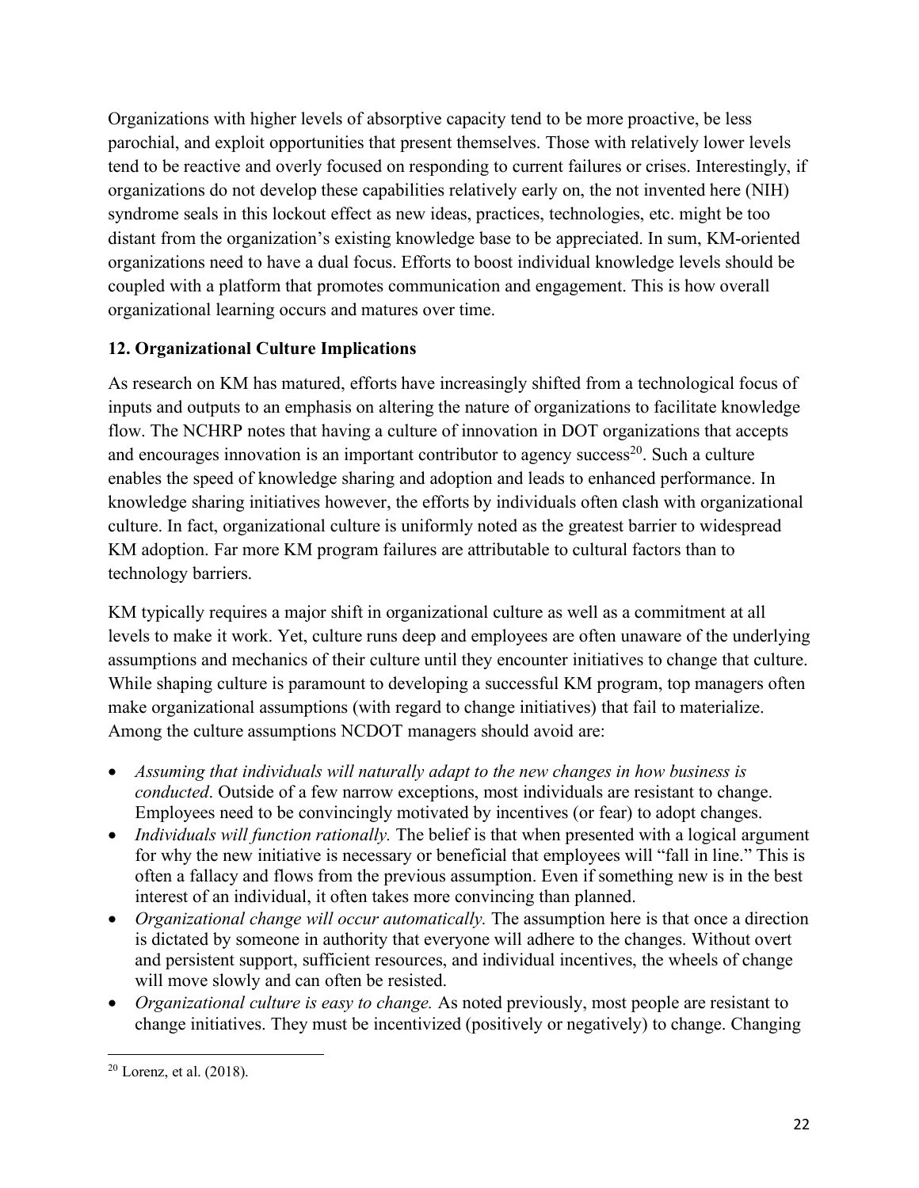Organizations with higher levels of absorptive capacity tend to be more proactive, be less parochial, and exploit opportunities that present themselves. Those with relatively lower levels tend to be reactive and overly focused on responding to current failures or crises. Interestingly, if organizations do not develop these capabilities relatively early on, the not invented here (NIH) syndrome seals in this lockout effect as new ideas, practices, technologies, etc. might be too distant from the organization's existing knowledge base to be appreciated. In sum, KM-oriented organizations need to have a dual focus. Efforts to boost individual knowledge levels should be coupled with a platform that promotes communication and engagement. This is how overall organizational learning occurs and matures over time.

## 12. Organizational Culture Implications

As research on KM has matured, efforts have increasingly shifted from a technological focus of inputs and outputs to an emphasis on altering the nature of organizations to facilitate knowledge flow. The NCHRP notes that having a culture of innovation in DOT organizations that accepts and encourages innovation is an important contributor to agency success[20]. Such a culture enables the speed of knowledge sharing and adoption and leads to enhanced performance. In knowledge sharing initiatives however, the efforts by individuals often clash with organizational culture. In fact, organizational culture is uniformly noted as the greatest barrier to widespread KM adoption. Far more KM program failures are attributable to cultural factors than to technology barriers.

KM typically requires a major shift in organizational culture as well as a commitment at all levels to make it work. Yet, culture runs deep and employees are often unaware of the underlying assumptions and mechanics of their culture until they encounter initiatives to change that culture. While shaping culture is paramount to developing a successful KM program, top managers often make organizational assumptions (with regard to change initiatives) that fail to materialize. Among the culture assumptions NCDOT managers should avoid are:

- *Assuming that individuals will naturally adapt to the new changes in how business is conducted*. Outside of a few narrow exceptions, most individuals are resistant to change. Employees need to be convincingly motivated by incentives (or fear) to adopt changes.
- *Individuals will function rationally.* The belief is that when presented with a logical argument for why the new initiative is necessary or beneficial that employees will "fall in line." This is often a fallacy and flows from the previous assumption. Even if something new is in the best interest of an individual, it often takes more convincing than planned.
- *Organizational change will occur automatically.* The assumption here is that once a direction is dictated by someone in authority that everyone will adhere to the changes. Without overt and persistent support, sufficient resources, and individual incentives, the wheels of change will move slowly and can often be resisted.
- *Organizational culture is easy to change.* As noted previously, most people are resistant to change initiatives. They must be incentivized (positively or negatively) to change. Changing

[20] Lorenz, et al. (2018).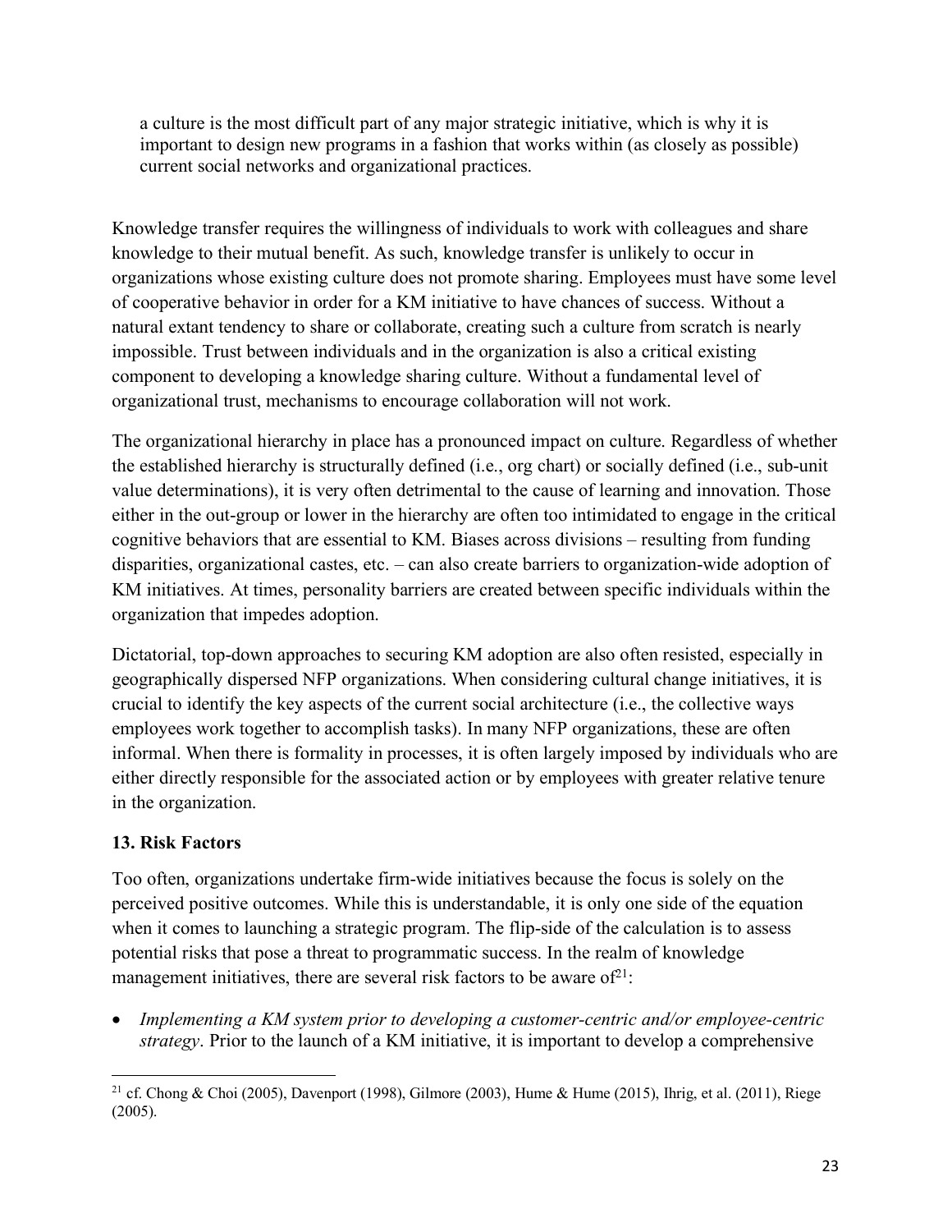> a culture is the most difficult part of any major strategic initiative, which is why it is important to design new programs in a fashion that works within (as closely as possible) current social networks and organizational practices.

Knowledge transfer requires the willingness of individuals to work with colleagues and share knowledge to their mutual benefit. As such, knowledge transfer is unlikely to occur in organizations whose existing culture does not promote sharing. Employees must have some level of cooperative behavior in order for a KM initiative to have chances of success. Without a natural extant tendency to share or collaborate, creating such a culture from scratch is nearly impossible. Trust between individuals and in the organization is also a critical existing component to developing a knowledge sharing culture. Without a fundamental level of organizational trust, mechanisms to encourage collaboration will not work.

The organizational hierarchy in place has a pronounced impact on culture. Regardless of whether the established hierarchy is structurally defined (i.e., org chart) or socially defined (i.e., sub-unit value determinations), it is very often detrimental to the cause of learning and innovation. Those either in the out-group or lower in the hierarchy are often too intimidated to engage in the critical cognitive behaviors that are essential to KM. Biases across divisions – resulting from funding disparities, organizational castes, etc. – can also create barriers to organization-wide adoption of KM initiatives. At times, personality barriers are created between specific individuals within the organization that impedes adoption.

Dictatorial, top-down approaches to securing KM adoption are also often resisted, especially in geographically dispersed NFP organizations. When considering cultural change initiatives, it is crucial to identify the key aspects of the current social architecture (i.e., the collective ways employees work together to accomplish tasks). In many NFP organizations, these are often informal. When there is formality in processes, it is often largely imposed by individuals who are either directly responsible for the associated action or by employees with greater relative tenure in the organization.

## 13. Risk Factors

Too often, organizations undertake firm-wide initiatives because the focus is solely on the perceived positive outcomes. While this is understandable, it is only one side of the equation when it comes to launching a strategic program. The flip-side of the calculation is to assess potential risks that pose a threat to programmatic success. In the realm of knowledge management initiatives, there are several risk factors to be aware of[21]:

- *Implementing a KM system prior to developing a customer-centric and/or employee-centric strategy*. Prior to the launch of a KM initiative, it is important to develop a comprehensive

[21] cf. Chong & Choi (2005), Davenport (1998), Gilmore (2003), Hume & Hume (2015), Ihrig, et al. (2011), Riege (2005).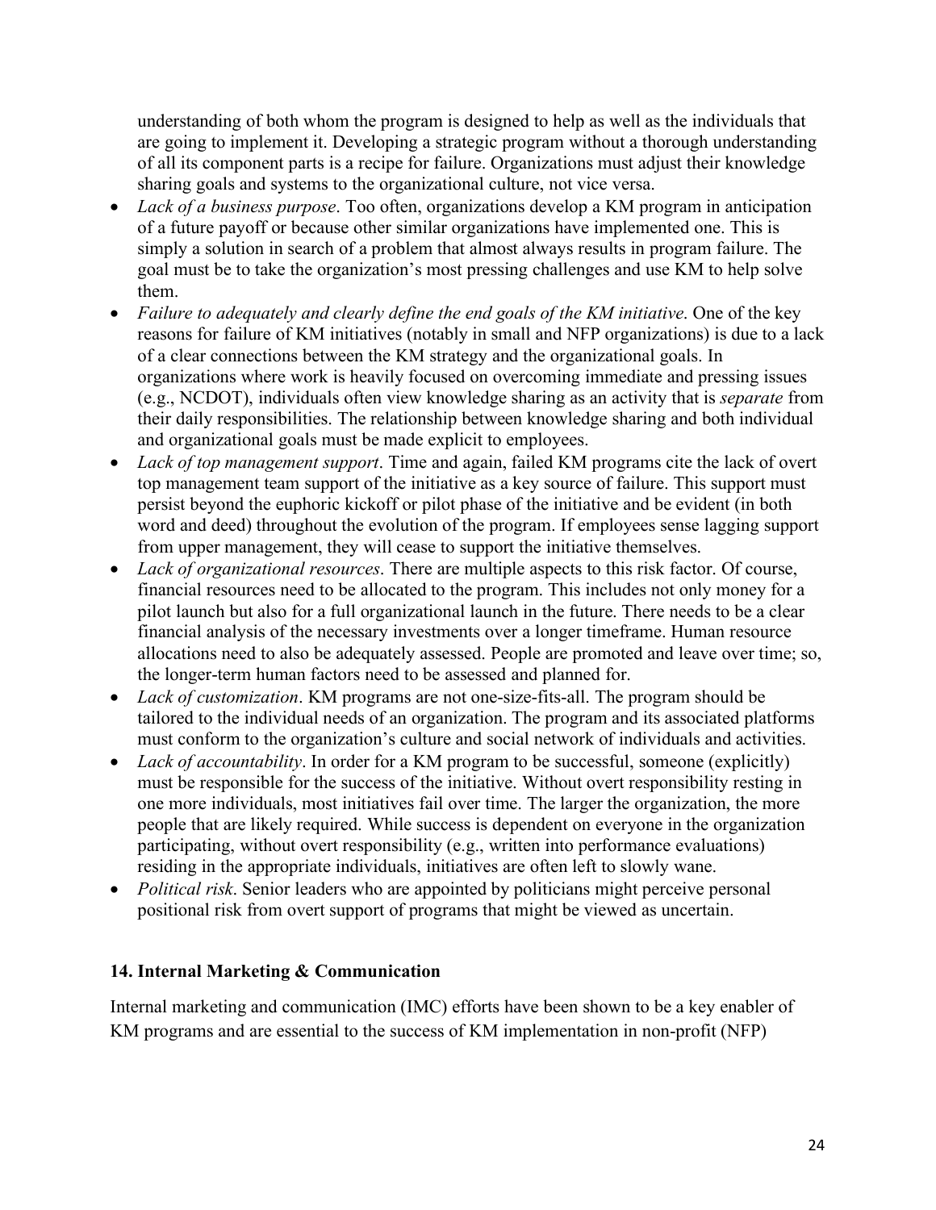understanding of both whom the program is designed to help as well as the individuals that are going to implement it. Developing a strategic program without a thorough understanding of all its component parts is a recipe for failure. Organizations must adjust their knowledge sharing goals and systems to the organizational culture, not vice versa.

- *Lack of a business purpose*. Too often, organizations develop a KM program in anticipation of a future payoff or because other similar organizations have implemented one. This is simply a solution in search of a problem that almost always results in program failure. The goal must be to take the organization's most pressing challenges and use KM to help solve them.
- *Failure to adequately and clearly define the end goals of the KM initiative*. One of the key reasons for failure of KM initiatives (notably in small and NFP organizations) is due to a lack of a clear connections between the KM strategy and the organizational goals. In organizations where work is heavily focused on overcoming immediate and pressing issues (e.g., NCDOT), individuals often view knowledge sharing as an activity that is *separate* from their daily responsibilities. The relationship between knowledge sharing and both individual and organizational goals must be made explicit to employees.
- *Lack of top management support*. Time and again, failed KM programs cite the lack of overt top management team support of the initiative as a key source of failure. This support must persist beyond the euphoric kickoff or pilot phase of the initiative and be evident (in both word and deed) throughout the evolution of the program. If employees sense lagging support from upper management, they will cease to support the initiative themselves.
- *Lack of organizational resources*. There are multiple aspects to this risk factor. Of course, financial resources need to be allocated to the program. This includes not only money for a pilot launch but also for a full organizational launch in the future. There needs to be a clear financial analysis of the necessary investments over a longer timeframe. Human resource allocations need to also be adequately assessed. People are promoted and leave over time; so, the longer-term human factors need to be assessed and planned for.
- *Lack of customization*. KM programs are not one-size-fits-all. The program should be tailored to the individual needs of an organization. The program and its associated platforms must conform to the organization's culture and social network of individuals and activities.
- *Lack of accountability*. In order for a KM program to be successful, someone (explicitly) must be responsible for the success of the initiative. Without overt responsibility resting in one more individuals, most initiatives fail over time. The larger the organization, the more people that are likely required. While success is dependent on everyone in the organization participating, without overt responsibility (e.g., written into performance evaluations) residing in the appropriate individuals, initiatives are often left to slowly wane.
- *Political risk*. Senior leaders who are appointed by politicians might perceive personal positional risk from overt support of programs that might be viewed as uncertain.

## 14. Internal Marketing & Communication

Internal marketing and communication (IMC) efforts have been shown to be a key enabler of KM programs and are essential to the success of KM implementation in non-profit (NFP)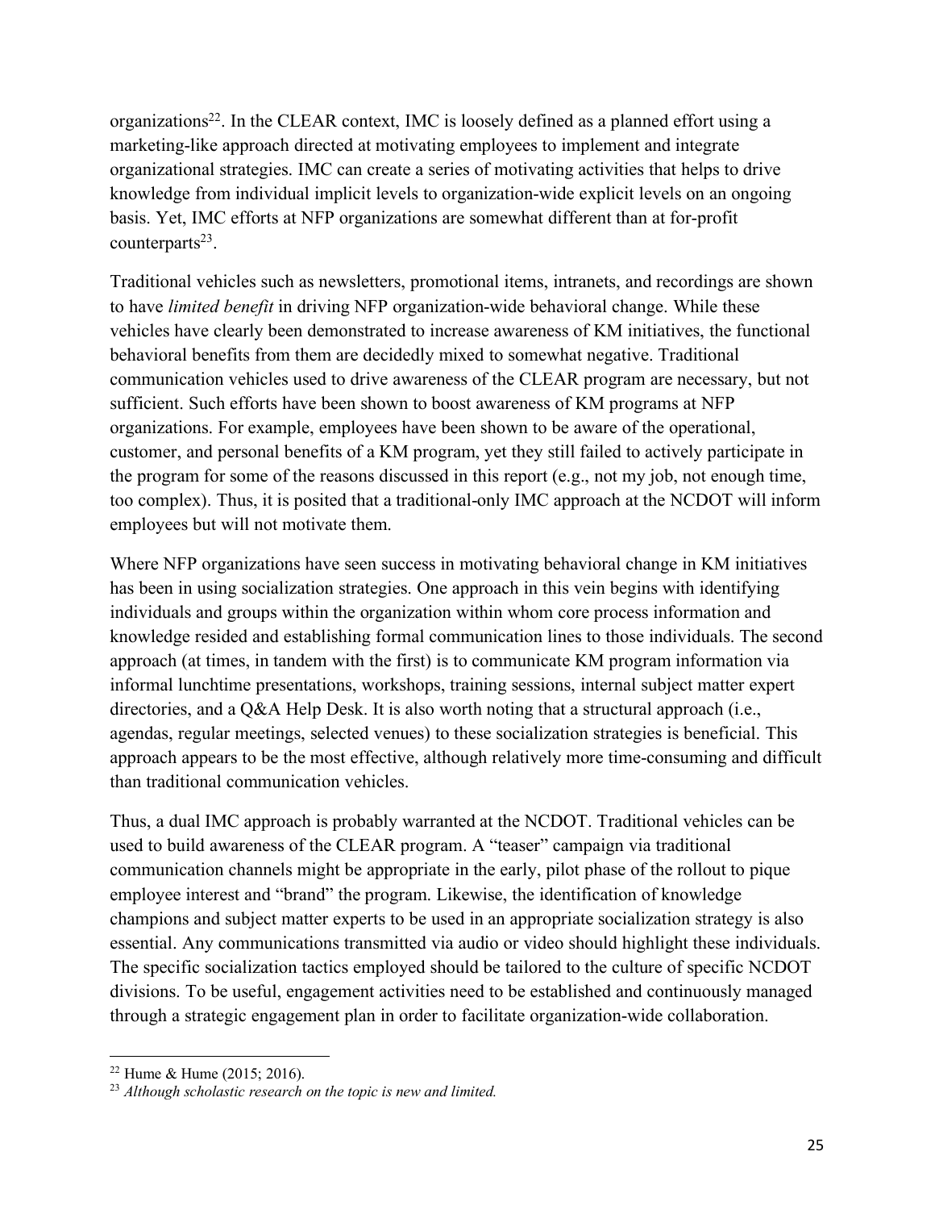organizations[22]. In the CLEAR context, IMC is loosely defined as a planned effort using a marketing-like approach directed at motivating employees to implement and integrate organizational strategies. IMC can create a series of motivating activities that helps to drive knowledge from individual implicit levels to organization-wide explicit levels on an ongoing basis. Yet, IMC efforts at NFP organizations are somewhat different than at for-profit counterparts[23].

Traditional vehicles such as newsletters, promotional items, intranets, and recordings are shown to have *limited benefit* in driving NFP organization-wide behavioral change. While these vehicles have clearly been demonstrated to increase awareness of KM initiatives, the functional behavioral benefits from them are decidedly mixed to somewhat negative. Traditional communication vehicles used to drive awareness of the CLEAR program are necessary, but not sufficient. Such efforts have been shown to boost awareness of KM programs at NFP organizations. For example, employees have been shown to be aware of the operational, customer, and personal benefits of a KM program, yet they still failed to actively participate in the program for some of the reasons discussed in this report (e.g., not my job, not enough time, too complex). Thus, it is posited that a traditional-only IMC approach at the NCDOT will inform employees but will not motivate them.

Where NFP organizations have seen success in motivating behavioral change in KM initiatives has been in using socialization strategies. One approach in this vein begins with identifying individuals and groups within the organization within whom core process information and knowledge resided and establishing formal communication lines to those individuals. The second approach (at times, in tandem with the first) is to communicate KM program information via informal lunchtime presentations, workshops, training sessions, internal subject matter expert directories, and a Q&A Help Desk. It is also worth noting that a structural approach (i.e., agendas, regular meetings, selected venues) to these socialization strategies is beneficial. This approach appears to be the most effective, although relatively more time-consuming and difficult than traditional communication vehicles.

Thus, a dual IMC approach is probably warranted at the NCDOT. Traditional vehicles can be used to build awareness of the CLEAR program. A "teaser" campaign via traditional communication channels might be appropriate in the early, pilot phase of the rollout to pique employee interest and "brand" the program. Likewise, the identification of knowledge champions and subject matter experts to be used in an appropriate socialization strategy is also essential. Any communications transmitted via audio or video should highlight these individuals. The specific socialization tactics employed should be tailored to the culture of specific NCDOT divisions. To be useful, engagement activities need to be established and continuously managed through a strategic engagement plan in order to facilitate organization-wide collaboration.

---

[22] Hume & Hume (2015; 2016).

[23] *Although scholastic research on the topic is new and limited.*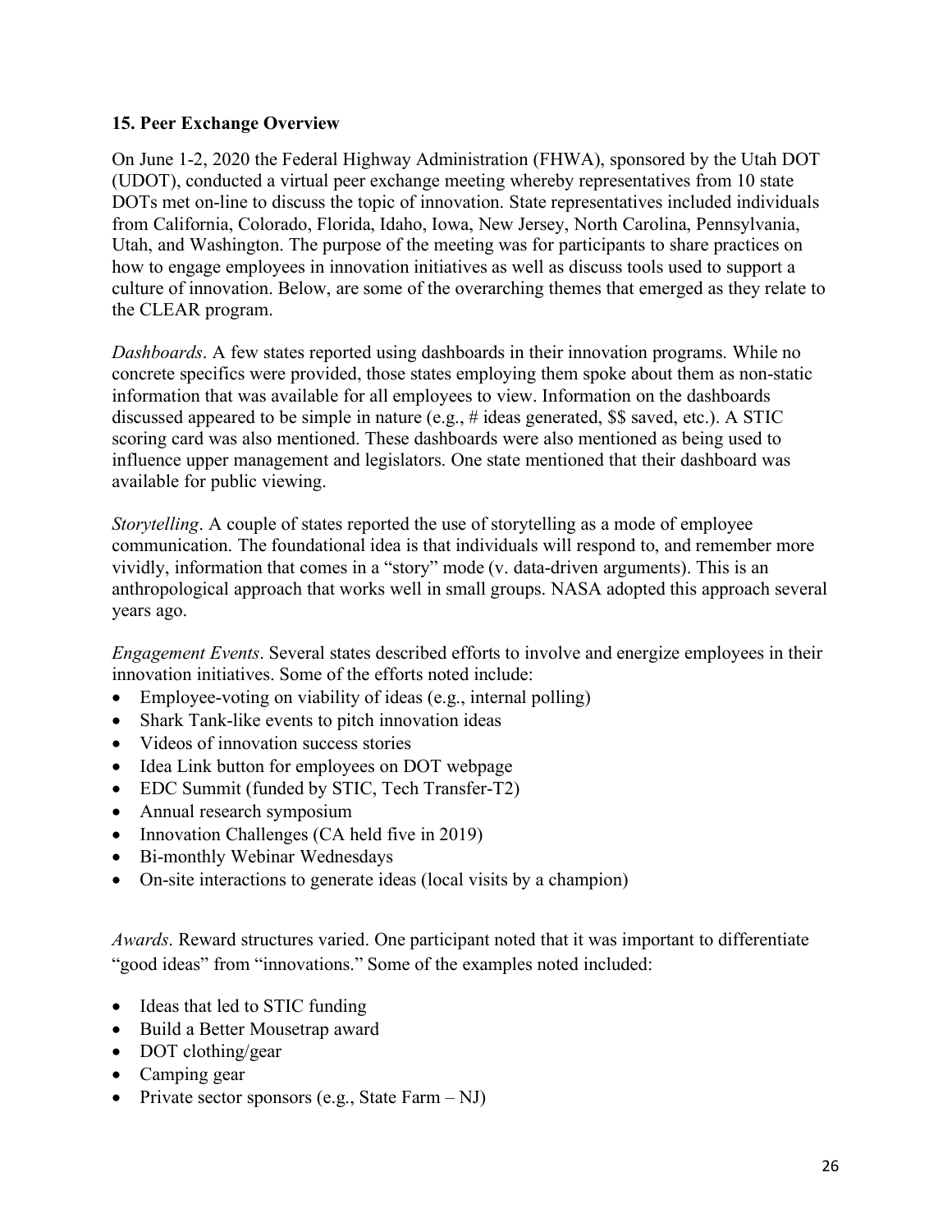### 15. Peer Exchange Overview

On June 1-2, 2020 the Federal Highway Administration (FHWA), sponsored by the Utah DOT (UDOT), conducted a virtual peer exchange meeting whereby representatives from 10 state DOTs met on-line to discuss the topic of innovation. State representatives included individuals from California, Colorado, Florida, Idaho, Iowa, New Jersey, North Carolina, Pennsylvania, Utah, and Washington. The purpose of the meeting was for participants to share practices on how to engage employees in innovation initiatives as well as discuss tools used to support a culture of innovation. Below, are some of the overarching themes that emerged as they relate to the CLEAR program.

*Dashboards*. A few states reported using dashboards in their innovation programs. While no concrete specifics were provided, those states employing them spoke about them as non-static information that was available for all employees to view. Information on the dashboards discussed appeared to be simple in nature (e.g., # ideas generated, $$ saved, etc.). A STIC scoring card was also mentioned. These dashboards were also mentioned as being used to influence upper management and legislators. One state mentioned that their dashboard was available for public viewing.

*Storytelling*. A couple of states reported the use of storytelling as a mode of employee communication. The foundational idea is that individuals will respond to, and remember more vividly, information that comes in a "story" mode (v. data-driven arguments). This is an anthropological approach that works well in small groups. NASA adopted this approach several years ago.

*Engagement Events*. Several states described efforts to involve and energize employees in their innovation initiatives. Some of the efforts noted include:

- Employee-voting on viability of ideas (e.g., internal polling)
- Shark Tank-like events to pitch innovation ideas
- Videos of innovation success stories
- Idea Link button for employees on DOT webpage
- EDC Summit (funded by STIC, Tech Transfer-T2)
- Annual research symposium
- Innovation Challenges (CA held five in 2019)
- Bi-monthly Webinar Wednesdays
- On-site interactions to generate ideas (local visits by a champion)

*Awards*. Reward structures varied. One participant noted that it was important to differentiate "good ideas" from "innovations." Some of the examples noted included:

- Ideas that led to STIC funding
- Build a Better Mousetrap award
- DOT clothing/gear
- Camping gear
- Private sector sponsors (e.g., State Farm – NJ)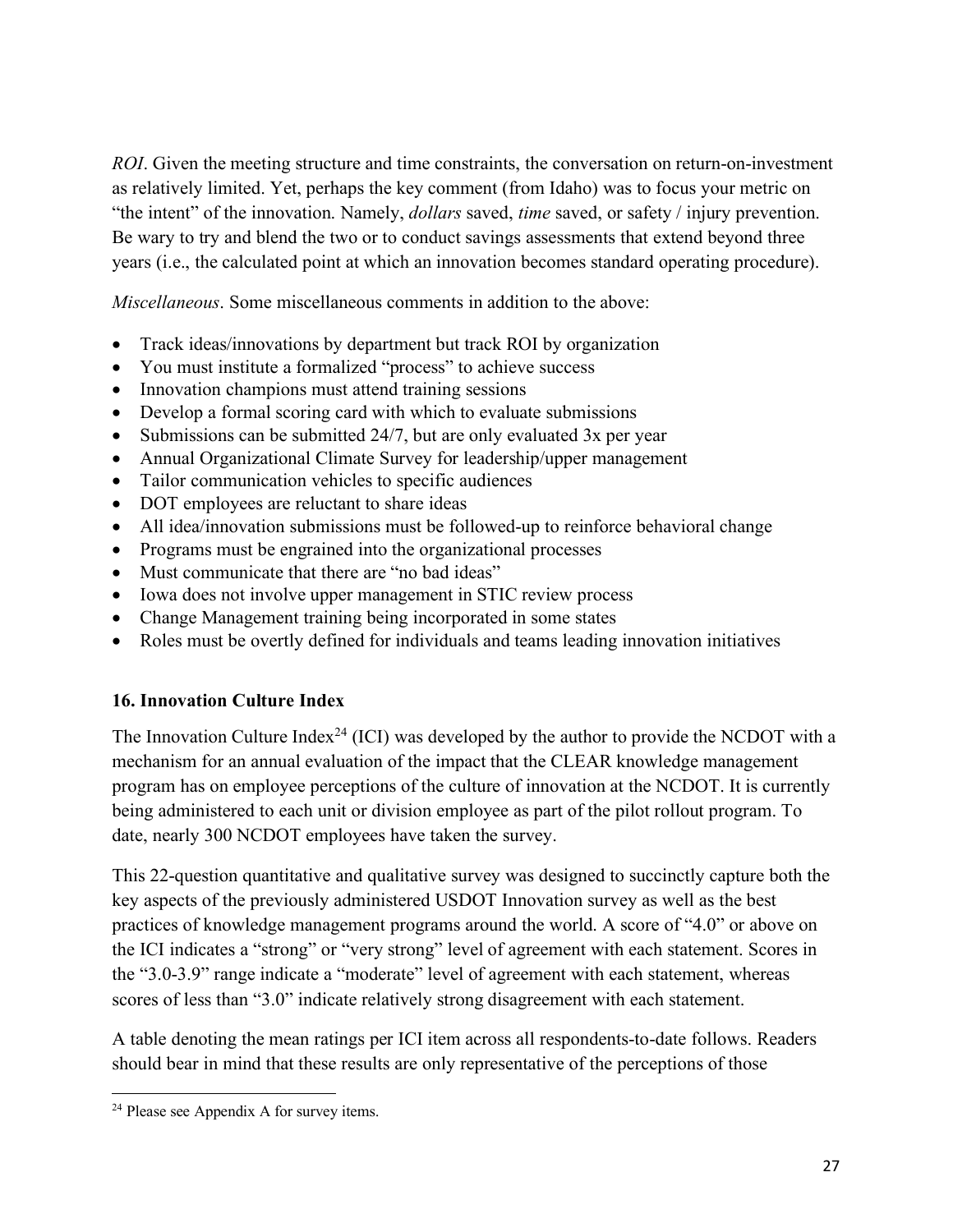*ROI*. Given the meeting structure and time constraints, the conversation on return-on-investment as relatively limited. Yet, perhaps the key comment (from Idaho) was to focus your metric on "the intent" of the innovation. Namely, *dollars* saved, *time* saved, or safety / injury prevention. Be wary to try and blend the two or to conduct savings assessments that extend beyond three years (i.e., the calculated point at which an innovation becomes standard operating procedure).

*Miscellaneous*. Some miscellaneous comments in addition to the above:

- Track ideas/innovations by department but track ROI by organization
- You must institute a formalized "process" to achieve success
- Innovation champions must attend training sessions
- Develop a formal scoring card with which to evaluate submissions
- Submissions can be submitted 24/7, but are only evaluated 3x per year
- Annual Organizational Climate Survey for leadership/upper management
- Tailor communication vehicles to specific audiences
- DOT employees are reluctant to share ideas
- All idea/innovation submissions must be followed-up to reinforce behavioral change
- Programs must be engrained into the organizational processes
- Must communicate that there are "no bad ideas"
- Iowa does not involve upper management in STIC review process
- Change Management training being incorporated in some states
- Roles must be overtly defined for individuals and teams leading innovation initiatives

## 16. Innovation Culture Index

The Innovation Culture Index[24] (ICI) was developed by the author to provide the NCDOT with a mechanism for an annual evaluation of the impact that the CLEAR knowledge management program has on employee perceptions of the culture of innovation at the NCDOT. It is currently being administered to each unit or division employee as part of the pilot rollout program. To date, nearly 300 NCDOT employees have taken the survey.

This 22-question quantitative and qualitative survey was designed to succinctly capture both the key aspects of the previously administered USDOT Innovation survey as well as the best practices of knowledge management programs around the world. A score of "4.0" or above on the ICI indicates a "strong" or "very strong" level of agreement with each statement. Scores in the "3.0-3.9" range indicate a "moderate" level of agreement with each statement, whereas scores of less than "3.0" indicate relatively strong disagreement with each statement.

A table denoting the mean ratings per ICI item across all respondents-to-date follows. Readers should bear in mind that these results are only representative of the perceptions of those

[24] Please see Appendix A for survey items.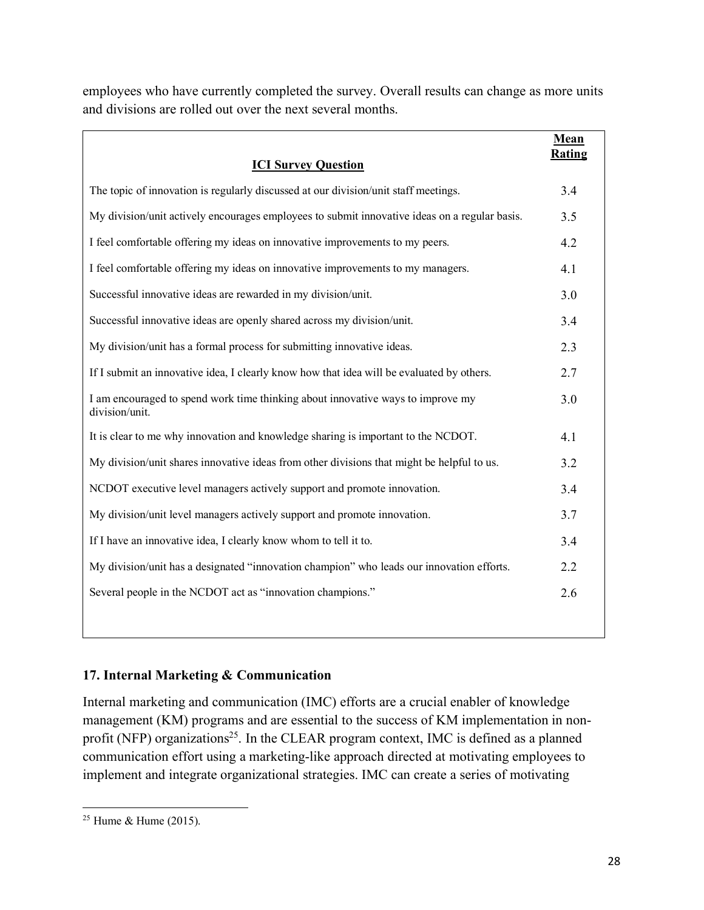employees who have currently completed the survey. Overall results can change as more units and divisions are rolled out over the next several months.

| ICI Survey Question | Mean Rating |
| --- | --- |
| The topic of innovation is regularly discussed at our division/unit staff meetings. | 3.4 |
| My division/unit actively encourages employees to submit innovative ideas on a regular basis. | 3.5 |
| I feel comfortable offering my ideas on innovative improvements to my peers. | 4.2 |
| I feel comfortable offering my ideas on innovative improvements to my managers. | 4.1 |
| Successful innovative ideas are rewarded in my division/unit. | 3.0 |
| Successful innovative ideas are openly shared across my division/unit. | 3.4 |
| My division/unit has a formal process for submitting innovative ideas. | 2.3 |
| If I submit an innovative idea, I clearly know how that idea will be evaluated by others. | 2.7 |
| I am encouraged to spend work time thinking about innovative ways to improve my division/unit. | 3.0 |
| It is clear to me why innovation and knowledge sharing is important to the NCDOT. | 4.1 |
| My division/unit shares innovative ideas from other divisions that might be helpful to us. | 3.2 |
| NCDOT executive level managers actively support and promote innovation. | 3.4 |
| My division/unit level managers actively support and promote innovation. | 3.7 |
| If I have an innovative idea, I clearly know whom to tell it to. | 3.4 |
| My division/unit has a designated "innovation champion" who leads our innovation efforts. | 2.2 |
| Several people in the NCDOT act as "innovation champions." | 2.6 |

## 17. Internal Marketing & Communication

Internal marketing and communication (IMC) efforts are a crucial enabler of knowledge management (KM) programs and are essential to the success of KM implementation in non-profit (NFP) organizations[25]. In the CLEAR program context, IMC is defined as a planned communication effort using a marketing-like approach directed at motivating employees to implement and integrate organizational strategies. IMC can create a series of motivating

[25] Hume & Hume (2015).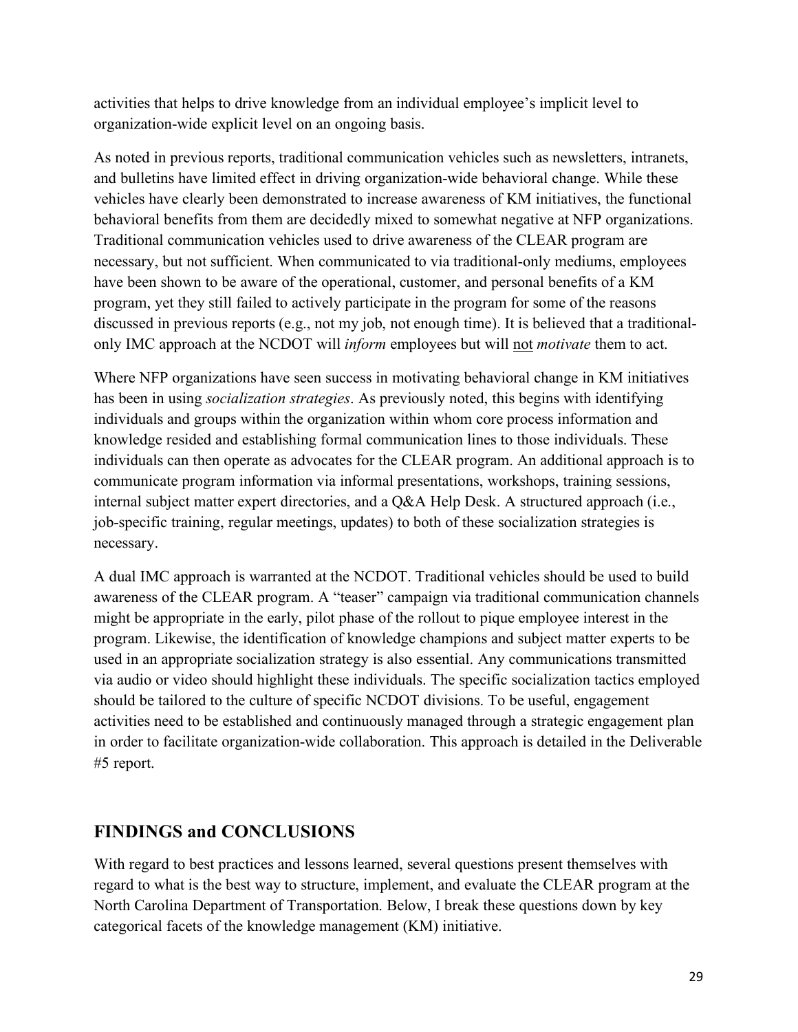activities that helps to drive knowledge from an individual employee's implicit level to organization-wide explicit level on an ongoing basis.

As noted in previous reports, traditional communication vehicles such as newsletters, intranets, and bulletins have limited effect in driving organization-wide behavioral change. While these vehicles have clearly been demonstrated to increase awareness of KM initiatives, the functional behavioral benefits from them are decidedly mixed to somewhat negative at NFP organizations. Traditional communication vehicles used to drive awareness of the CLEAR program are necessary, but not sufficient. When communicated to via traditional-only mediums, employees have been shown to be aware of the operational, customer, and personal benefits of a KM program, yet they still failed to actively participate in the program for some of the reasons discussed in previous reports (e.g., not my job, not enough time). It is believed that a traditional-only IMC approach at the NCDOT will *inform* employees but will <u>not</u> *motivate* them to act.

Where NFP organizations have seen success in motivating behavioral change in KM initiatives has been in using *socialization strategies*. As previously noted, this begins with identifying individuals and groups within the organization within whom core process information and knowledge resided and establishing formal communication lines to those individuals. These individuals can then operate as advocates for the CLEAR program. An additional approach is to communicate program information via informal presentations, workshops, training sessions, internal subject matter expert directories, and a Q&A Help Desk. A structured approach (i.e., job-specific training, regular meetings, updates) to both of these socialization strategies is necessary.

A dual IMC approach is warranted at the NCDOT. Traditional vehicles should be used to build awareness of the CLEAR program. A "teaser" campaign via traditional communication channels might be appropriate in the early, pilot phase of the rollout to pique employee interest in the program. Likewise, the identification of knowledge champions and subject matter experts to be used in an appropriate socialization strategy is also essential. Any communications transmitted via audio or video should highlight these individuals. The specific socialization tactics employed should be tailored to the culture of specific NCDOT divisions. To be useful, engagement activities need to be established and continuously managed through a strategic engagement plan in order to facilitate organization-wide collaboration. This approach is detailed in the Deliverable #5 report.

## FINDINGS and CONCLUSIONS

With regard to best practices and lessons learned, several questions present themselves with regard to what is the best way to structure, implement, and evaluate the CLEAR program at the North Carolina Department of Transportation. Below, I break these questions down by key categorical facets of the knowledge management (KM) initiative.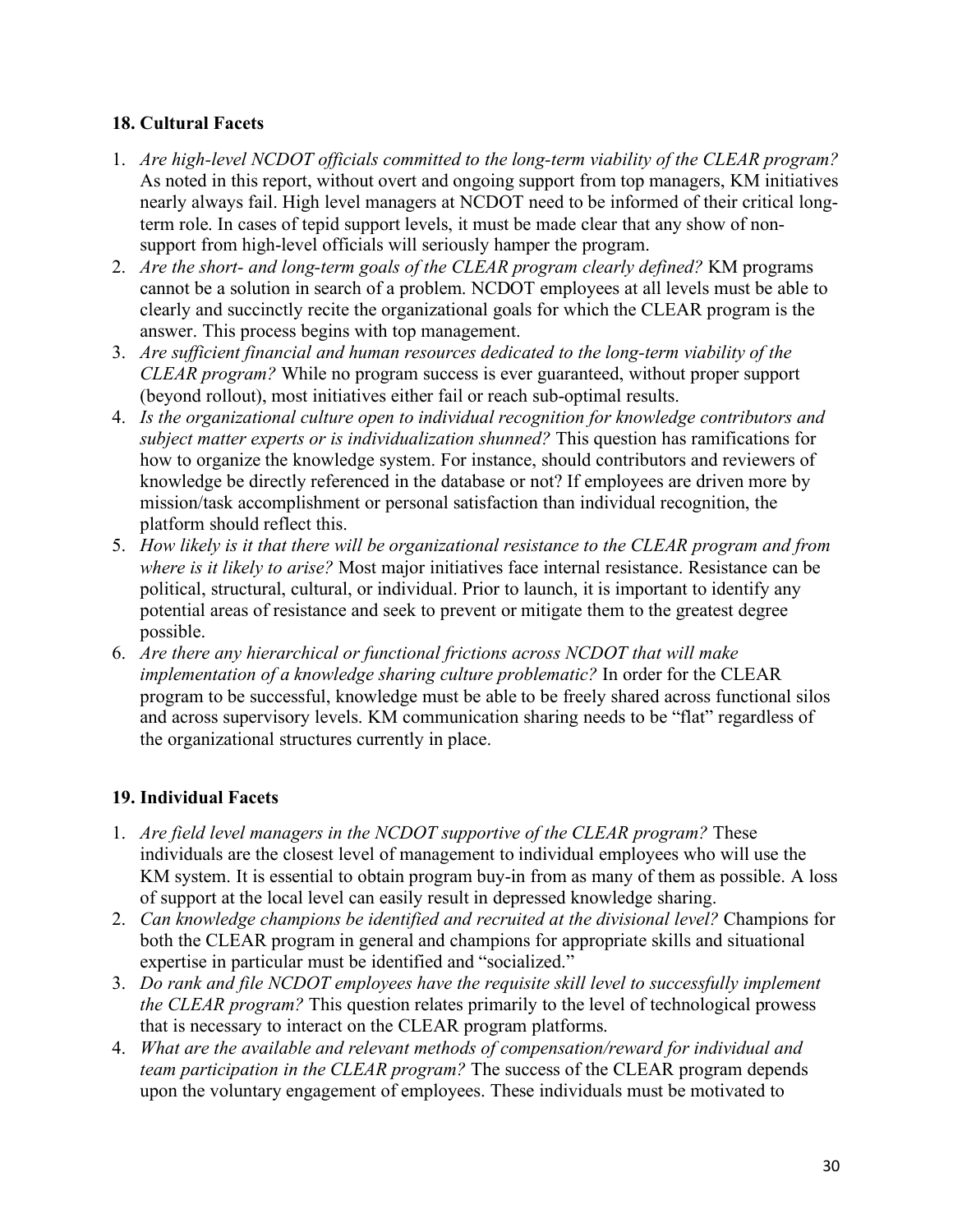## 18. Cultural Facets

1. *Are high-level NCDOT officials committed to the long-term viability of the CLEAR program?* As noted in this report, without overt and ongoing support from top managers, KM initiatives nearly always fail. High level managers at NCDOT need to be informed of their critical long-term role. In cases of tepid support levels, it must be made clear that any show of non-support from high-level officials will seriously hamper the program.
2. *Are the short- and long-term goals of the CLEAR program clearly defined?* KM programs cannot be a solution in search of a problem. NCDOT employees at all levels must be able to clearly and succinctly recite the organizational goals for which the CLEAR program is the answer. This process begins with top management.
3. *Are sufficient financial and human resources dedicated to the long-term viability of the CLEAR program?* While no program success is ever guaranteed, without proper support (beyond rollout), most initiatives either fail or reach sub-optimal results.
4. *Is the organizational culture open to individual recognition for knowledge contributors and subject matter experts or is individualization shunned?* This question has ramifications for how to organize the knowledge system. For instance, should contributors and reviewers of knowledge be directly referenced in the database or not? If employees are driven more by mission/task accomplishment or personal satisfaction than individual recognition, the platform should reflect this.
5. *How likely is it that there will be organizational resistance to the CLEAR program and from where is it likely to arise?* Most major initiatives face internal resistance. Resistance can be political, structural, cultural, or individual. Prior to launch, it is important to identify any potential areas of resistance and seek to prevent or mitigate them to the greatest degree possible.
6. *Are there any hierarchical or functional frictions across NCDOT that will make implementation of a knowledge sharing culture problematic?* In order for the CLEAR program to be successful, knowledge must be able to be freely shared across functional silos and across supervisory levels. KM communication sharing needs to be "flat" regardless of the organizational structures currently in place.

## 19. Individual Facets

1. *Are field level managers in the NCDOT supportive of the CLEAR program?* These individuals are the closest level of management to individual employees who will use the KM system. It is essential to obtain program buy-in from as many of them as possible. A loss of support at the local level can easily result in depressed knowledge sharing.
2. *Can knowledge champions be identified and recruited at the divisional level?* Champions for both the CLEAR program in general and champions for appropriate skills and situational expertise in particular must be identified and "socialized."
3. *Do rank and file NCDOT employees have the requisite skill level to successfully implement the CLEAR program?* This question relates primarily to the level of technological prowess that is necessary to interact on the CLEAR program platforms.
4. *What are the available and relevant methods of compensation/reward for individual and team participation in the CLEAR program?* The success of the CLEAR program depends upon the voluntary engagement of employees. These individuals must be motivated to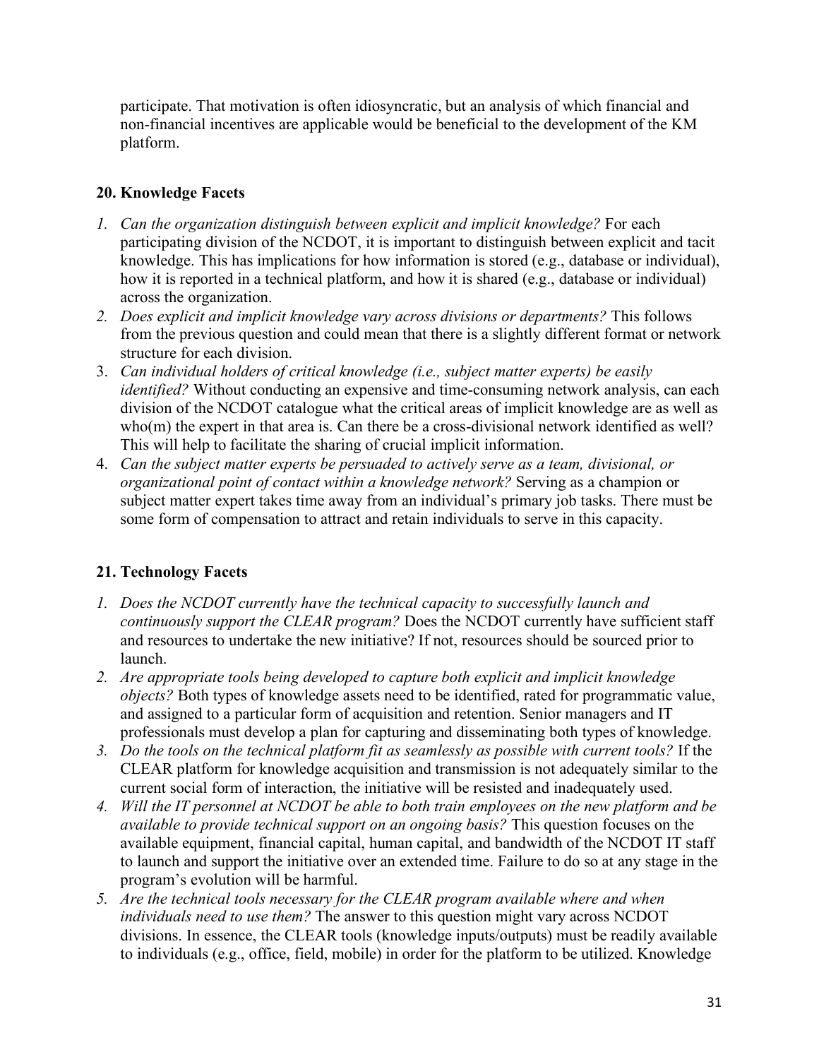participate. That motivation is often idiosyncratic, but an analysis of which financial and non-financial incentives are applicable would be beneficial to the development of the KM platform.

## 20. Knowledge Facets

1. *Can the organization distinguish between explicit and implicit knowledge?* For each participating division of the NCDOT, it is important to distinguish between explicit and tacit knowledge. This has implications for how information is stored (e.g., database or individual), how it is reported in a technical platform, and how it is shared (e.g., database or individual) across the organization.
2. *Does explicit and implicit knowledge vary across divisions or departments?* This follows from the previous question and could mean that there is a slightly different format or network structure for each division.
3. *Can individual holders of critical knowledge (i.e., subject matter experts) be easily identified?* Without conducting an expensive and time-consuming network analysis, can each division of the NCDOT catalogue what the critical areas of implicit knowledge are as well as who(m) the expert in that area is. Can there be a cross-divisional network identified as well? This will help to facilitate the sharing of crucial implicit information.
4. *Can the subject matter experts be persuaded to actively serve as a team, divisional, or organizational point of contact within a knowledge network?* Serving as a champion or subject matter expert takes time away from an individual's primary job tasks. There must be some form of compensation to attract and retain individuals to serve in this capacity.

## 21. Technology Facets

1. *Does the NCDOT currently have the technical capacity to successfully launch and continuously support the CLEAR program?* Does the NCDOT currently have sufficient staff and resources to undertake the new initiative? If not, resources should be sourced prior to launch.
2. *Are appropriate tools being developed to capture both explicit and implicit knowledge objects?* Both types of knowledge assets need to be identified, rated for programmatic value, and assigned to a particular form of acquisition and retention. Senior managers and IT professionals must develop a plan for capturing and disseminating both types of knowledge.
3. *Do the tools on the technical platform fit as seamlessly as possible with current tools?* If the CLEAR platform for knowledge acquisition and transmission is not adequately similar to the current social form of interaction, the initiative will be resisted and inadequately used.
4. *Will the IT personnel at NCDOT be able to both train employees on the new platform and be available to provide technical support on an ongoing basis?* This question focuses on the available equipment, financial capital, human capital, and bandwidth of the NCDOT IT staff to launch and support the initiative over an extended time. Failure to do so at any stage in the program's evolution will be harmful.
5. *Are the technical tools necessary for the CLEAR program available where and when individuals need to use them?* The answer to this question might vary across NCDOT divisions. In essence, the CLEAR tools (knowledge inputs/outputs) must be readily available to individuals (e.g., office, field, mobile) in order for the platform to be utilized. Knowledge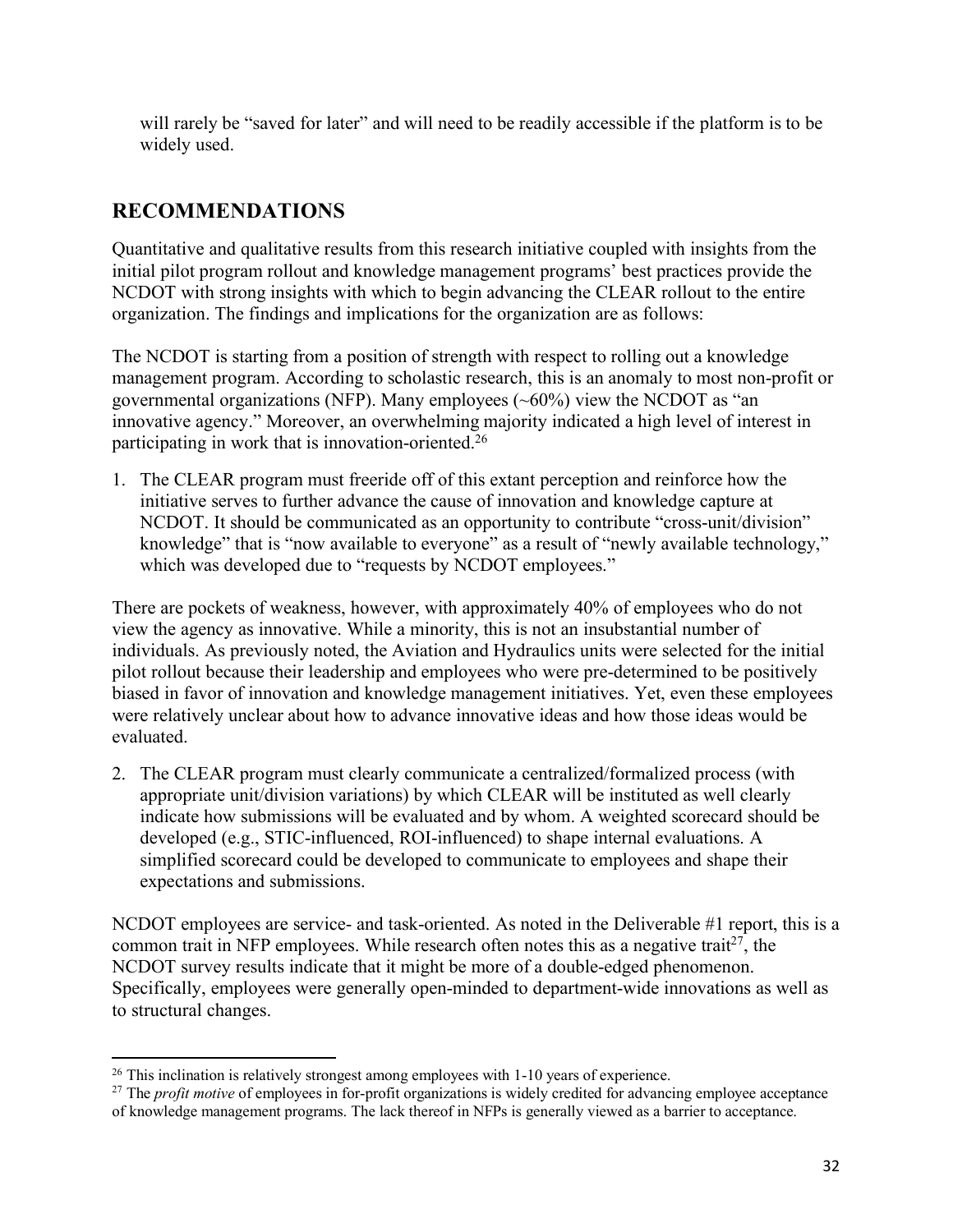will rarely be "saved for later" and will need to be readily accessible if the platform is to be widely used.

## RECOMMENDATIONS

Quantitative and qualitative results from this research initiative coupled with insights from the initial pilot program rollout and knowledge management programs' best practices provide the NCDOT with strong insights with which to begin advancing the CLEAR rollout to the entire organization. The findings and implications for the organization are as follows:

The NCDOT is starting from a position of strength with respect to rolling out a knowledge management program. According to scholastic research, this is an anomaly to most non-profit or governmental organizations (NFP). Many employees (~60%) view the NCDOT as "an innovative agency." Moreover, an overwhelming majority indicated a high level of interest in participating in work that is innovation-oriented.[26]

1. The CLEAR program must freeride off of this extant perception and reinforce how the initiative serves to further advance the cause of innovation and knowledge capture at NCDOT. It should be communicated as an opportunity to contribute "cross-unit/division" knowledge" that is "now available to everyone" as a result of "newly available technology," which was developed due to "requests by NCDOT employees."

There are pockets of weakness, however, with approximately 40% of employees who do not view the agency as innovative. While a minority, this is not an insubstantial number of individuals. As previously noted, the Aviation and Hydraulics units were selected for the initial pilot rollout because their leadership and employees who were pre-determined to be positively biased in favor of innovation and knowledge management initiatives. Yet, even these employees were relatively unclear about how to advance innovative ideas and how those ideas would be evaluated.

2. The CLEAR program must clearly communicate a centralized/formalized process (with appropriate unit/division variations) by which CLEAR will be instituted as well clearly indicate how submissions will be evaluated and by whom. A weighted scorecard should be developed (e.g., STIC-influenced, ROI-influenced) to shape internal evaluations. A simplified scorecard could be developed to communicate to employees and shape their expectations and submissions.

NCDOT employees are service- and task-oriented. As noted in the Deliverable #1 report, this is a common trait in NFP employees. While research often notes this as a negative trait[27], the NCDOT survey results indicate that it might be more of a double-edged phenomenon. Specifically, employees were generally open-minded to department-wide innovations as well as to structural changes.

---

[26] This inclination is relatively strongest among employees with 1-10 years of experience.

[27] The *profit motive* of employees in for-profit organizations is widely credited for advancing employee acceptance of knowledge management programs. The lack thereof in NFPs is generally viewed as a barrier to acceptance.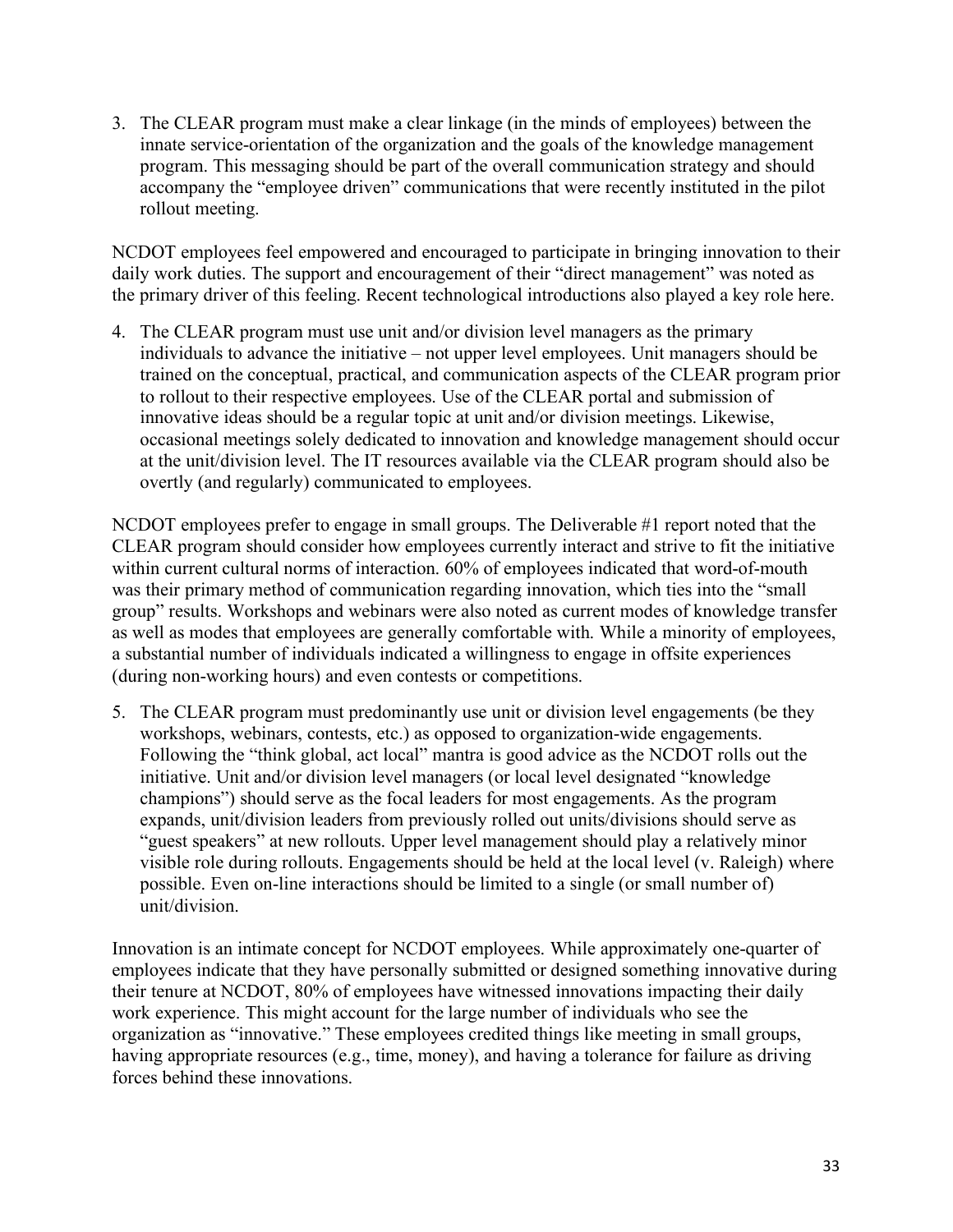3. The CLEAR program must make a clear linkage (in the minds of employees) between the innate service-orientation of the organization and the goals of the knowledge management program. This messaging should be part of the overall communication strategy and should accompany the "employee driven" communications that were recently instituted in the pilot rollout meeting.

NCDOT employees feel empowered and encouraged to participate in bringing innovation to their daily work duties. The support and encouragement of their "direct management" was noted as the primary driver of this feeling. Recent technological introductions also played a key role here.

4. The CLEAR program must use unit and/or division level managers as the primary individuals to advance the initiative – not upper level employees. Unit managers should be trained on the conceptual, practical, and communication aspects of the CLEAR program prior to rollout to their respective employees. Use of the CLEAR portal and submission of innovative ideas should be a regular topic at unit and/or division meetings. Likewise, occasional meetings solely dedicated to innovation and knowledge management should occur at the unit/division level. The IT resources available via the CLEAR program should also be overtly (and regularly) communicated to employees.

NCDOT employees prefer to engage in small groups. The Deliverable #1 report noted that the CLEAR program should consider how employees currently interact and strive to fit the initiative within current cultural norms of interaction. 60% of employees indicated that word-of-mouth was their primary method of communication regarding innovation, which ties into the "small group" results. Workshops and webinars were also noted as current modes of knowledge transfer as well as modes that employees are generally comfortable with. While a minority of employees, a substantial number of individuals indicated a willingness to engage in offsite experiences (during non-working hours) and even contests or competitions.

5. The CLEAR program must predominantly use unit or division level engagements (be they workshops, webinars, contests, etc.) as opposed to organization-wide engagements. Following the "think global, act local" mantra is good advice as the NCDOT rolls out the initiative. Unit and/or division level managers (or local level designated "knowledge champions") should serve as the focal leaders for most engagements. As the program expands, unit/division leaders from previously rolled out units/divisions should serve as "guest speakers" at new rollouts. Upper level management should play a relatively minor visible role during rollouts. Engagements should be held at the local level (v. Raleigh) where possible. Even on-line interactions should be limited to a single (or small number of) unit/division.

Innovation is an intimate concept for NCDOT employees. While approximately one-quarter of employees indicate that they have personally submitted or designed something innovative during their tenure at NCDOT, 80% of employees have witnessed innovations impacting their daily work experience. This might account for the large number of individuals who see the organization as "innovative." These employees credited things like meeting in small groups, having appropriate resources (e.g., time, money), and having a tolerance for failure as driving forces behind these innovations.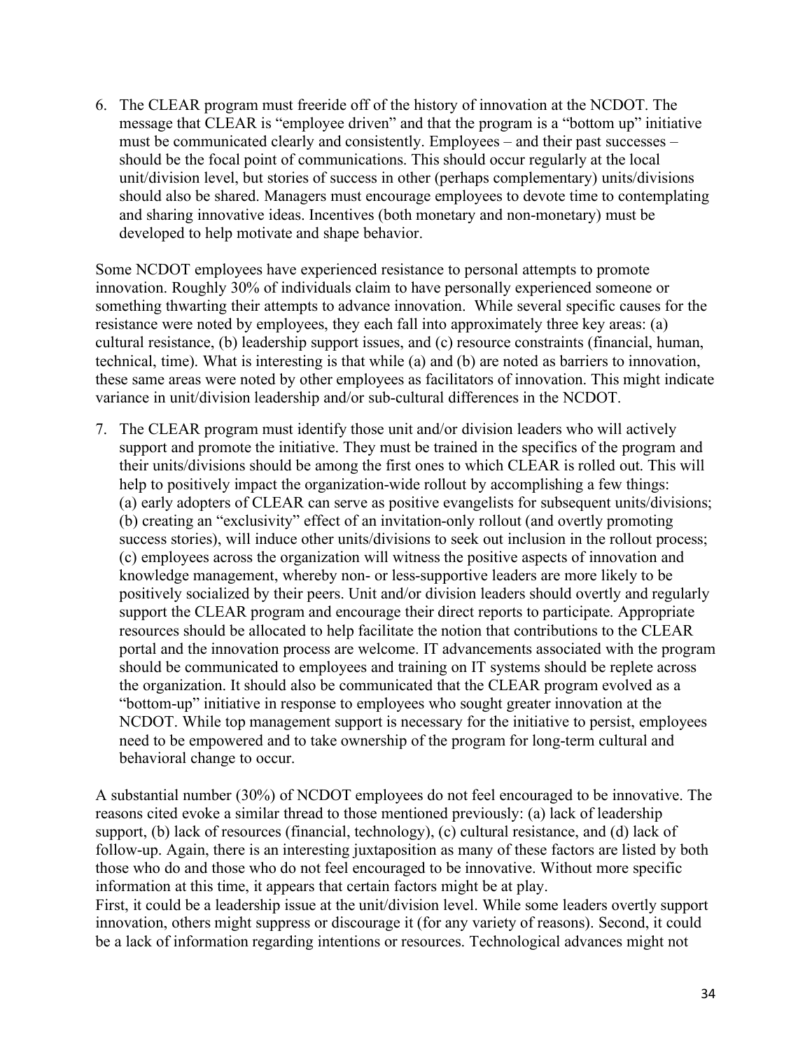6. The CLEAR program must freeride off of the history of innovation at the NCDOT. The message that CLEAR is "employee driven" and that the program is a "bottom up" initiative must be communicated clearly and consistently. Employees – and their past successes – should be the focal point of communications. This should occur regularly at the local unit/division level, but stories of success in other (perhaps complementary) units/divisions should also be shared. Managers must encourage employees to devote time to contemplating and sharing innovative ideas. Incentives (both monetary and non-monetary) must be developed to help motivate and shape behavior.

Some NCDOT employees have experienced resistance to personal attempts to promote innovation. Roughly 30% of individuals claim to have personally experienced someone or something thwarting their attempts to advance innovation. While several specific causes for the resistance were noted by employees, they each fall into approximately three key areas: (a) cultural resistance, (b) leadership support issues, and (c) resource constraints (financial, human, technical, time). What is interesting is that while (a) and (b) are noted as barriers to innovation, these same areas were noted by other employees as facilitators of innovation. This might indicate variance in unit/division leadership and/or sub-cultural differences in the NCDOT.

7. The CLEAR program must identify those unit and/or division leaders who will actively support and promote the initiative. They must be trained in the specifics of the program and their units/divisions should be among the first ones to which CLEAR is rolled out. This will help to positively impact the organization-wide rollout by accomplishing a few things: (a) early adopters of CLEAR can serve as positive evangelists for subsequent units/divisions; (b) creating an "exclusivity" effect of an invitation-only rollout (and overtly promoting success stories), will induce other units/divisions to seek out inclusion in the rollout process; (c) employees across the organization will witness the positive aspects of innovation and knowledge management, whereby non- or less-supportive leaders are more likely to be positively socialized by their peers. Unit and/or division leaders should overtly and regularly support the CLEAR program and encourage their direct reports to participate. Appropriate resources should be allocated to help facilitate the notion that contributions to the CLEAR portal and the innovation process are welcome. IT advancements associated with the program should be communicated to employees and training on IT systems should be replete across the organization. It should also be communicated that the CLEAR program evolved as a "bottom-up" initiative in response to employees who sought greater innovation at the NCDOT. While top management support is necessary for the initiative to persist, employees need to be empowered and to take ownership of the program for long-term cultural and behavioral change to occur.

A substantial number (30%) of NCDOT employees do not feel encouraged to be innovative. The reasons cited evoke a similar thread to those mentioned previously: (a) lack of leadership support, (b) lack of resources (financial, technology), (c) cultural resistance, and (d) lack of follow-up. Again, there is an interesting juxtaposition as many of these factors are listed by both those who do and those who do not feel encouraged to be innovative. Without more specific information at this time, it appears that certain factors might be at play.

First, it could be a leadership issue at the unit/division level. While some leaders overtly support innovation, others might suppress or discourage it (for any variety of reasons). Second, it could be a lack of information regarding intentions or resources. Technological advances might not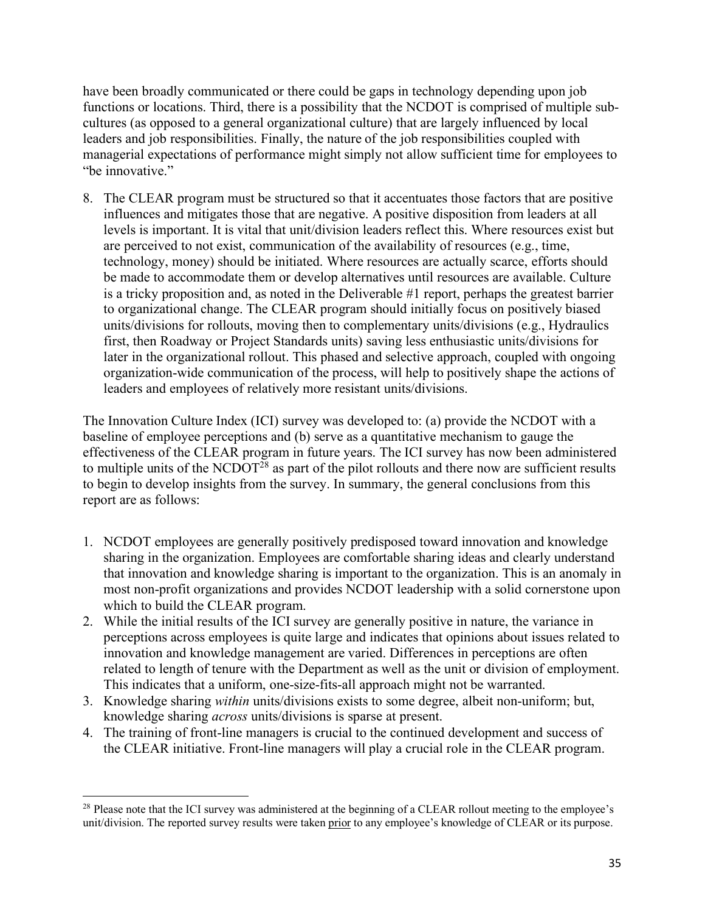have been broadly communicated or there could be gaps in technology depending upon job functions or locations. Third, there is a possibility that the NCDOT is comprised of multiple sub-cultures (as opposed to a general organizational culture) that are largely influenced by local leaders and job responsibilities. Finally, the nature of the job responsibilities coupled with managerial expectations of performance might simply not allow sufficient time for employees to "be innovative."

8. The CLEAR program must be structured so that it accentuates those factors that are positive influences and mitigates those that are negative. A positive disposition from leaders at all levels is important. It is vital that unit/division leaders reflect this. Where resources exist but are perceived to not exist, communication of the availability of resources (e.g., time, technology, money) should be initiated. Where resources are actually scarce, efforts should be made to accommodate them or develop alternatives until resources are available. Culture is a tricky proposition and, as noted in the Deliverable #1 report, perhaps the greatest barrier to organizational change. The CLEAR program should initially focus on positively biased units/divisions for rollouts, moving then to complementary units/divisions (e.g., Hydraulics first, then Roadway or Project Standards units) saving less enthusiastic units/divisions for later in the organizational rollout. This phased and selective approach, coupled with ongoing organization-wide communication of the process, will help to positively shape the actions of leaders and employees of relatively more resistant units/divisions.

The Innovation Culture Index (ICI) survey was developed to: (a) provide the NCDOT with a baseline of employee perceptions and (b) serve as a quantitative mechanism to gauge the effectiveness of the CLEAR program in future years. The ICI survey has now been administered to multiple units of the NCDOT[28] as part of the pilot rollouts and there now are sufficient results to begin to develop insights from the survey. In summary, the general conclusions from this report are as follows:

1. NCDOT employees are generally positively predisposed toward innovation and knowledge sharing in the organization. Employees are comfortable sharing ideas and clearly understand that innovation and knowledge sharing is important to the organization. This is an anomaly in most non-profit organizations and provides NCDOT leadership with a solid cornerstone upon which to build the CLEAR program.
2. While the initial results of the ICI survey are generally positive in nature, the variance in perceptions across employees is quite large and indicates that opinions about issues related to innovation and knowledge management are varied. Differences in perceptions are often related to length of tenure with the Department as well as the unit or division of employment. This indicates that a uniform, one-size-fits-all approach might not be warranted.
3. Knowledge sharing *within* units/divisions exists to some degree, albeit non-uniform; but, knowledge sharing *across* units/divisions is sparse at present.
4. The training of front-line managers is crucial to the continued development and success of the CLEAR initiative. Front-line managers will play a crucial role in the CLEAR program.

[28] Please note that the ICI survey was administered at the beginning of a CLEAR rollout meeting to the employee's unit/division. The reported survey results were taken <u>prior</u> to any employee's knowledge of CLEAR or its purpose.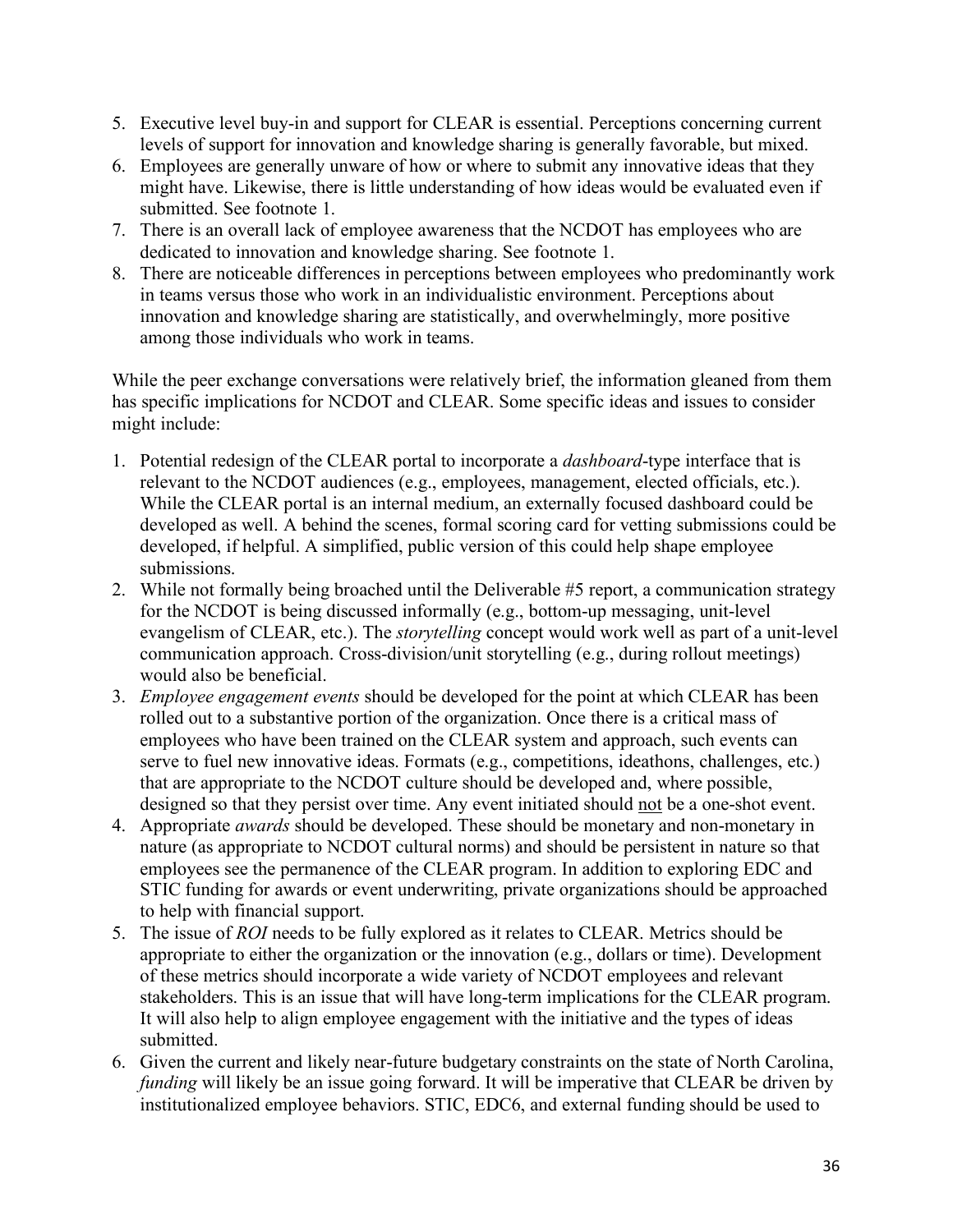5. Executive level buy-in and support for CLEAR is essential. Perceptions concerning current levels of support for innovation and knowledge sharing is generally favorable, but mixed.
6. Employees are generally unaware of how or where to submit any innovative ideas that they might have. Likewise, there is little understanding of how ideas would be evaluated even if submitted. See footnote 1.
7. There is an overall lack of employee awareness that the NCDOT has employees who are dedicated to innovation and knowledge sharing. See footnote 1.
8. There are noticeable differences in perceptions between employees who predominantly work in teams versus those who work in an individualistic environment. Perceptions about innovation and knowledge sharing are statistically, and overwhelmingly, more positive among those individuals who work in teams.

While the peer exchange conversations were relatively brief, the information gleaned from them has specific implications for NCDOT and CLEAR. Some specific ideas and issues to consider might include:

1. Potential redesign of the CLEAR portal to incorporate a *dashboard*-type interface that is relevant to the NCDOT audiences (e.g., employees, management, elected officials, etc.). While the CLEAR portal is an internal medium, an externally focused dashboard could be developed as well. A behind the scenes, formal scoring card for vetting submissions could be developed, if helpful. A simplified, public version of this could help shape employee submissions.
2. While not formally being broached until the Deliverable #5 report, a communication strategy for the NCDOT is being discussed informally (e.g., bottom-up messaging, unit-level evangelism of CLEAR, etc.). The *storytelling* concept would work well as part of a unit-level communication approach. Cross-division/unit storytelling (e.g., during rollout meetings) would also be beneficial.
3. *Employee engagement events* should be developed for the point at which CLEAR has been rolled out to a substantive portion of the organization. Once there is a critical mass of employees who have been trained on the CLEAR system and approach, such events can serve to fuel new innovative ideas. Formats (e.g., competitions, ideathons, challenges, etc.) that are appropriate to the NCDOT culture should be developed and, where possible, designed so that they persist over time. Any event initiated should <u>not</u> be a one-shot event.
4. Appropriate *awards* should be developed. These should be monetary and non-monetary in nature (as appropriate to NCDOT cultural norms) and should be persistent in nature so that employees see the permanence of the CLEAR program. In addition to exploring EDC and STIC funding for awards or event underwriting, private organizations should be approached to help with financial support.
5. The issue of *ROI* needs to be fully explored as it relates to CLEAR. Metrics should be appropriate to either the organization or the innovation (e.g., dollars or time). Development of these metrics should incorporate a wide variety of NCDOT employees and relevant stakeholders. This is an issue that will have long-term implications for the CLEAR program. It will also help to align employee engagement with the initiative and the types of ideas submitted.
6. Given the current and likely near-future budgetary constraints on the state of North Carolina, *funding* will likely be an issue going forward. It will be imperative that CLEAR be driven by institutionalized employee behaviors. STIC, EDC6, and external funding should be used to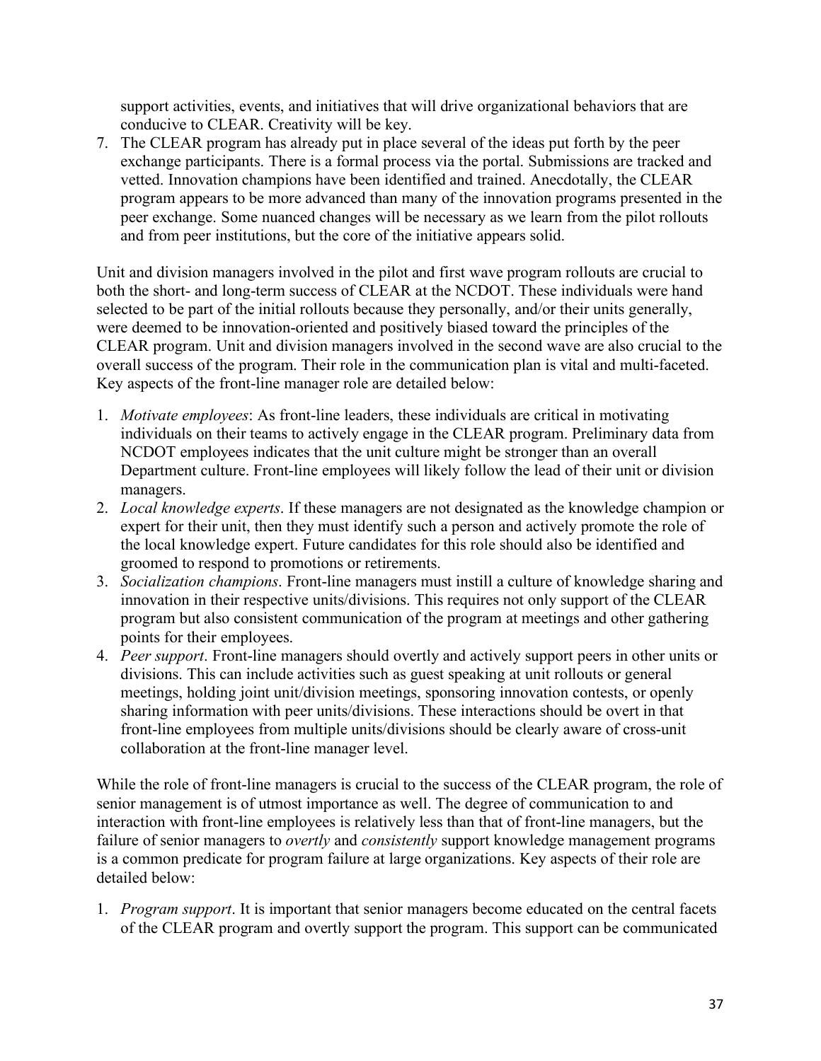support activities, events, and initiatives that will drive organizational behaviors that are conducive to CLEAR. Creativity will be key.

7. The CLEAR program has already put in place several of the ideas put forth by the peer exchange participants. There is a formal process via the portal. Submissions are tracked and vetted. Innovation champions have been identified and trained. Anecdotally, the CLEAR program appears to be more advanced than many of the innovation programs presented in the peer exchange. Some nuanced changes will be necessary as we learn from the pilot rollouts and from peer institutions, but the core of the initiative appears solid.

Unit and division managers involved in the pilot and first wave program rollouts are crucial to both the short- and long-term success of CLEAR at the NCDOT. These individuals were hand selected to be part of the initial rollouts because they personally, and/or their units generally, were deemed to be innovation-oriented and positively biased toward the principles of the CLEAR program. Unit and division managers involved in the second wave are also crucial to the overall success of the program. Their role in the communication plan is vital and multi-faceted. Key aspects of the front-line manager role are detailed below:

1. *Motivate employees*: As front-line leaders, these individuals are critical in motivating individuals on their teams to actively engage in the CLEAR program. Preliminary data from NCDOT employees indicates that the unit culture might be stronger than an overall Department culture. Front-line employees will likely follow the lead of their unit or division managers.
2. *Local knowledge experts*. If these managers are not designated as the knowledge champion or expert for their unit, then they must identify such a person and actively promote the role of the local knowledge expert. Future candidates for this role should also be identified and groomed to respond to promotions or retirements.
3. *Socialization champions*. Front-line managers must instill a culture of knowledge sharing and innovation in their respective units/divisions. This requires not only support of the CLEAR program but also consistent communication of the program at meetings and other gathering points for their employees.
4. *Peer support*. Front-line managers should overtly and actively support peers in other units or divisions. This can include activities such as guest speaking at unit rollouts or general meetings, holding joint unit/division meetings, sponsoring innovation contests, or openly sharing information with peer units/divisions. These interactions should be overt in that front-line employees from multiple units/divisions should be clearly aware of cross-unit collaboration at the front-line manager level.

While the role of front-line managers is crucial to the success of the CLEAR program, the role of senior management is of utmost importance as well. The degree of communication to and interaction with front-line employees is relatively less than that of front-line managers, but the failure of senior managers to *overtly* and *consistently* support knowledge management programs is a common predicate for program failure at large organizations. Key aspects of their role are detailed below:

1. *Program support*. It is important that senior managers become educated on the central facets of the CLEAR program and overtly support the program. This support can be communicated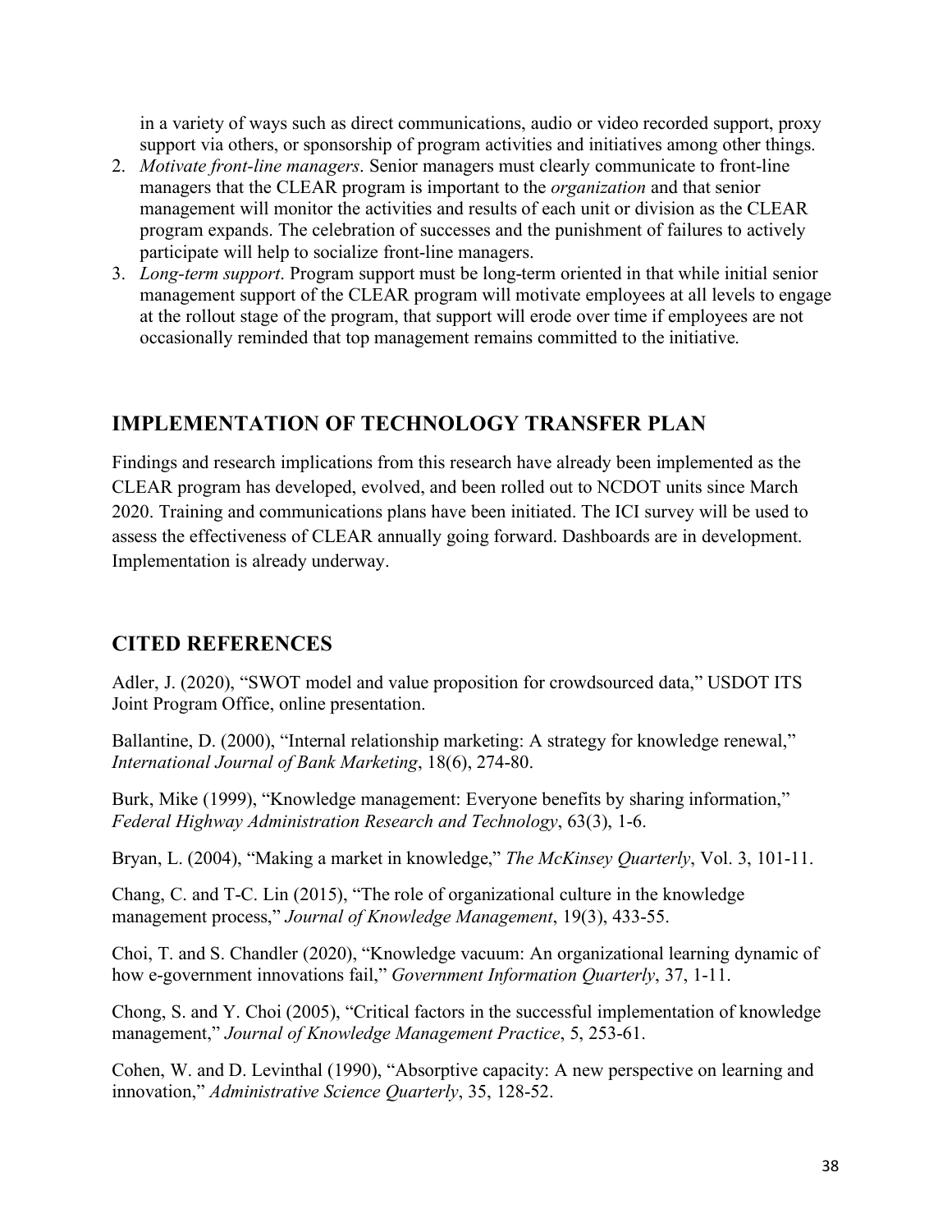in a variety of ways such as direct communications, audio or video recorded support, proxy support via others, or sponsorship of program activities and initiatives among other things.

2. *Motivate front-line managers*. Senior managers must clearly communicate to front-line managers that the CLEAR program is important to the *organization* and that senior management will monitor the activities and results of each unit or division as the CLEAR program expands. The celebration of successes and the punishment of failures to actively participate will help to socialize front-line managers.
3. *Long-term support*. Program support must be long-term oriented in that while initial senior management support of the CLEAR program will motivate employees at all levels to engage at the rollout stage of the program, that support will erode over time if employees are not occasionally reminded that top management remains committed to the initiative.

## IMPLEMENTATION OF TECHNOLOGY TRANSFER PLAN

Findings and research implications from this research have already been implemented as the CLEAR program has developed, evolved, and been rolled out to NCDOT units since March 2020. Training and communications plans have been initiated. The ICI survey will be used to assess the effectiveness of CLEAR annually going forward. Dashboards are in development. Implementation is already underway.

## CITED REFERENCES

Adler, J. (2020), "SWOT model and value proposition for crowdsourced data," USDOT ITS Joint Program Office, online presentation.

Ballantine, D. (2000), "Internal relationship marketing: A strategy for knowledge renewal," *International Journal of Bank Marketing*, 18(6), 274-80.

Burk, Mike (1999), "Knowledge management: Everyone benefits by sharing information," *Federal Highway Administration Research and Technology*, 63(3), 1-6.

Bryan, L. (2004), "Making a market in knowledge," *The McKinsey Quarterly*, Vol. 3, 101-11.

Chang, C. and T-C. Lin (2015), "The role of organizational culture in the knowledge management process," *Journal of Knowledge Management*, 19(3), 433-55.

Choi, T. and S. Chandler (2020), "Knowledge vacuum: An organizational learning dynamic of how e-government innovations fail," *Government Information Quarterly*, 37, 1-11.

Chong, S. and Y. Choi (2005), "Critical factors in the successful implementation of knowledge management," *Journal of Knowledge Management Practice*, 5, 253-61.

Cohen, W. and D. Levinthal (1990), "Absorptive capacity: A new perspective on learning and innovation," *Administrative Science Quarterly*, 35, 128-52.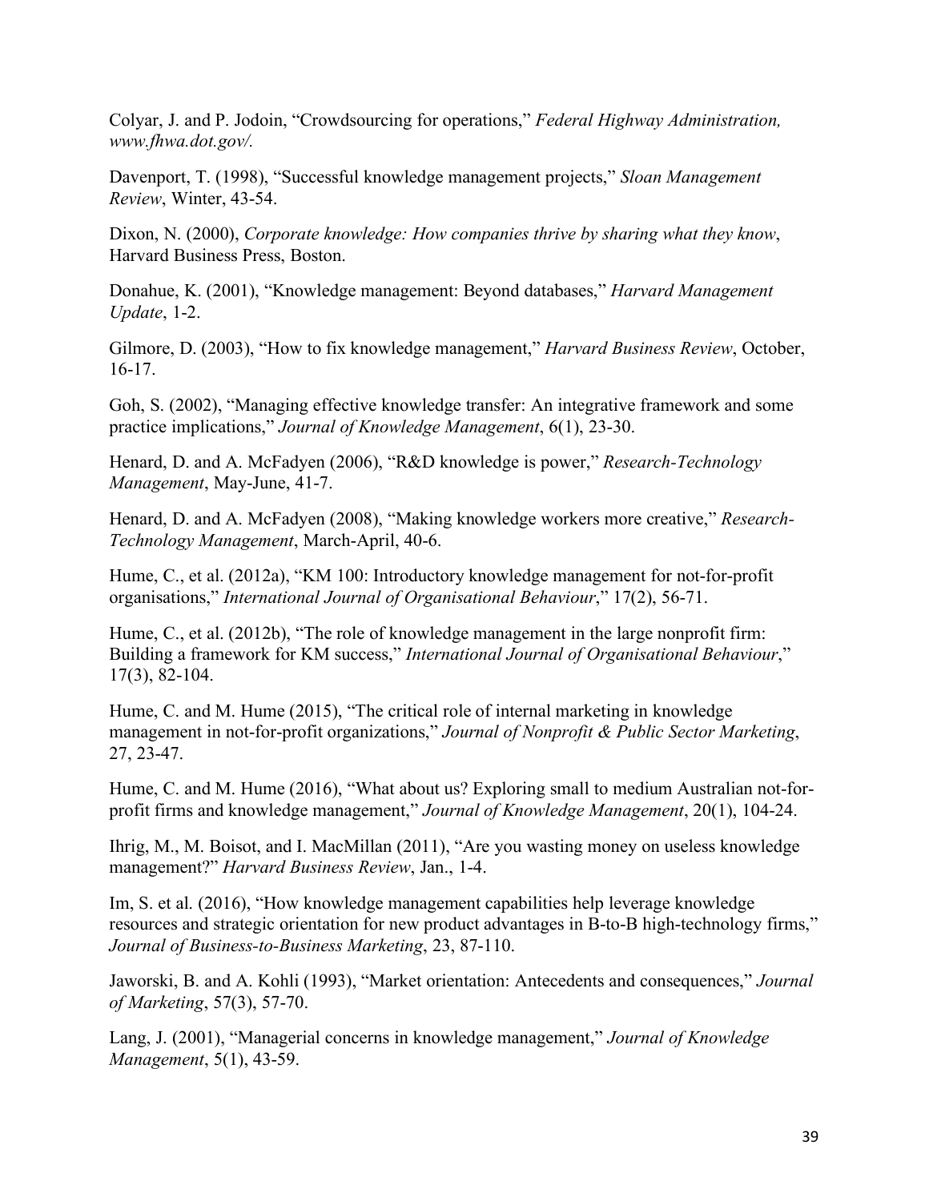Colyar, J. and P. Jodoin, "Crowdsourcing for operations," *Federal Highway Administration, www.fhwa.dot.gov/.*

Davenport, T. (1998), "Successful knowledge management projects," *Sloan Management Review*, Winter, 43-54.

Dixon, N. (2000), *Corporate knowledge: How companies thrive by sharing what they know*, Harvard Business Press, Boston.

Donahue, K. (2001), "Knowledge management: Beyond databases," *Harvard Management Update*, 1-2.

Gilmore, D. (2003), "How to fix knowledge management," *Harvard Business Review*, October, 16-17.

Goh, S. (2002), "Managing effective knowledge transfer: An integrative framework and some practice implications," *Journal of Knowledge Management*, 6(1), 23-30.

Henard, D. and A. McFadyen (2006), "R&D knowledge is power," *Research-Technology Management*, May-June, 41-7.

Henard, D. and A. McFadyen (2008), "Making knowledge workers more creative," *Research-Technology Management*, March-April, 40-6.

Hume, C., et al. (2012a), "KM 100: Introductory knowledge management for not-for-profit organisations," *International Journal of Organisational Behaviour*," 17(2), 56-71.

Hume, C., et al. (2012b), "The role of knowledge management in the large nonprofit firm: Building a framework for KM success," *International Journal of Organisational Behaviour*," 17(3), 82-104.

Hume, C. and M. Hume (2015), "The critical role of internal marketing in knowledge management in not-for-profit organizations," *Journal of Nonprofit & Public Sector Marketing*, 27, 23-47.

Hume, C. and M. Hume (2016), "What about us? Exploring small to medium Australian not-for-profit firms and knowledge management," *Journal of Knowledge Management*, 20(1), 104-24.

Ihrig, M., M. Boisot, and I. MacMillan (2011), "Are you wasting money on useless knowledge management?" *Harvard Business Review*, Jan., 1-4.

Im, S. et al. (2016), "How knowledge management capabilities help leverage knowledge resources and strategic orientation for new product advantages in B-to-B high-technology firms," *Journal of Business-to-Business Marketing*, 23, 87-110.

Jaworski, B. and A. Kohli (1993), "Market orientation: Antecedents and consequences," *Journal of Marketing*, 57(3), 57-70.

Lang, J. (2001), "Managerial concerns in knowledge management," *Journal of Knowledge Management*, 5(1), 43-59.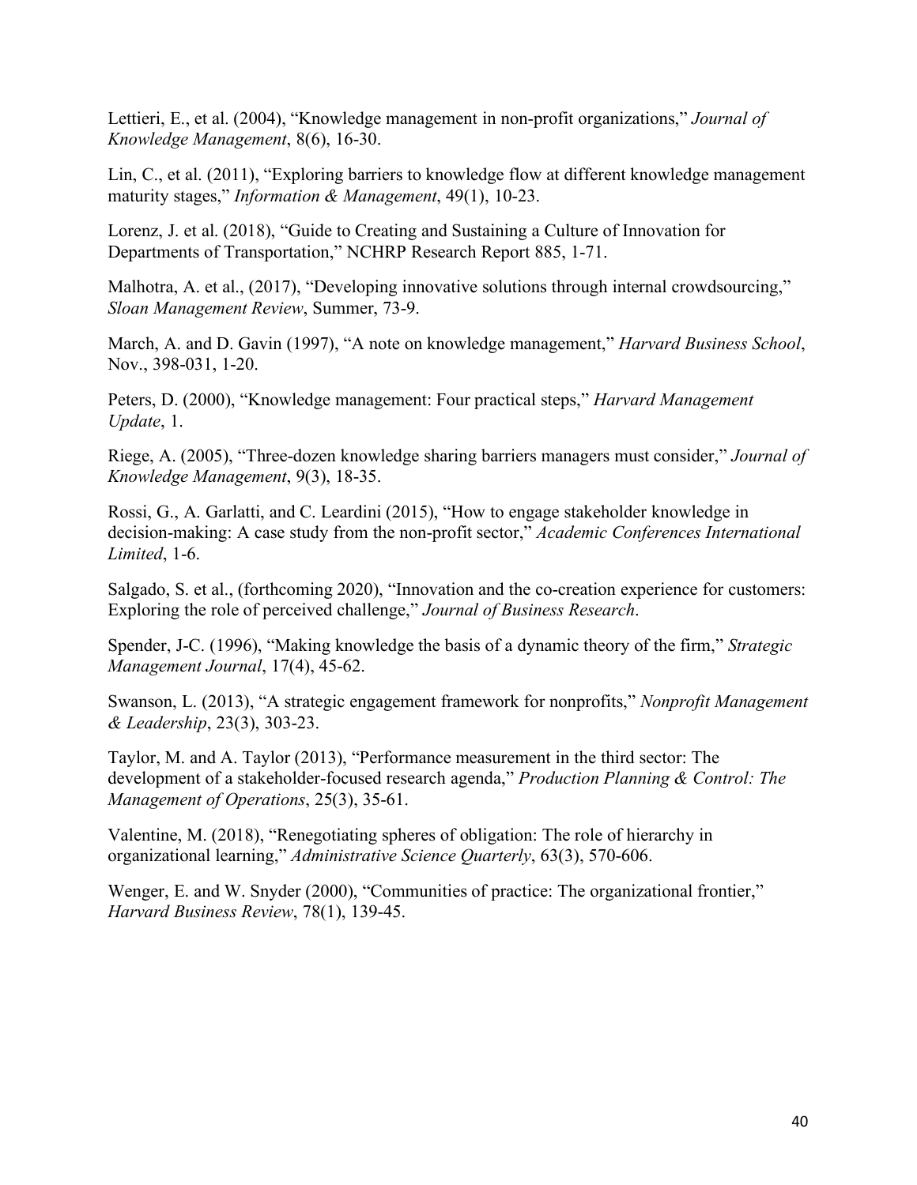Lettieri, E., et al. (2004), “Knowledge management in non-profit organizations,” *Journal of Knowledge Management*, 8(6), 16-30.

Lin, C., et al. (2011), “Exploring barriers to knowledge flow at different knowledge management maturity stages,” *Information & Management*, 49(1), 10-23.

Lorenz, J. et al. (2018), “Guide to Creating and Sustaining a Culture of Innovation for Departments of Transportation,” NCHRP Research Report 885, 1-71.

Malhotra, A. et al., (2017), “Developing innovative solutions through internal crowdsourcing,” *Sloan Management Review*, Summer, 73-9.

March, A. and D. Gavin (1997), “A note on knowledge management,” *Harvard Business School*, Nov., 398-031, 1-20.

Peters, D. (2000), “Knowledge management: Four practical steps,” *Harvard Management Update*, 1.

Riege, A. (2005), “Three-dozen knowledge sharing barriers managers must consider,” *Journal of Knowledge Management*, 9(3), 18-35.

Rossi, G., A. Garlatti, and C. Leardini (2015), “How to engage stakeholder knowledge in decision-making: A case study from the non-profit sector,” *Academic Conferences International Limited*, 1-6.

Salgado, S. et al., (forthcoming 2020), “Innovation and the co-creation experience for customers: Exploring the role of perceived challenge,” *Journal of Business Research*.

Spender, J-C. (1996), “Making knowledge the basis of a dynamic theory of the firm,” *Strategic Management Journal*, 17(4), 45-62.

Swanson, L. (2013), “A strategic engagement framework for nonprofits,” *Nonprofit Management & Leadership*, 23(3), 303-23.

Taylor, M. and A. Taylor (2013), “Performance measurement in the third sector: The development of a stakeholder-focused research agenda,” *Production Planning & Control: The Management of Operations*, 25(3), 35-61.

Valentine, M. (2018), “Renegotiating spheres of obligation: The role of hierarchy in organizational learning,” *Administrative Science Quarterly*, 63(3), 570-606.

Wenger, E. and W. Snyder (2000), “Communities of practice: The organizational frontier,” *Harvard Business Review*, 78(1), 139-45.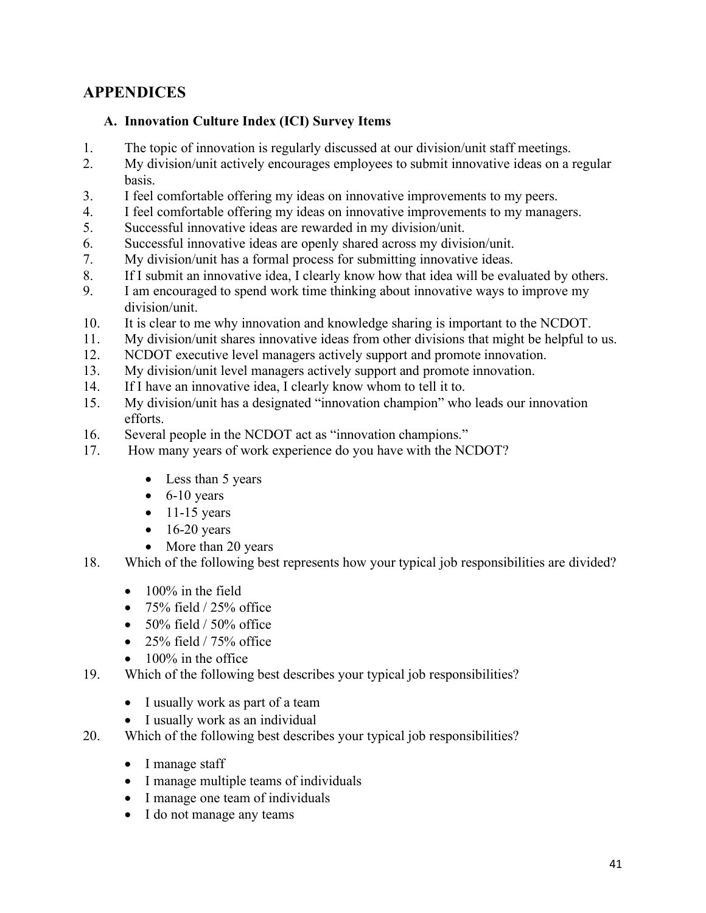# APPENDICES

### A. Innovation Culture Index (ICI) Survey Items

1. The topic of innovation is regularly discussed at our division/unit staff meetings.
2. My division/unit actively encourages employees to submit innovative ideas on a regular basis.
3. I feel comfortable offering my ideas on innovative improvements to my peers.
4. I feel comfortable offering my ideas on innovative improvements to my managers.
5. Successful innovative ideas are rewarded in my division/unit.
6. Successful innovative ideas are openly shared across my division/unit.
7. My division/unit has a formal process for submitting innovative ideas.
8. If I submit an innovative idea, I clearly know how that idea will be evaluated by others.
9. I am encouraged to spend work time thinking about innovative ways to improve my division/unit.
10. It is clear to me why innovation and knowledge sharing is important to the NCDOT.
11. My division/unit shares innovative ideas from other divisions that might be helpful to us.
12. NCDOT executive level managers actively support and promote innovation.
13. My division/unit level managers actively support and promote innovation.
14. If I have an innovative idea, I clearly know whom to tell it to.
15. My division/unit has a designated "innovation champion" who leads our innovation efforts.
16. Several people in the NCDOT act as "innovation champions."
17. How many years of work experience do you have with the NCDOT?
    - Less than 5 years
    - 6-10 years
    - 11-15 years
    - 16-20 years
    - More than 20 years
18. Which of the following best represents how your typical job responsibilities are divided?
    - 100% in the field
    - 75% field / 25% office
    - 50% field / 50% office
    - 25% field / 75% office
    - 100% in the office
19. Which of the following best describes your typical job responsibilities?
    - I usually work as part of a team
    - I usually work as an individual
20. Which of the following best describes your typical job responsibilities?
    - I manage staff
    - I manage multiple teams of individuals
    - I manage one team of individuals
    - I do not manage any teams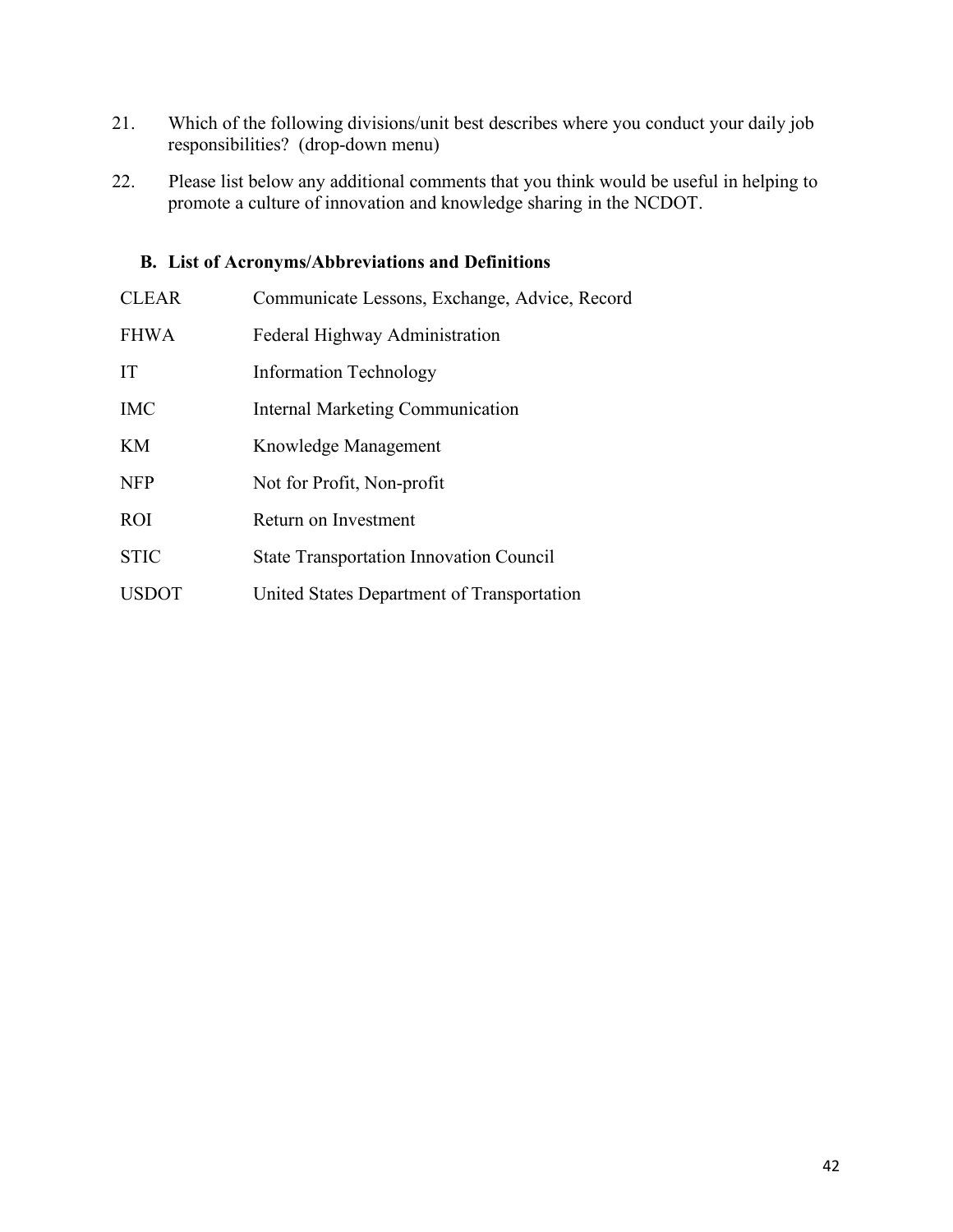21. Which of the following divisions/unit best describes where you conduct your daily job responsibilities? (drop-down menu)

22. Please list below any additional comments that you think would be useful in helping to promote a culture of innovation and knowledge sharing in the NCDOT.

### B. List of Acronyms/Abbreviations and Definitions

| | |
|---|---|
| CLEAR | Communicate Lessons, Exchange, Advice, Record |
| FHWA | Federal Highway Administration |
| IT | Information Technology |
| IMC | Internal Marketing Communication |
| KM | Knowledge Management |
| NFP | Not for Profit, Non-profit |
| ROI | Return on Investment |
| STIC | State Transportation Innovation Council |
| USDOT | United States Department of Transportation |